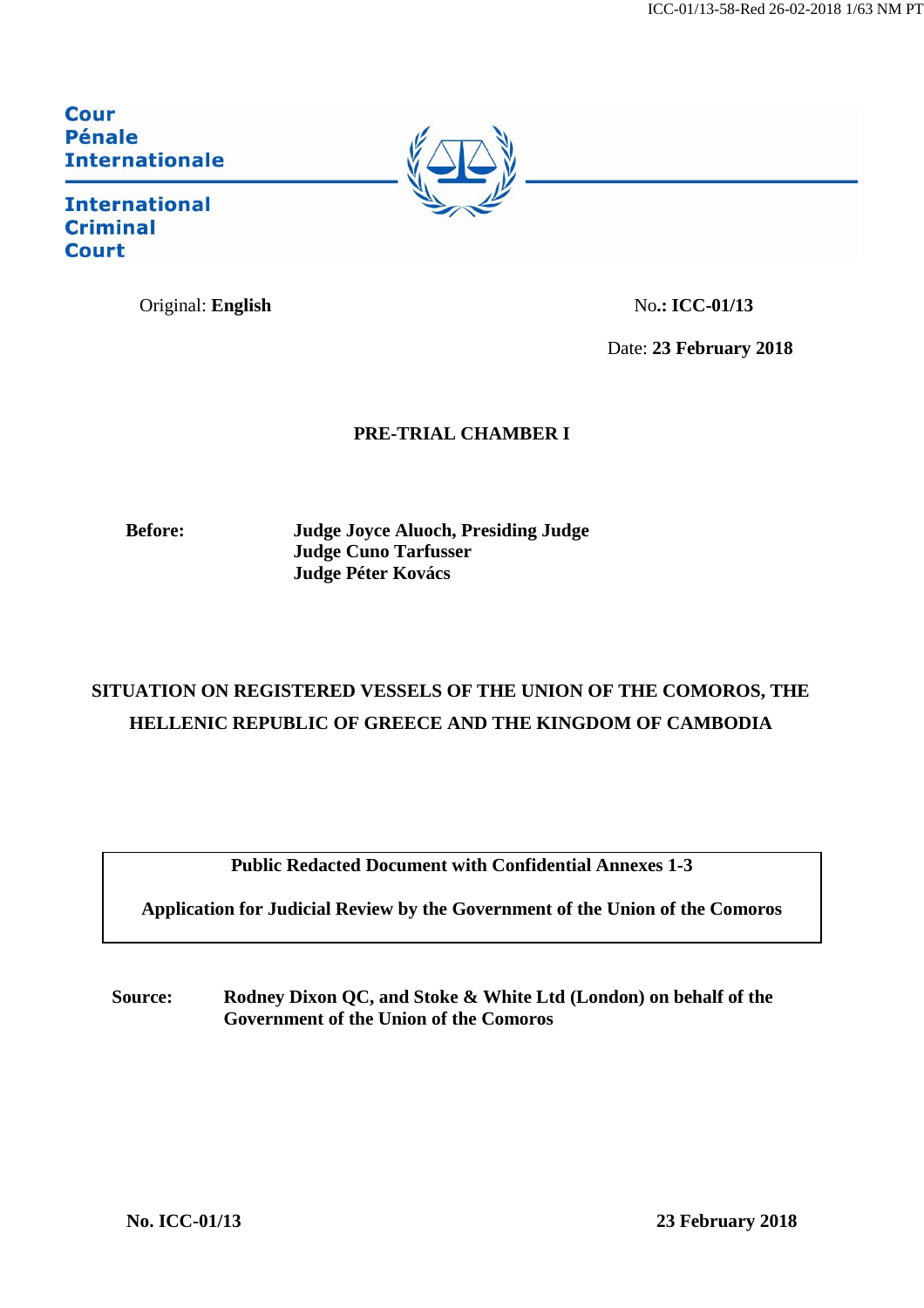**Cour Pénale Internationale**

**International Criminal Court**

Original: **English**

No**.: ICC-01/13**

Date: **23 February 2018**

**PRE-TRIAL CHAMBER I**

**Before:** **Judge Joyce Aluoch, Presiding Judge**
**Judge Cuno Tarfusser**
**Judge Péter Kovács**

**SITUATION ON REGISTERED VESSELS OF THE UNION OF THE COMOROS, THE HELLENIC REPUBLIC OF GREECE AND THE KINGDOM OF CAMBODIA**

**Public Redacted Document with Confidential Annexes 1-3**

**Application for Judicial Review by the Government of the Union of the Comoros**

**Source:** **Rodney Dixon QC, and Stoke & White Ltd (London) on behalf of the Government of the Union of the Comoros**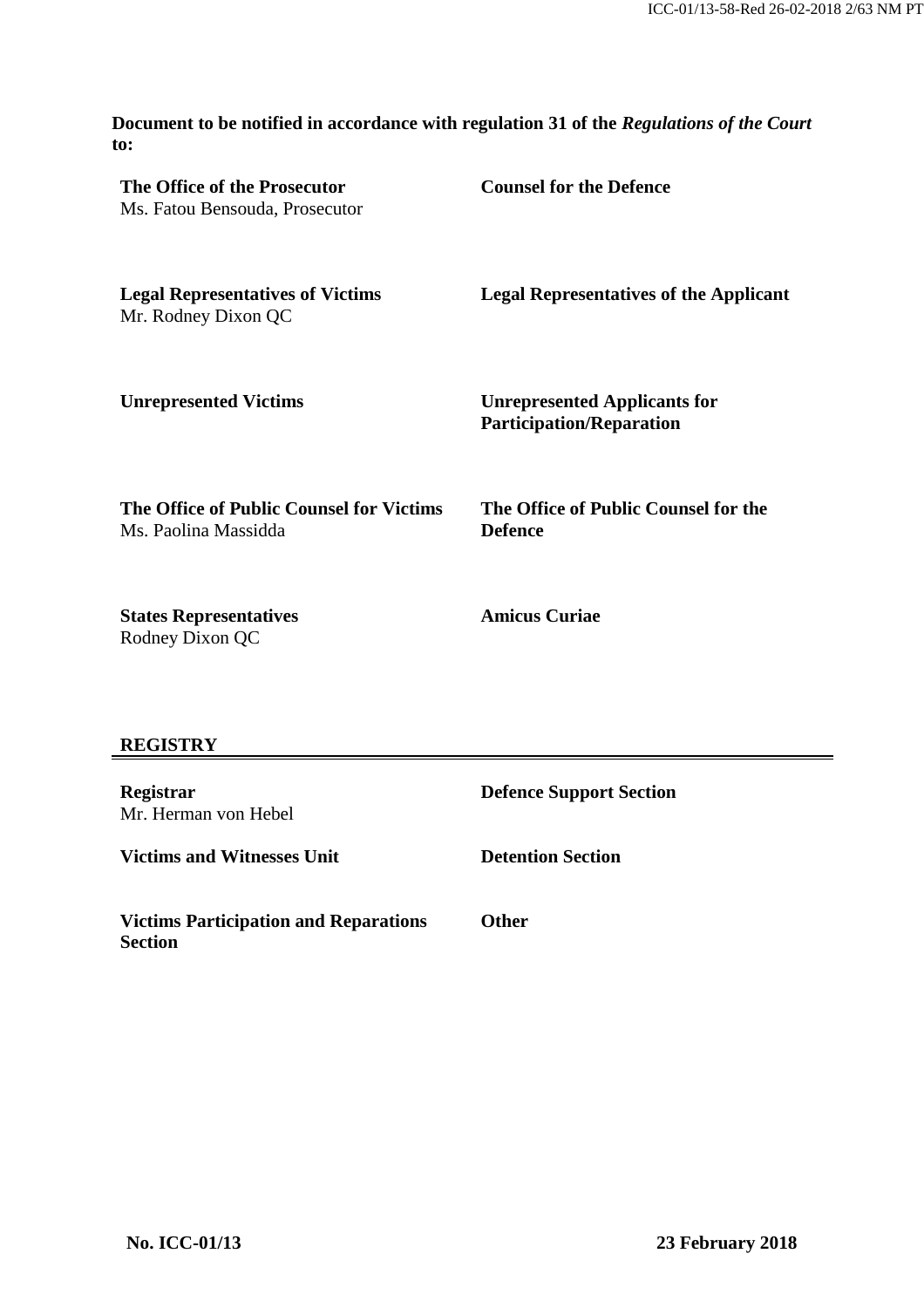**Document to be notified in accordance with regulation 31 of the *Regulations of the Court* to:**

| | |
|---|---|
| **The Office of the Prosecutor**<br>Ms. Fatou Bensouda, Prosecutor | **Counsel for the Defence** |
| **Legal Representatives of Victims**<br>Mr. Rodney Dixon QC | **Legal Representatives of the Applicant** |
| **Unrepresented Victims** | **Unrepresented Applicants for Participation/Reparation** |
| **The Office of Public Counsel for Victims**<br>Ms. Paolina Massidda | **The Office of Public Counsel for the Defence** |
| **States Representatives**<br>Rodney Dixon QC | **Amicus Curiae** |

**REGISTRY**

| | |
|---|---|
| **Registrar**<br>Mr. Herman von Hebel | **Defence Support Section** |
| **Victims and Witnesses Unit** | **Detention Section** |
| **Victims Participation and Reparations Section** | **Other** |

**No. ICC-01/13** **23 February 2018**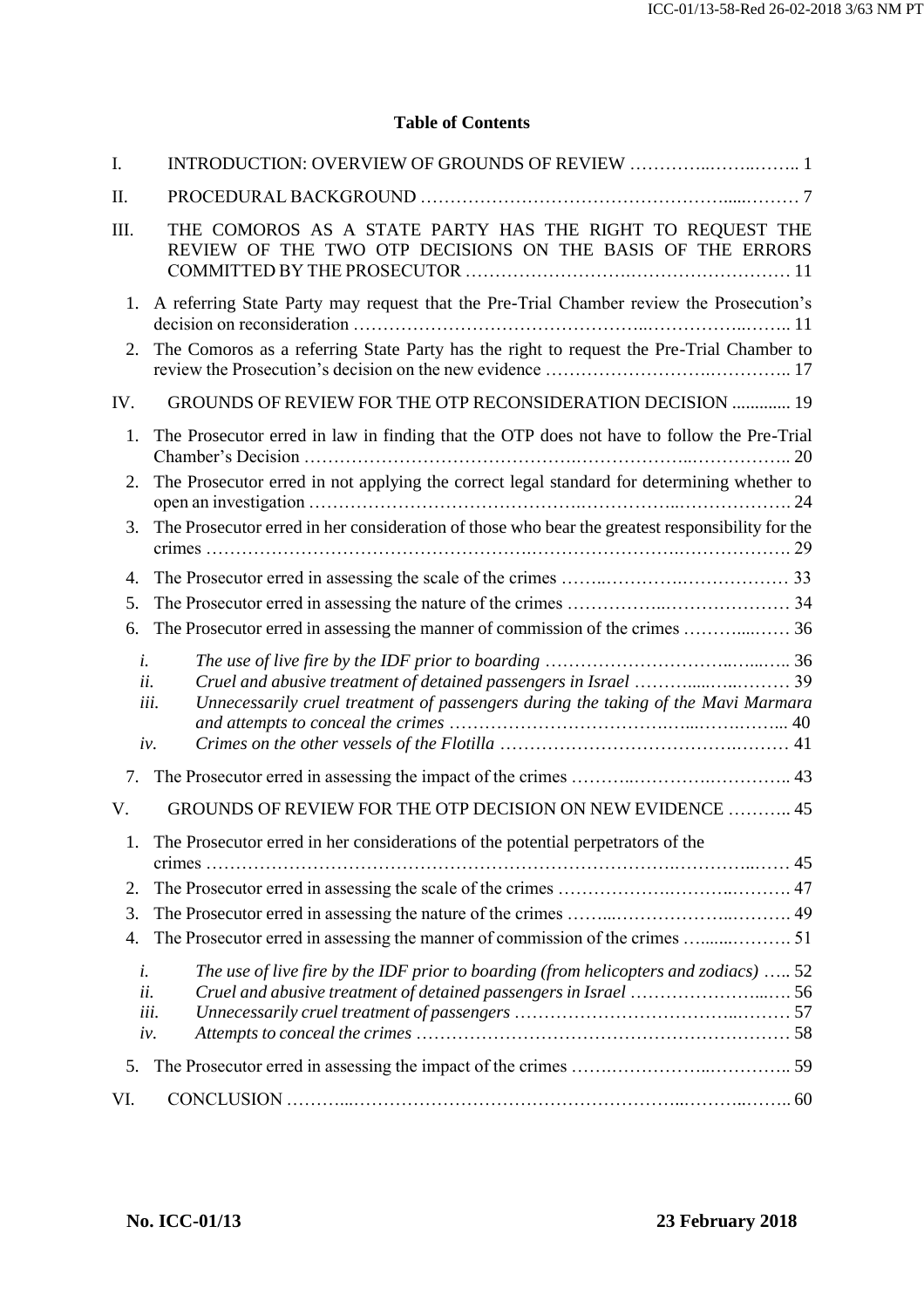**Table of Contents**

I. INTRODUCTION: OVERVIEW OF GROUNDS OF REVIEW .............................. 1

II. PROCEDURAL BACKGROUND .............................................................. 7

III. THE COMOROS AS A STATE PARTY HAS THE RIGHT TO REQUEST THE REVIEW OF THE TWO OTP DECISIONS ON THE BASIS OF THE ERRORS COMMITTED BY THE PROSECUTOR .................................................. 11

1. A referring State Party may request that the Pre-Trial Chamber review the Prosecution's decision on reconsideration .................................................. 11
2. The Comoros as a referring State Party has the right to request the Pre-Trial Chamber to review the Prosecution's decision on the new evidence .................................. 17

IV. GROUNDS OF REVIEW FOR THE OTP RECONSIDERATION DECISION ............. 19

1. The Prosecutor erred in law in finding that the OTP does not have to follow the Pre-Trial Chamber's Decision .................................................. 20
2. The Prosecutor erred in not applying the correct legal standard for determining whether to open an investigation .................................................. 24
3. The Prosecutor erred in her consideration of those who bear the greatest responsibility for the crimes .................................................. 29
4. The Prosecutor erred in assessing the scale of the crimes .................................. 33
5. The Prosecutor erred in assessing the nature of the crimes .................................. 34
6. The Prosecutor erred in assessing the manner of commission of the crimes .................. 36
   - *i. The use of live fire by the IDF prior to boarding* .................................. 36
   - *ii. Cruel and abusive treatment of detained passengers in Israel* .................. 39
   - *iii. Unnecessarily cruel treatment of passengers during the taking of the Mavi Marmara and attempts to conceal the crimes* .................................. 40
   - *iv. Crimes on the other vessels of the Flotilla* .................................. 41
7. The Prosecutor erred in assessing the impact of the crimes .................................. 43

V. GROUNDS OF REVIEW FOR THE OTP DECISION ON NEW EVIDENCE .................. 45

1. The Prosecutor erred in her considerations of the potential perpetrators of the crimes .................................................. 45
2. The Prosecutor erred in assessing the scale of the crimes .................................. 47
3. The Prosecutor erred in assessing the nature of the crimes .................................. 49
4. The Prosecutor erred in assessing the manner of commission of the crimes .................. 51
   - *i. The use of live fire by the IDF prior to boarding (from helicopters and zodiacs)* ..... 52
   - *ii. Cruel and abusive treatment of detained passengers in Israel* .................. 56
   - *iii. Unnecessarily cruel treatment of passengers* .................................. 57
   - *iv. Attempts to conceal the crimes* .................................. 58
5. The Prosecutor erred in assessing the impact of the crimes .................................. 59

VI. CONCLUSION .................................................. 60

**No. ICC-01/13** **23 February 2018**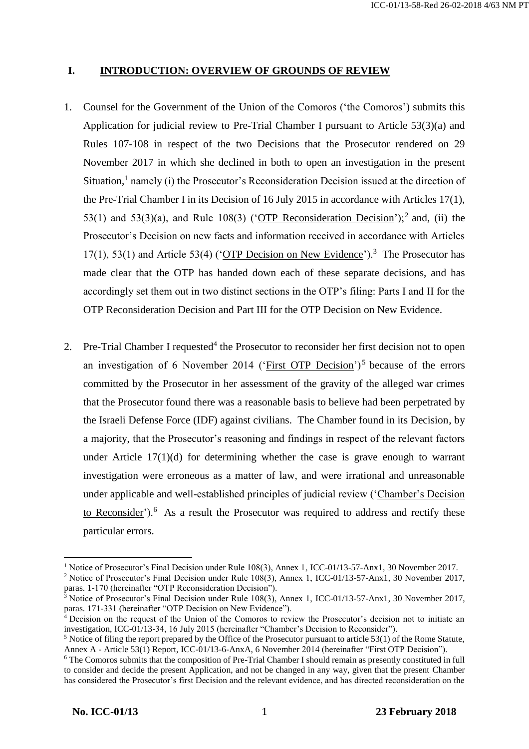## I. INTRODUCTION: OVERVIEW OF GROUNDS OF REVIEW

1. Counsel for the Government of the Union of the Comoros ('the Comoros') submits this Application for judicial review to Pre-Trial Chamber I pursuant to Article 53(3)(a) and Rules 107-108 in respect of the two Decisions that the Prosecutor rendered on 29 November 2017 in which she declined in both to open an investigation in the present Situation,[1] namely (i) the Prosecutor's Reconsideration Decision issued at the direction of the Pre-Trial Chamber I in its Decision of 16 July 2015 in accordance with Articles 17(1), 53(1) and 53(3)(a), and Rule 108(3) ('<u>OTP Reconsideration Decision</u>');[2] and, (ii) the Prosecutor's Decision on new facts and information received in accordance with Articles 17(1), 53(1) and Article 53(4) ('<u>OTP Decision on New Evidence</u>').[3] The Prosecutor has made clear that the OTP has handed down each of these separate decisions, and has accordingly set them out in two distinct sections in the OTP's filing: Parts I and II for the OTP Reconsideration Decision and Part III for the OTP Decision on New Evidence.

2. Pre-Trial Chamber I requested[4] the Prosecutor to reconsider her first decision not to open an investigation of 6 November 2014 ('<u>First OTP Decision</u>')[5] because of the errors committed by the Prosecutor in her assessment of the gravity of the alleged war crimes that the Prosecutor found there was a reasonable basis to believe had been perpetrated by the Israeli Defense Force (IDF) against civilians. The Chamber found in its Decision, by a majority, that the Prosecutor's reasoning and findings in respect of the relevant factors under Article 17(1)(d) for determining whether the case is grave enough to warrant investigation were erroneous as a matter of law, and were irrational and unreasonable under applicable and well-established principles of judicial review ('<u>Chamber's Decision to Reconsider</u>').[6] As a result the Prosecutor was required to address and rectify these particular errors.

---

[1] Notice of Prosecutor's Final Decision under Rule 108(3), Annex 1, ICC-01/13-57-Anx1, 30 November 2017.

[2] Notice of Prosecutor's Final Decision under Rule 108(3), Annex 1, ICC-01/13-57-Anx1, 30 November 2017, paras. 1-170 (hereinafter "OTP Reconsideration Decision").

[3] Notice of Prosecutor's Final Decision under Rule 108(3), Annex 1, ICC-01/13-57-Anx1, 30 November 2017, paras. 171-331 (hereinafter "OTP Decision on New Evidence").

[4] Decision on the request of the Union of the Comoros to review the Prosecutor's decision not to initiate an investigation, ICC-01/13-34, 16 July 2015 (hereinafter "Chamber's Decision to Reconsider").

[5] Notice of filing the report prepared by the Office of the Prosecutor pursuant to article 53(1) of the Rome Statute, Annex A - Article 53(1) Report, ICC-01/13-6-AnxA, 6 November 2014 (hereinafter "First OTP Decision").

[6] The Comoros submits that the composition of Pre-Trial Chamber I should remain as presently constituted in full to consider and decide the present Application, and not be changed in any way, given that the present Chamber has considered the Prosecutor's first Decision and the relevant evidence, and has directed reconsideration on the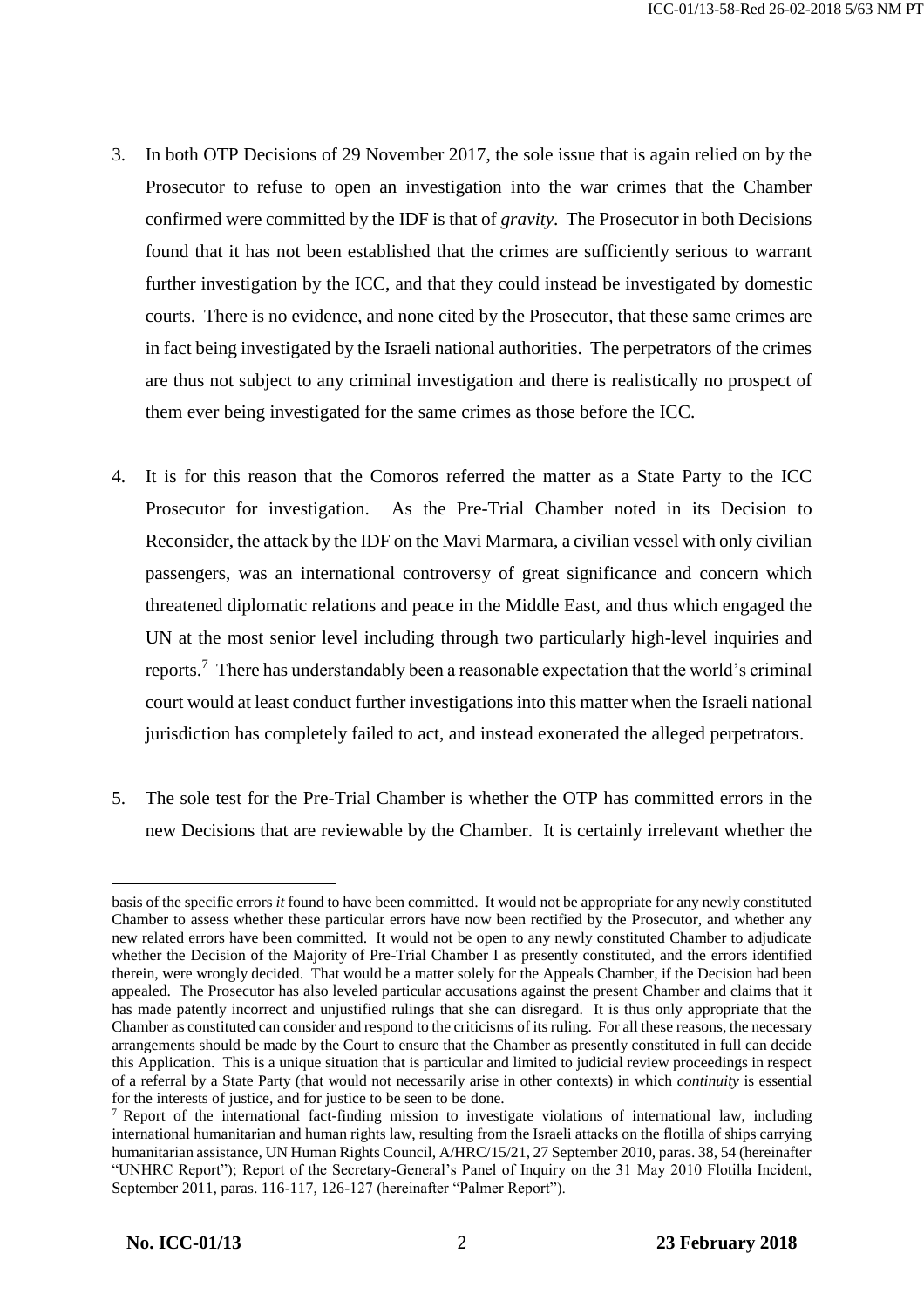3. In both OTP Decisions of 29 November 2017, the sole issue that is again relied on by the Prosecutor to refuse to open an investigation into the war crimes that the Chamber confirmed were committed by the IDF is that of *gravity*. The Prosecutor in both Decisions found that it has not been established that the crimes are sufficiently serious to warrant further investigation by the ICC, and that they could instead be investigated by domestic courts. There is no evidence, and none cited by the Prosecutor, that these same crimes are in fact being investigated by the Israeli national authorities. The perpetrators of the crimes are thus not subject to any criminal investigation and there is realistically no prospect of them ever being investigated for the same crimes as those before the ICC.

4. It is for this reason that the Comoros referred the matter as a State Party to the ICC Prosecutor for investigation. As the Pre-Trial Chamber noted in its Decision to Reconsider, the attack by the IDF on the Mavi Marmara, a civilian vessel with only civilian passengers, was an international controversy of great significance and concern which threatened diplomatic relations and peace in the Middle East, and thus which engaged the UN at the most senior level including through two particularly high-level inquiries and reports.[7] There has understandably been a reasonable expectation that the world's criminal court would at least conduct further investigations into this matter when the Israeli national jurisdiction has completely failed to act, and instead exonerated the alleged perpetrators.

5. The sole test for the Pre-Trial Chamber is whether the OTP has committed errors in the new Decisions that are reviewable by the Chamber. It is certainly irrelevant whether the

---

basis of the specific errors *it* found to have been committed. It would not be appropriate for any newly constituted Chamber to assess whether these particular errors have now been rectified by the Prosecutor, and whether any new related errors have been committed. It would not be open to any newly constituted Chamber to adjudicate whether the Decision of the Majority of Pre-Trial Chamber I as presently constituted, and the errors identified therein, were wrongly decided. That would be a matter solely for the Appeals Chamber, if the Decision had been appealed. The Prosecutor has also leveled particular accusations against the present Chamber and claims that it has made patently incorrect and unjustified rulings that she can disregard. It is thus only appropriate that the Chamber as constituted can consider and respond to the criticisms of its ruling. For all these reasons, the necessary arrangements should be made by the Court to ensure that the Chamber as presently constituted in full can decide this Application. This is a unique situation that is particular and limited to judicial review proceedings in respect of a referral by a State Party (that would not necessarily arise in other contexts) in which *continuity* is essential for the interests of justice, and for justice to be seen to be done.

[7] Report of the international fact-finding mission to investigate violations of international law, including international humanitarian and human rights law, resulting from the Israeli attacks on the flotilla of ships carrying humanitarian assistance, UN Human Rights Council, A/HRC/15/21, 27 September 2010, paras. 38, 54 (hereinafter "UNHRC Report"); Report of the Secretary-General's Panel of Inquiry on the 31 May 2010 Flotilla Incident, September 2011, paras. 116-117, 126-127 (hereinafter "Palmer Report").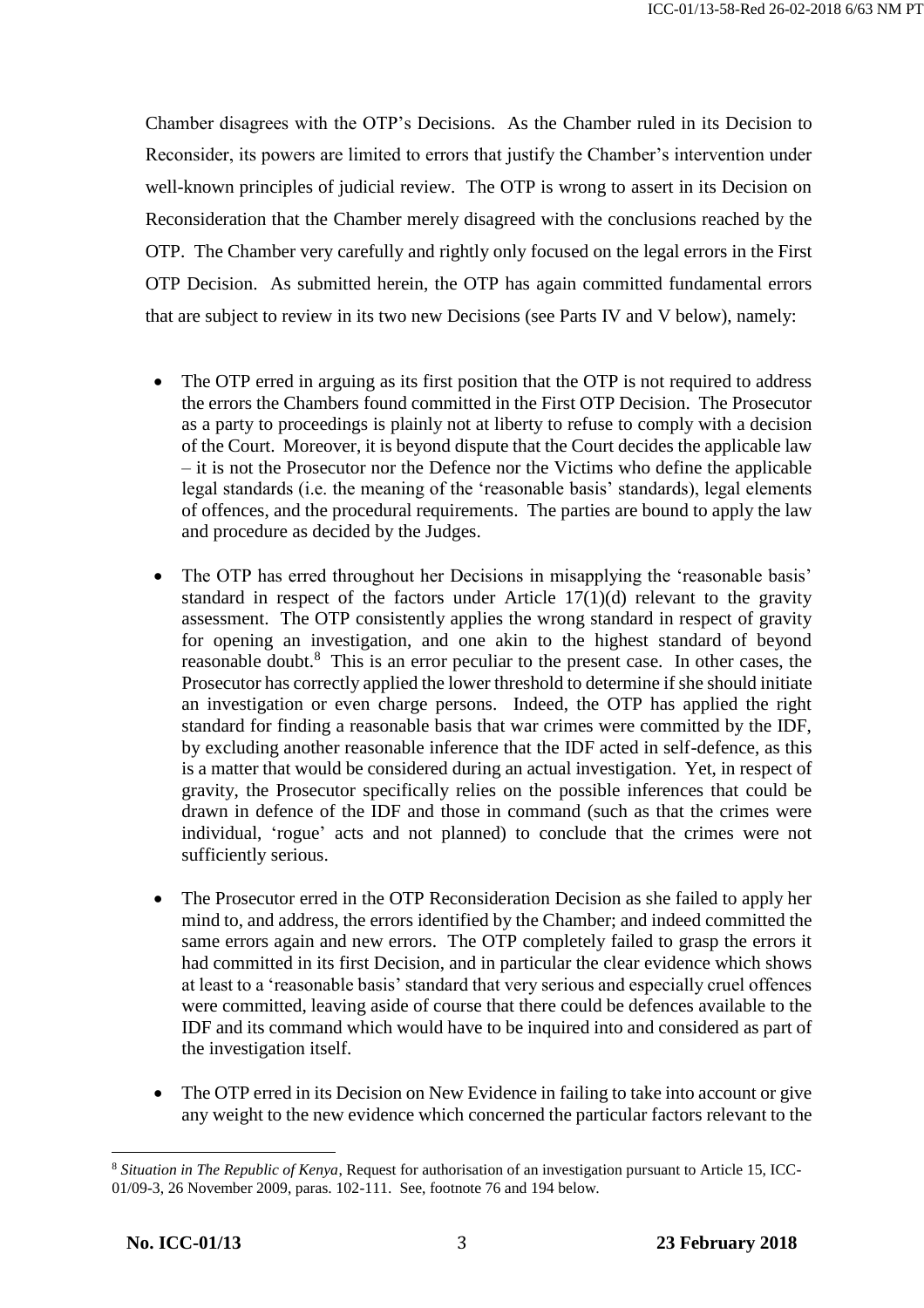Chamber disagrees with the OTP's Decisions. As the Chamber ruled in its Decision to Reconsider, its powers are limited to errors that justify the Chamber's intervention under well-known principles of judicial review. The OTP is wrong to assert in its Decision on Reconsideration that the Chamber merely disagreed with the conclusions reached by the OTP. The Chamber very carefully and rightly only focused on the legal errors in the First OTP Decision. As submitted herein, the OTP has again committed fundamental errors that are subject to review in its two new Decisions (see Parts IV and V below), namely:

- The OTP erred in arguing as its first position that the OTP is not required to address the errors the Chambers found committed in the First OTP Decision. The Prosecutor as a party to proceedings is plainly not at liberty to refuse to comply with a decision of the Court. Moreover, it is beyond dispute that the Court decides the applicable law – it is not the Prosecutor nor the Defence nor the Victims who define the applicable legal standards (i.e. the meaning of the 'reasonable basis' standards), legal elements of offences, and the procedural requirements. The parties are bound to apply the law and procedure as decided by the Judges.

- The OTP has erred throughout her Decisions in misapplying the 'reasonable basis' standard in respect of the factors under Article 17(1)(d) relevant to the gravity assessment. The OTP consistently applies the wrong standard in respect of gravity for opening an investigation, and one akin to the highest standard of beyond reasonable doubt.[8] This is an error peculiar to the present case. In other cases, the Prosecutor has correctly applied the lower threshold to determine if she should initiate an investigation or even charge persons. Indeed, the OTP has applied the right standard for finding a reasonable basis that war crimes were committed by the IDF, by excluding another reasonable inference that the IDF acted in self-defence, as this is a matter that would be considered during an actual investigation. Yet, in respect of gravity, the Prosecutor specifically relies on the possible inferences that could be drawn in defence of the IDF and those in command (such as that the crimes were individual, 'rogue' acts and not planned) to conclude that the crimes were not sufficiently serious.

- The Prosecutor erred in the OTP Reconsideration Decision as she failed to apply her mind to, and address, the errors identified by the Chamber; and indeed committed the same errors again and new errors. The OTP completely failed to grasp the errors it had committed in its first Decision, and in particular the clear evidence which shows at least to a 'reasonable basis' standard that very serious and especially cruel offences were committed, leaving aside of course that there could be defences available to the IDF and its command which would have to be inquired into and considered as part of the investigation itself.

- The OTP erred in its Decision on New Evidence in failing to take into account or give any weight to the new evidence which concerned the particular factors relevant to the

---

[8] *Situation in The Republic of Kenya*, Request for authorisation of an investigation pursuant to Article 15, ICC-01/09-3, 26 November 2009, paras. 102-111. See, footnote 76 and 194 below.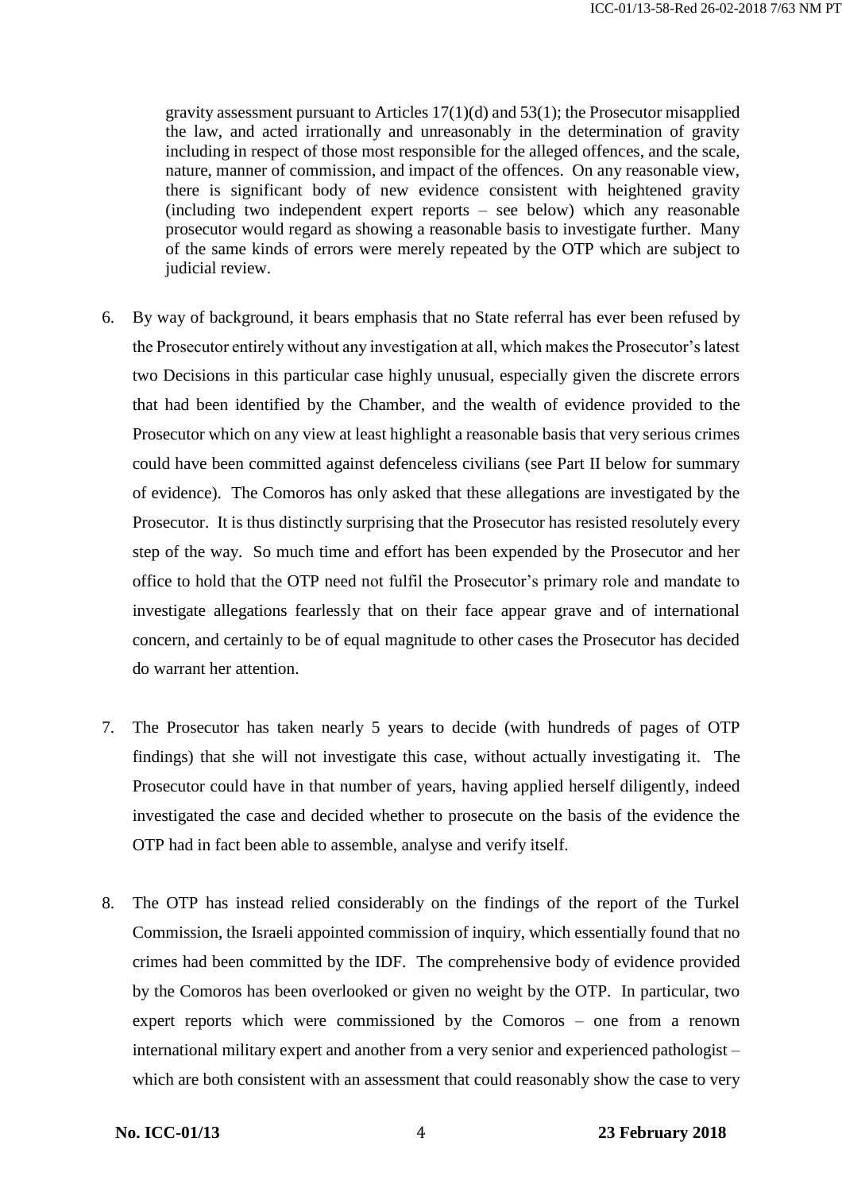gravity assessment pursuant to Articles 17(1)(d) and 53(1); the Prosecutor misapplied the law, and acted irrationally and unreasonably in the determination of gravity including in respect of those most responsible for the alleged offences, and the scale, nature, manner of commission, and impact of the offences. On any reasonable view, there is significant body of new evidence consistent with heightened gravity (including two independent expert reports – see below) which any reasonable prosecutor would regard as showing a reasonable basis to investigate further. Many of the same kinds of errors were merely repeated by the OTP which are subject to judicial review.

6. By way of background, it bears emphasis that no State referral has ever been refused by the Prosecutor entirely without any investigation at all, which makes the Prosecutor's latest two Decisions in this particular case highly unusual, especially given the discrete errors that had been identified by the Chamber, and the wealth of evidence provided to the Prosecutor which on any view at least highlight a reasonable basis that very serious crimes could have been committed against defenceless civilians (see Part II below for summary of evidence). The Comoros has only asked that these allegations are investigated by the Prosecutor. It is thus distinctly surprising that the Prosecutor has resisted resolutely every step of the way. So much time and effort has been expended by the Prosecutor and her office to hold that the OTP need not fulfil the Prosecutor's primary role and mandate to investigate allegations fearlessly that on their face appear grave and of international concern, and certainly to be of equal magnitude to other cases the Prosecutor has decided do warrant her attention.

7. The Prosecutor has taken nearly 5 years to decide (with hundreds of pages of OTP findings) that she will not investigate this case, without actually investigating it. The Prosecutor could have in that number of years, having applied herself diligently, indeed investigated the case and decided whether to prosecute on the basis of the evidence the OTP had in fact been able to assemble, analyse and verify itself.

8. The OTP has instead relied considerably on the findings of the report of the Turkel Commission, the Israeli appointed commission of inquiry, which essentially found that no crimes had been committed by the IDF. The comprehensive body of evidence provided by the Comoros has been overlooked or given no weight by the OTP. In particular, two expert reports which were commissioned by the Comoros – one from a renown international military expert and another from a very senior and experienced pathologist – which are both consistent with an assessment that could reasonably show the case to very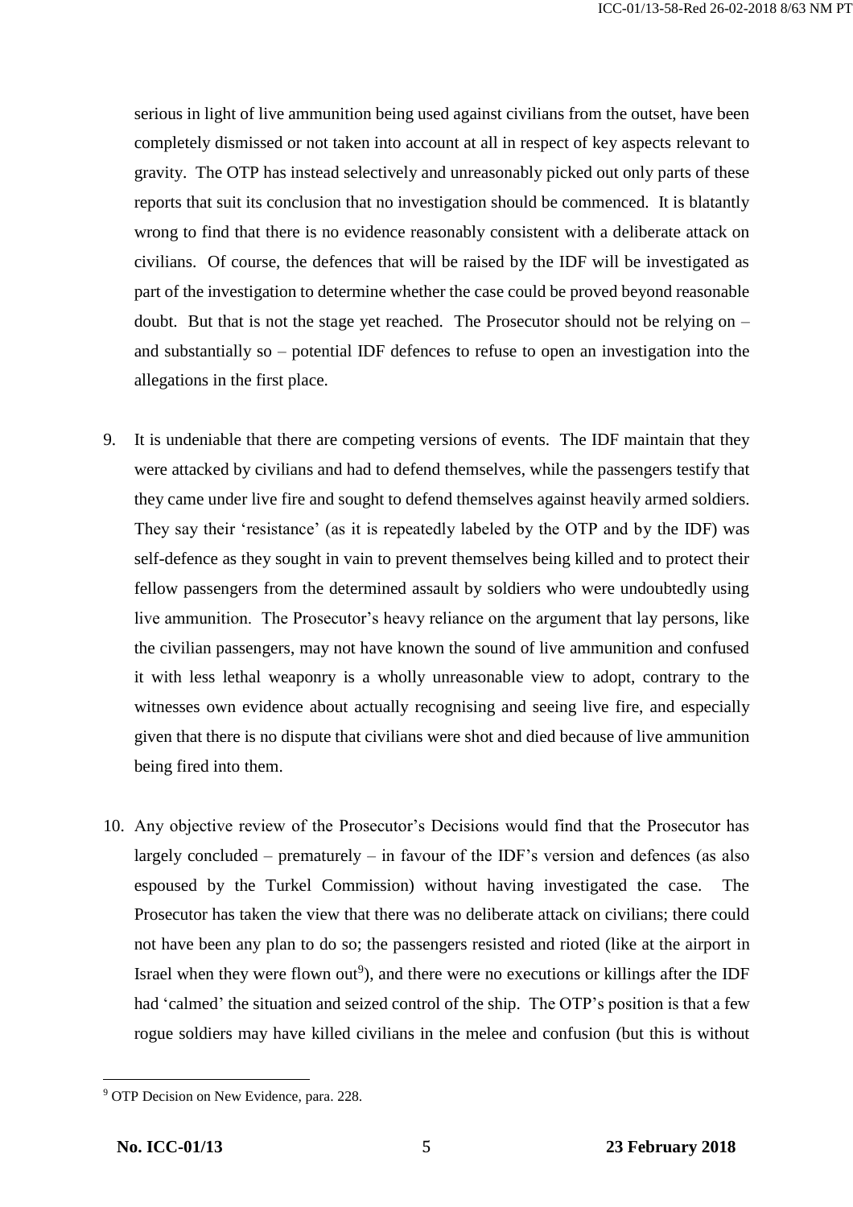serious in light of live ammunition being used against civilians from the outset, have been completely dismissed or not taken into account at all in respect of key aspects relevant to gravity. The OTP has instead selectively and unreasonably picked out only parts of these reports that suit its conclusion that no investigation should be commenced. It is blatantly wrong to find that there is no evidence reasonably consistent with a deliberate attack on civilians. Of course, the defences that will be raised by the IDF will be investigated as part of the investigation to determine whether the case could be proved beyond reasonable doubt. But that is not the stage yet reached. The Prosecutor should not be relying on – and substantially so – potential IDF defences to refuse to open an investigation into the allegations in the first place.

9. It is undeniable that there are competing versions of events. The IDF maintain that they were attacked by civilians and had to defend themselves, while the passengers testify that they came under live fire and sought to defend themselves against heavily armed soldiers. They say their 'resistance' (as it is repeatedly labeled by the OTP and by the IDF) was self-defence as they sought in vain to prevent themselves being killed and to protect their fellow passengers from the determined assault by soldiers who were undoubtedly using live ammunition. The Prosecutor's heavy reliance on the argument that lay persons, like the civilian passengers, may not have known the sound of live ammunition and confused it with less lethal weaponry is a wholly unreasonable view to adopt, contrary to the witnesses own evidence about actually recognising and seeing live fire, and especially given that there is no dispute that civilians were shot and died because of live ammunition being fired into them.

10. Any objective review of the Prosecutor's Decisions would find that the Prosecutor has largely concluded – prematurely – in favour of the IDF's version and defences (as also espoused by the Turkel Commission) without having investigated the case. The Prosecutor has taken the view that there was no deliberate attack on civilians; there could not have been any plan to do so; the passengers resisted and rioted (like at the airport in Israel when they were flown out[9]), and there were no executions or killings after the IDF had 'calmed' the situation and seized control of the ship. The OTP's position is that a few rogue soldiers may have killed civilians in the melee and confusion (but this is without

[9] OTP Decision on New Evidence, para. 228.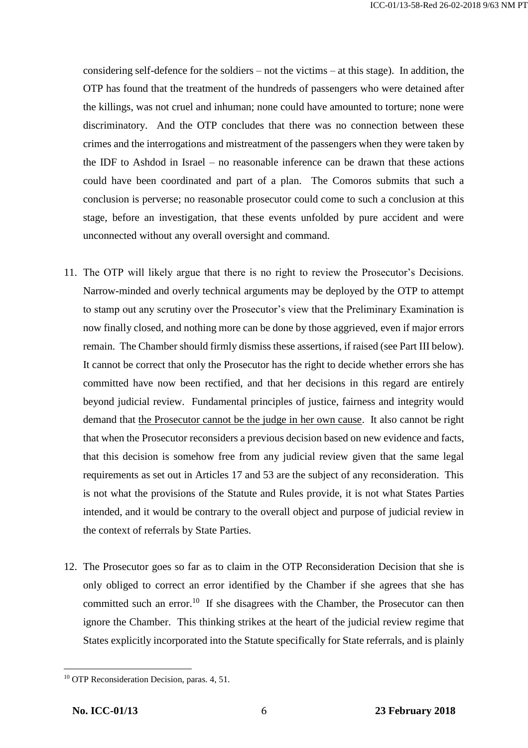considering self-defence for the soldiers – not the victims – at this stage). In addition, the OTP has found that the treatment of the hundreds of passengers who were detained after the killings, was not cruel and inhuman; none could have amounted to torture; none were discriminatory. And the OTP concludes that there was no connection between these crimes and the interrogations and mistreatment of the passengers when they were taken by the IDF to Ashdod in Israel – no reasonable inference can be drawn that these actions could have been coordinated and part of a plan. The Comoros submits that such a conclusion is perverse; no reasonable prosecutor could come to such a conclusion at this stage, before an investigation, that these events unfolded by pure accident and were unconnected without any overall oversight and command.

11. The OTP will likely argue that there is no right to review the Prosecutor's Decisions. Narrow-minded and overly technical arguments may be deployed by the OTP to attempt to stamp out any scrutiny over the Prosecutor's view that the Preliminary Examination is now finally closed, and nothing more can be done by those aggrieved, even if major errors remain. The Chamber should firmly dismiss these assertions, if raised (see Part III below). It cannot be correct that only the Prosecutor has the right to decide whether errors she has committed have now been rectified, and that her decisions in this regard are entirely beyond judicial review. Fundamental principles of justice, fairness and integrity would demand that <u>the Prosecutor cannot be the judge in her own cause</u>. It also cannot be right that when the Prosecutor reconsiders a previous decision based on new evidence and facts, that this decision is somehow free from any judicial review given that the same legal requirements as set out in Articles 17 and 53 are the subject of any reconsideration. This is not what the provisions of the Statute and Rules provide, it is not what States Parties intended, and it would be contrary to the overall object and purpose of judicial review in the context of referrals by State Parties.

12. The Prosecutor goes so far as to claim in the OTP Reconsideration Decision that she is only obliged to correct an error identified by the Chamber if she agrees that she has committed such an error.[10] If she disagrees with the Chamber, the Prosecutor can then ignore the Chamber. This thinking strikes at the heart of the judicial review regime that States explicitly incorporated into the Statute specifically for State referrals, and is plainly

---

[10] OTP Reconsideration Decision, paras. 4, 51.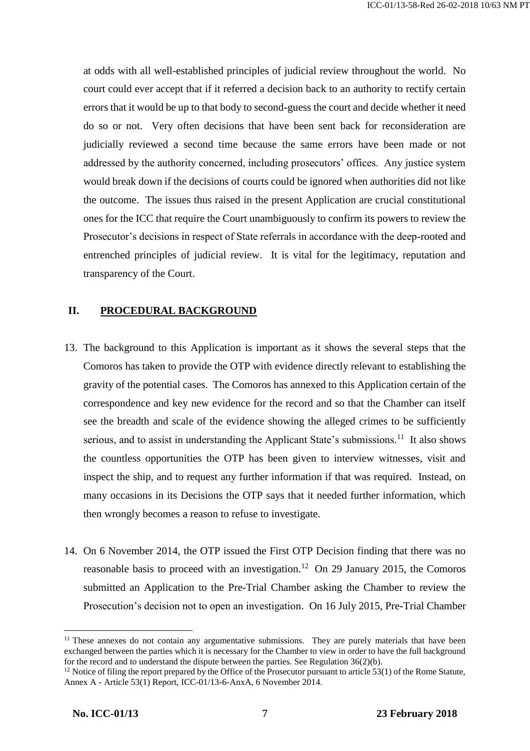at odds with all well-established principles of judicial review throughout the world. No court could ever accept that if it referred a decision back to an authority to rectify certain errors that it would be up to that body to second-guess the court and decide whether it need do so or not. Very often decisions that have been sent back for reconsideration are judicially reviewed a second time because the same errors have been made or not addressed by the authority concerned, including prosecutors' offices. Any justice system would break down if the decisions of courts could be ignored when authorities did not like the outcome. The issues thus raised in the present Application are crucial constitutional ones for the ICC that require the Court unambiguously to confirm its powers to review the Prosecutor's decisions in respect of State referrals in accordance with the deep-rooted and entrenched principles of judicial review. It is vital for the legitimacy, reputation and transparency of the Court.

## II. PROCEDURAL BACKGROUND

13. The background to this Application is important as it shows the several steps that the Comoros has taken to provide the OTP with evidence directly relevant to establishing the gravity of the potential cases. The Comoros has annexed to this Application certain of the correspondence and key new evidence for the record and so that the Chamber can itself see the breadth and scale of the evidence showing the alleged crimes to be sufficiently serious, and to assist in understanding the Applicant State's submissions.[11] It also shows the countless opportunities the OTP has been given to interview witnesses, visit and inspect the ship, and to request any further information if that was required. Instead, on many occasions in its Decisions the OTP says that it needed further information, which then wrongly becomes a reason to refuse to investigate.

14. On 6 November 2014, the OTP issued the First OTP Decision finding that there was no reasonable basis to proceed with an investigation.[12] On 29 January 2015, the Comoros submitted an Application to the Pre-Trial Chamber asking the Chamber to review the Prosecution's decision not to open an investigation. On 16 July 2015, Pre-Trial Chamber

---

[11] These annexes do not contain any argumentative submissions. They are purely materials that have been exchanged between the parties which it is necessary for the Chamber to view in order to have the full background for the record and to understand the dispute between the parties. See Regulation 36(2)(b).

[12] Notice of filing the report prepared by the Office of the Prosecutor pursuant to article 53(1) of the Rome Statute, Annex A - Article 53(1) Report, ICC-01/13-6-AnxA, 6 November 2014.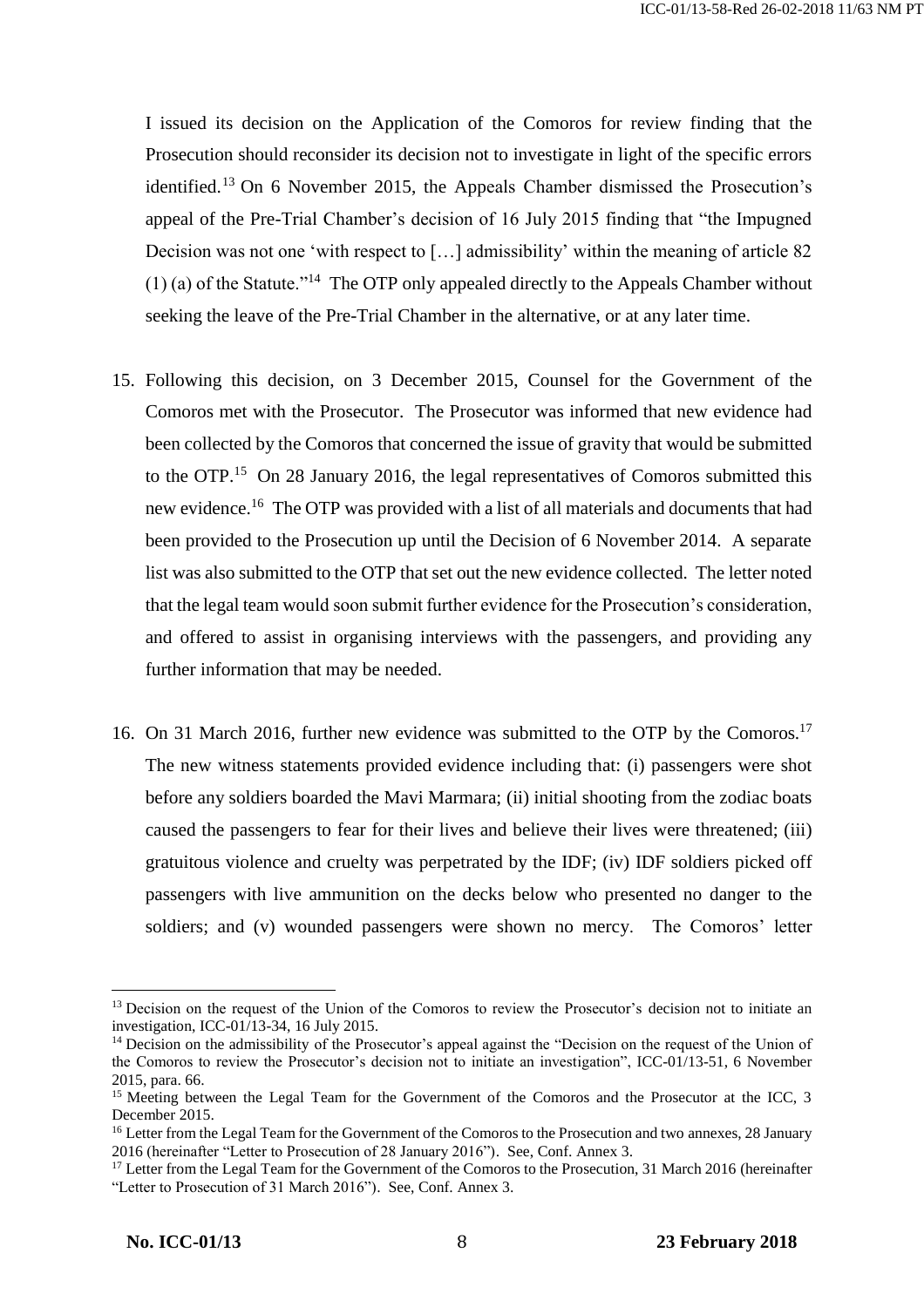I issued its decision on the Application of the Comoros for review finding that the Prosecution should reconsider its decision not to investigate in light of the specific errors identified.[13] On 6 November 2015, the Appeals Chamber dismissed the Prosecution's appeal of the Pre-Trial Chamber's decision of 16 July 2015 finding that "the Impugned Decision was not one 'with respect to […] admissibility' within the meaning of article 82 (1) (a) of the Statute."[14] The OTP only appealed directly to the Appeals Chamber without seeking the leave of the Pre-Trial Chamber in the alternative, or at any later time.

15. Following this decision, on 3 December 2015, Counsel for the Government of the Comoros met with the Prosecutor. The Prosecutor was informed that new evidence had been collected by the Comoros that concerned the issue of gravity that would be submitted to the OTP.[15] On 28 January 2016, the legal representatives of Comoros submitted this new evidence.[16] The OTP was provided with a list of all materials and documents that had been provided to the Prosecution up until the Decision of 6 November 2014. A separate list was also submitted to the OTP that set out the new evidence collected. The letter noted that the legal team would soon submit further evidence for the Prosecution's consideration, and offered to assist in organising interviews with the passengers, and providing any further information that may be needed.

16. On 31 March 2016, further new evidence was submitted to the OTP by the Comoros.[17] The new witness statements provided evidence including that: (i) passengers were shot before any soldiers boarded the Mavi Marmara; (ii) initial shooting from the zodiac boats caused the passengers to fear for their lives and believe their lives were threatened; (iii) gratuitous violence and cruelty was perpetrated by the IDF; (iv) IDF soldiers picked off passengers with live ammunition on the decks below who presented no danger to the soldiers; and (v) wounded passengers were shown no mercy. The Comoros' letter

---

[13] Decision on the request of the Union of the Comoros to review the Prosecutor's decision not to initiate an investigation, ICC-01/13-34, 16 July 2015.

[14] Decision on the admissibility of the Prosecutor's appeal against the "Decision on the request of the Union of the Comoros to review the Prosecutor's decision not to initiate an investigation", ICC-01/13-51, 6 November 2015, para. 66.

[15] Meeting between the Legal Team for the Government of the Comoros and the Prosecutor at the ICC, 3 December 2015.

[16] Letter from the Legal Team for the Government of the Comoros to the Prosecution and two annexes, 28 January 2016 (hereinafter "Letter to Prosecution of 28 January 2016"). See, Conf. Annex 3.

[17] Letter from the Legal Team for the Government of the Comoros to the Prosecution, 31 March 2016 (hereinafter "Letter to Prosecution of 31 March 2016"). See, Conf. Annex 3.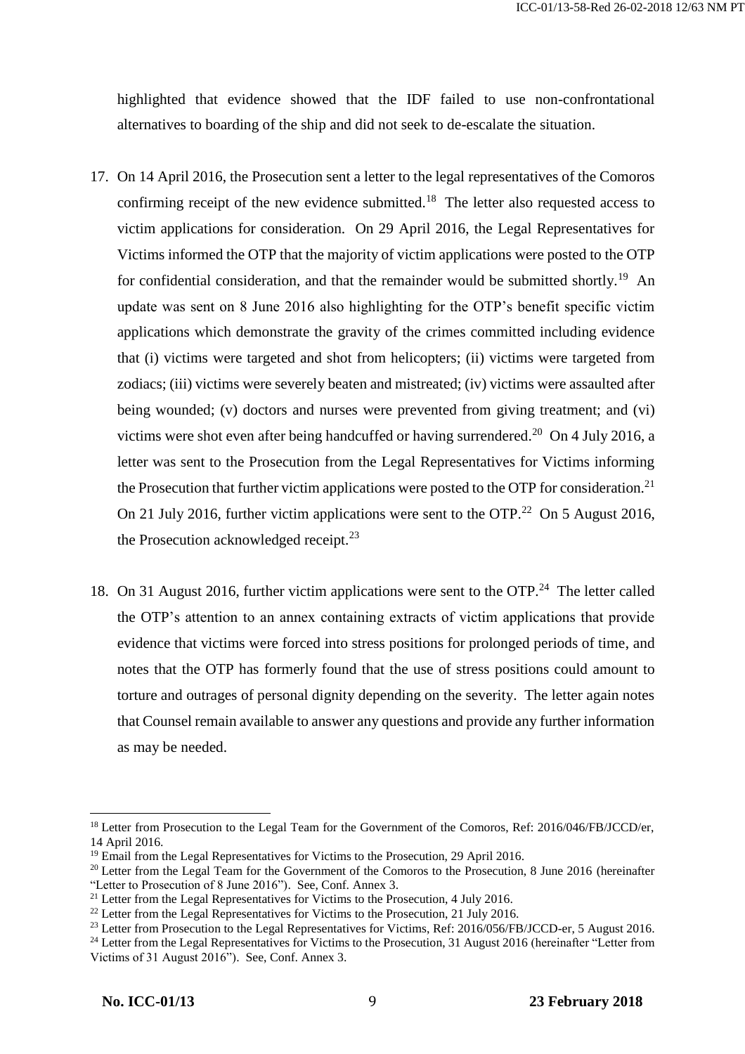highlighted that evidence showed that the IDF failed to use non-confrontational alternatives to boarding of the ship and did not seek to de-escalate the situation.

17. On 14 April 2016, the Prosecution sent a letter to the legal representatives of the Comoros confirming receipt of the new evidence submitted.[18] The letter also requested access to victim applications for consideration. On 29 April 2016, the Legal Representatives for Victims informed the OTP that the majority of victim applications were posted to the OTP for confidential consideration, and that the remainder would be submitted shortly.[19] An update was sent on 8 June 2016 also highlighting for the OTP's benefit specific victim applications which demonstrate the gravity of the crimes committed including evidence that (i) victims were targeted and shot from helicopters; (ii) victims were targeted from zodiacs; (iii) victims were severely beaten and mistreated; (iv) victims were assaulted after being wounded; (v) doctors and nurses were prevented from giving treatment; and (vi) victims were shot even after being handcuffed or having surrendered.[20] On 4 July 2016, a letter was sent to the Prosecution from the Legal Representatives for Victims informing the Prosecution that further victim applications were posted to the OTP for consideration.[21] On 21 July 2016, further victim applications were sent to the OTP.[22] On 5 August 2016, the Prosecution acknowledged receipt.[23]

18. On 31 August 2016, further victim applications were sent to the OTP.[24] The letter called the OTP's attention to an annex containing extracts of victim applications that provide evidence that victims were forced into stress positions for prolonged periods of time, and notes that the OTP has formerly found that the use of stress positions could amount to torture and outrages of personal dignity depending on the severity. The letter again notes that Counsel remain available to answer any questions and provide any further information as may be needed.

---

[18] Letter from Prosecution to the Legal Team for the Government of the Comoros, Ref: 2016/046/FB/JCCD/er, 14 April 2016.

[19] Email from the Legal Representatives for Victims to the Prosecution, 29 April 2016.

[20] Letter from the Legal Team for the Government of the Comoros to the Prosecution, 8 June 2016 (hereinafter "Letter to Prosecution of 8 June 2016"). See, Conf. Annex 3.

[21] Letter from the Legal Representatives for Victims to the Prosecution, 4 July 2016.

[22] Letter from the Legal Representatives for Victims to the Prosecution, 21 July 2016.

[23] Letter from Prosecution to the Legal Representatives for Victims, Ref: 2016/056/FB/JCCD-er, 5 August 2016.

[24] Letter from the Legal Representatives for Victims to the Prosecution, 31 August 2016 (hereinafter "Letter from Victims of 31 August 2016"). See, Conf. Annex 3.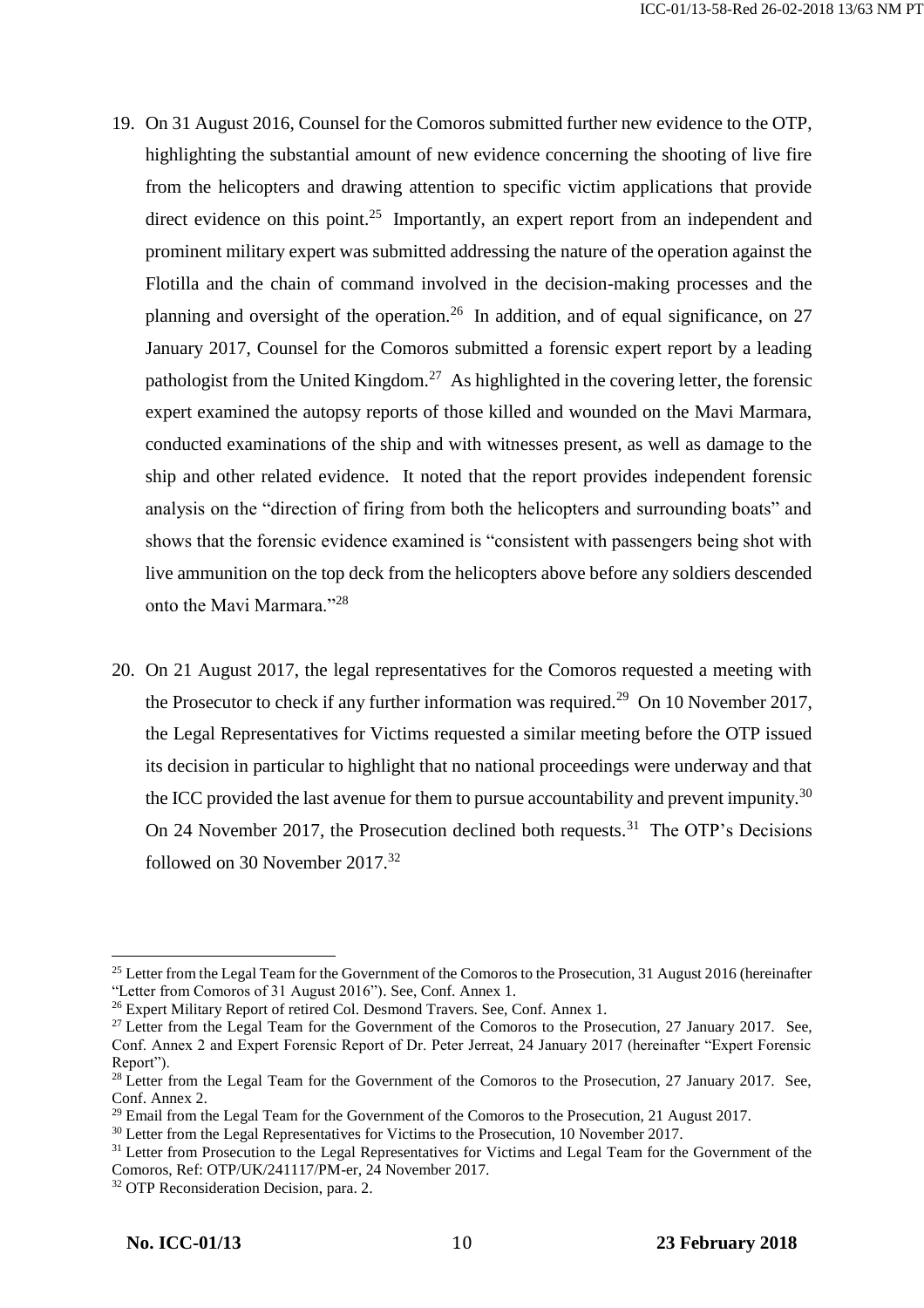19. On 31 August 2016, Counsel for the Comoros submitted further new evidence to the OTP, highlighting the substantial amount of new evidence concerning the shooting of live fire from the helicopters and drawing attention to specific victim applications that provide direct evidence on this point.[25] Importantly, an expert report from an independent and prominent military expert was submitted addressing the nature of the operation against the Flotilla and the chain of command involved in the decision-making processes and the planning and oversight of the operation.[26] In addition, and of equal significance, on 27 January 2017, Counsel for the Comoros submitted a forensic expert report by a leading pathologist from the United Kingdom.[27] As highlighted in the covering letter, the forensic expert examined the autopsy reports of those killed and wounded on the Mavi Marmara, conducted examinations of the ship and with witnesses present, as well as damage to the ship and other related evidence. It noted that the report provides independent forensic analysis on the "direction of firing from both the helicopters and surrounding boats" and shows that the forensic evidence examined is "consistent with passengers being shot with live ammunition on the top deck from the helicopters above before any soldiers descended onto the Mavi Marmara."[28]

20. On 21 August 2017, the legal representatives for the Comoros requested a meeting with the Prosecutor to check if any further information was required.[29] On 10 November 2017, the Legal Representatives for Victims requested a similar meeting before the OTP issued its decision in particular to highlight that no national proceedings were underway and that the ICC provided the last avenue for them to pursue accountability and prevent impunity.[30] On 24 November 2017, the Prosecution declined both requests.[31] The OTP's Decisions followed on 30 November 2017.[32]

---

[25] Letter from the Legal Team for the Government of the Comoros to the Prosecution, 31 August 2016 (hereinafter "Letter from Comoros of 31 August 2016"). See, Conf. Annex 1.

[26] Expert Military Report of retired Col. Desmond Travers. See, Conf. Annex 1.

[27] Letter from the Legal Team for the Government of the Comoros to the Prosecution, 27 January 2017. See, Conf. Annex 2 and Expert Forensic Report of Dr. Peter Jerreat, 24 January 2017 (hereinafter "Expert Forensic Report").

[28] Letter from the Legal Team for the Government of the Comoros to the Prosecution, 27 January 2017. See, Conf. Annex 2.

[29] Email from the Legal Team for the Government of the Comoros to the Prosecution, 21 August 2017.

[30] Letter from the Legal Representatives for Victims to the Prosecution, 10 November 2017.

[31] Letter from Prosecution to the Legal Representatives for Victims and Legal Team for the Government of the Comoros, Ref: OTP/UK/241117/PM-er, 24 November 2017.

[32] OTP Reconsideration Decision, para. 2.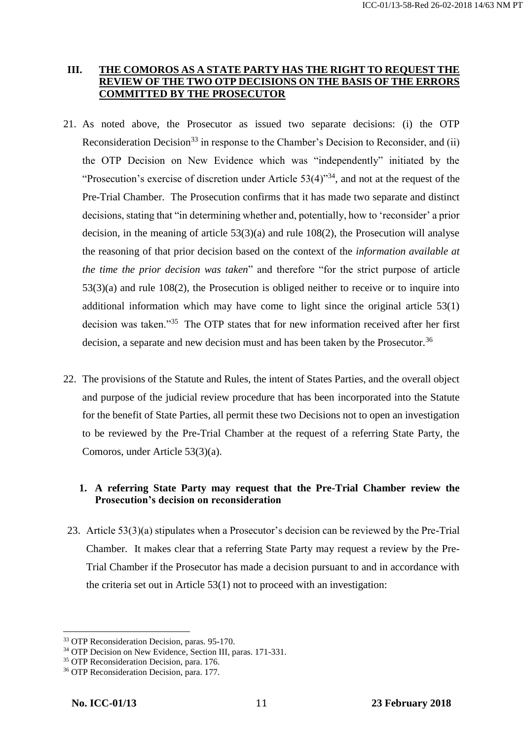## III. THE COMOROS AS A STATE PARTY HAS THE RIGHT TO REQUEST THE REVIEW OF THE TWO OTP DECISIONS ON THE BASIS OF THE ERRORS COMMITTED BY THE PROSECUTOR

21. As noted above, the Prosecutor as issued two separate decisions: (i) the OTP Reconsideration Decision[33] in response to the Chamber's Decision to Reconsider, and (ii) the OTP Decision on New Evidence which was "independently" initiated by the "Prosecution's exercise of discretion under Article 53(4)"[34], and not at the request of the Pre-Trial Chamber. The Prosecution confirms that it has made two separate and distinct decisions, stating that "in determining whether and, potentially, how to 'reconsider' a prior decision, in the meaning of article 53(3)(a) and rule 108(2), the Prosecution will analyse the reasoning of that prior decision based on the context of the *information available at the time the prior decision was taken*" and therefore "for the strict purpose of article 53(3)(a) and rule 108(2), the Prosecution is obliged neither to receive or to inquire into additional information which may have come to light since the original article 53(1) decision was taken."[35] The OTP states that for new information received after her first decision, a separate and new decision must and has been taken by the Prosecutor.[36]

22. The provisions of the Statute and Rules, the intent of States Parties, and the overall object and purpose of the judicial review procedure that has been incorporated into the Statute for the benefit of State Parties, all permit these two Decisions not to open an investigation to be reviewed by the Pre-Trial Chamber at the request of a referring State Party, the Comoros, under Article 53(3)(a).

### 1. A referring State Party may request that the Pre-Trial Chamber review the Prosecution's decision on reconsideration

23. Article 53(3)(a) stipulates when a Prosecutor's decision can be reviewed by the Pre-Trial Chamber. It makes clear that a referring State Party may request a review by the Pre-Trial Chamber if the Prosecutor has made a decision pursuant to and in accordance with the criteria set out in Article 53(1) not to proceed with an investigation:

---

[33] OTP Reconsideration Decision, paras. 95-170.

[34] OTP Decision on New Evidence, Section III, paras. 171-331.

[35] OTP Reconsideration Decision, para. 176.

[36] OTP Reconsideration Decision, para. 177.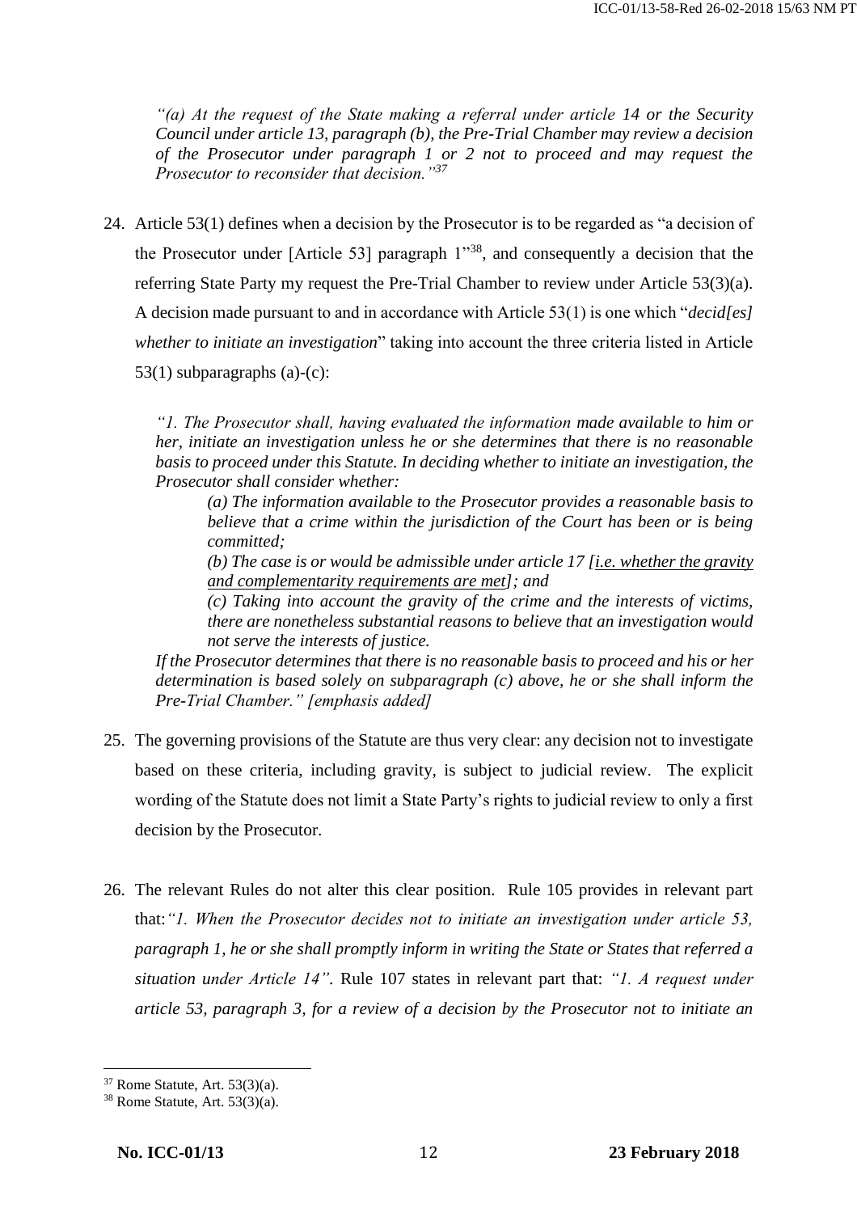*"(a) At the request of the State making a referral under article 14 or the Security Council under article 13, paragraph (b), the Pre-Trial Chamber may review a decision of the Prosecutor under paragraph 1 or 2 not to proceed and may request the Prosecutor to reconsider that decision."*[37]

24. Article 53(1) defines when a decision by the Prosecutor is to be regarded as "a decision of the Prosecutor under [Article 53] paragraph 1"[38], and consequently a decision that the referring State Party my request the Pre-Trial Chamber to review under Article 53(3)(a). A decision made pursuant to and in accordance with Article 53(1) is one which "*decid[es] whether to initiate an investigation*" taking into account the three criteria listed in Article 53(1) subparagraphs (a)-(c):

> *"1. The Prosecutor shall, having evaluated the information made available to him or her, initiate an investigation unless he or she determines that there is no reasonable basis to proceed under this Statute. In deciding whether to initiate an investigation, the Prosecutor shall consider whether:*
>
> > *(a) The information available to the Prosecutor provides a reasonable basis to believe that a crime within the jurisdiction of the Court has been or is being committed;*
> >
> > *(b) The case is or would be admissible under article 17 [i.e. whether the gravity and complementarity requirements are met]; and*
> >
> > *(c) Taking into account the gravity of the crime and the interests of victims, there are nonetheless substantial reasons to believe that an investigation would not serve the interests of justice.*
>
> *If the Prosecutor determines that there is no reasonable basis to proceed and his or her determination is based solely on subparagraph (c) above, he or she shall inform the Pre-Trial Chamber." [emphasis added]*

25. The governing provisions of the Statute are thus very clear: any decision not to investigate based on these criteria, including gravity, is subject to judicial review. The explicit wording of the Statute does not limit a State Party's rights to judicial review to only a first decision by the Prosecutor.

26. The relevant Rules do not alter this clear position. Rule 105 provides in relevant part that:*"1. When the Prosecutor decides not to initiate an investigation under article 53, paragraph 1, he or she shall promptly inform in writing the State or States that referred a situation under Article 14"*. Rule 107 states in relevant part that: *"1. A request under article 53, paragraph 3, for a review of a decision by the Prosecutor not to initiate an*

---

[37] Rome Statute, Art. 53(3)(a).

[38] Rome Statute, Art. 53(3)(a).

**No. ICC-01/13** | 12 | **23 February 2018**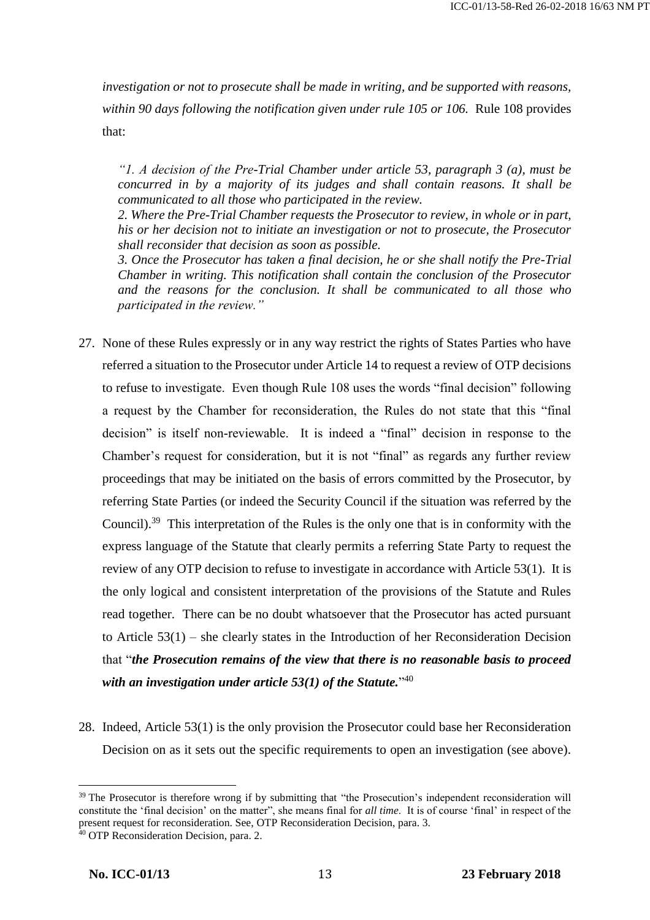*investigation or not to prosecute shall be made in writing, and be supported with reasons, within 90 days following the notification given under rule 105 or 106.* Rule 108 provides that:

> *"1. A decision of the Pre-Trial Chamber under article 53, paragraph 3 (a), must be concurred in by a majority of its judges and shall contain reasons. It shall be communicated to all those who participated in the review.*
> *2. Where the Pre-Trial Chamber requests the Prosecutor to review, in whole or in part, his or her decision not to initiate an investigation or not to prosecute, the Prosecutor shall reconsider that decision as soon as possible.*
> *3. Once the Prosecutor has taken a final decision, he or she shall notify the Pre-Trial Chamber in writing. This notification shall contain the conclusion of the Prosecutor and the reasons for the conclusion. It shall be communicated to all those who participated in the review."*

27. None of these Rules expressly or in any way restrict the rights of States Parties who have referred a situation to the Prosecutor under Article 14 to request a review of OTP decisions to refuse to investigate. Even though Rule 108 uses the words "final decision" following a request by the Chamber for reconsideration, the Rules do not state that this "final decision" is itself non-reviewable. It is indeed a "final" decision in response to the Chamber's request for consideration, but it is not "final" as regards any further review proceedings that may be initiated on the basis of errors committed by the Prosecutor, by referring State Parties (or indeed the Security Council if the situation was referred by the Council).[39] This interpretation of the Rules is the only one that is in conformity with the express language of the Statute that clearly permits a referring State Party to request the review of any OTP decision to refuse to investigate in accordance with Article 53(1). It is the only logical and consistent interpretation of the provisions of the Statute and Rules read together. There can be no doubt whatsoever that the Prosecutor has acted pursuant to Article 53(1) – she clearly states in the Introduction of her Reconsideration Decision that "***the Prosecution remains of the view that there is no reasonable basis to proceed with an investigation under article 53(1) of the Statute.***"[40]

28. Indeed, Article 53(1) is the only provision the Prosecutor could base her Reconsideration Decision on as it sets out the specific requirements to open an investigation (see above).

---

[39] The Prosecutor is therefore wrong if by submitting that "the Prosecution's independent reconsideration will constitute the 'final decision' on the matter", she means final for *all time*. It is of course 'final' in respect of the present request for reconsideration. See, OTP Reconsideration Decision, para. 3.

[40] OTP Reconsideration Decision, para. 2.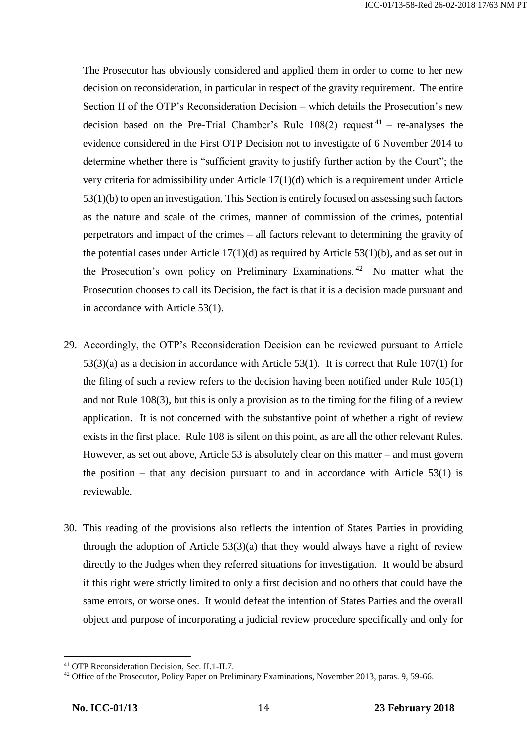The Prosecutor has obviously considered and applied them in order to come to her new decision on reconsideration, in particular in respect of the gravity requirement. The entire Section II of the OTP's Reconsideration Decision – which details the Prosecution's new decision based on the Pre-Trial Chamber's Rule 108(2) request[41] – re-analyses the evidence considered in the First OTP Decision not to investigate of 6 November 2014 to determine whether there is "sufficient gravity to justify further action by the Court"; the very criteria for admissibility under Article 17(1)(d) which is a requirement under Article 53(1)(b) to open an investigation. This Section is entirely focused on assessing such factors as the nature and scale of the crimes, manner of commission of the crimes, potential perpetrators and impact of the crimes – all factors relevant to determining the gravity of the potential cases under Article 17(1)(d) as required by Article 53(1)(b), and as set out in the Prosecution's own policy on Preliminary Examinations.[42] No matter what the Prosecution chooses to call its Decision, the fact is that it is a decision made pursuant and in accordance with Article 53(1).

29. Accordingly, the OTP's Reconsideration Decision can be reviewed pursuant to Article 53(3)(a) as a decision in accordance with Article 53(1). It is correct that Rule 107(1) for the filing of such a review refers to the decision having been notified under Rule 105(1) and not Rule 108(3), but this is only a provision as to the timing for the filing of a review application. It is not concerned with the substantive point of whether a right of review exists in the first place. Rule 108 is silent on this point, as are all the other relevant Rules. However, as set out above, Article 53 is absolutely clear on this matter – and must govern the position – that any decision pursuant to and in accordance with Article 53(1) is reviewable.

30. This reading of the provisions also reflects the intention of States Parties in providing through the adoption of Article 53(3)(a) that they would always have a right of review directly to the Judges when they referred situations for investigation. It would be absurd if this right were strictly limited to only a first decision and no others that could have the same errors, or worse ones. It would defeat the intention of States Parties and the overall object and purpose of incorporating a judicial review procedure specifically and only for

[41] OTP Reconsideration Decision, Sec. II.1-II.7.

[42] Office of the Prosecutor, Policy Paper on Preliminary Examinations, November 2013, paras. 9, 59-66.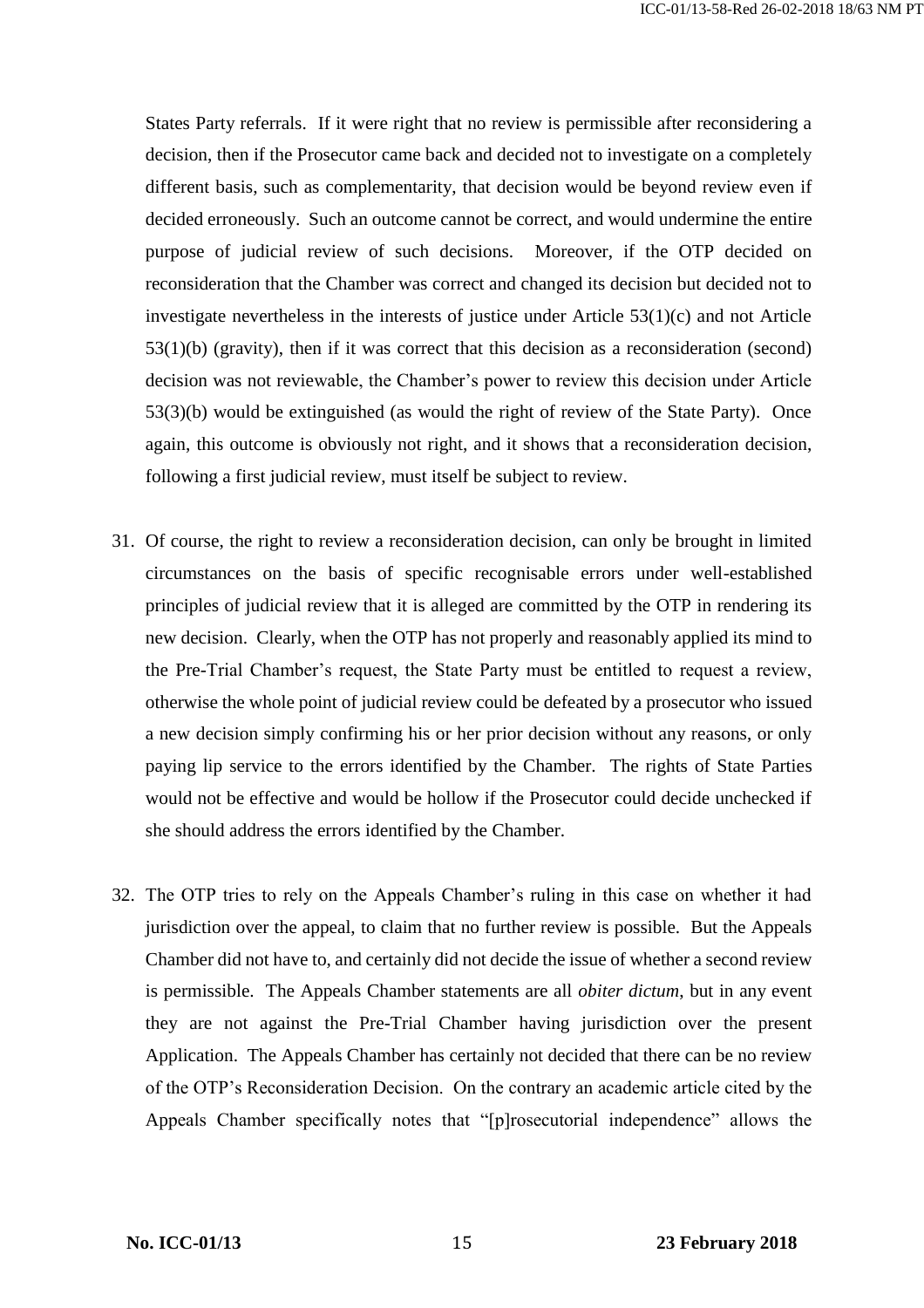States Party referrals. If it were right that no review is permissible after reconsidering a decision, then if the Prosecutor came back and decided not to investigate on a completely different basis, such as complementarity, that decision would be beyond review even if decided erroneously. Such an outcome cannot be correct, and would undermine the entire purpose of judicial review of such decisions. Moreover, if the OTP decided on reconsideration that the Chamber was correct and changed its decision but decided not to investigate nevertheless in the interests of justice under Article 53(1)(c) and not Article 53(1)(b) (gravity), then if it was correct that this decision as a reconsideration (second) decision was not reviewable, the Chamber's power to review this decision under Article 53(3)(b) would be extinguished (as would the right of review of the State Party). Once again, this outcome is obviously not right, and it shows that a reconsideration decision, following a first judicial review, must itself be subject to review.

31. Of course, the right to review a reconsideration decision, can only be brought in limited circumstances on the basis of specific recognisable errors under well-established principles of judicial review that it is alleged are committed by the OTP in rendering its new decision. Clearly, when the OTP has not properly and reasonably applied its mind to the Pre-Trial Chamber's request, the State Party must be entitled to request a review, otherwise the whole point of judicial review could be defeated by a prosecutor who issued a new decision simply confirming his or her prior decision without any reasons, or only paying lip service to the errors identified by the Chamber. The rights of State Parties would not be effective and would be hollow if the Prosecutor could decide unchecked if she should address the errors identified by the Chamber.

32. The OTP tries to rely on the Appeals Chamber's ruling in this case on whether it had jurisdiction over the appeal, to claim that no further review is possible. But the Appeals Chamber did not have to, and certainly did not decide the issue of whether a second review is permissible. The Appeals Chamber statements are all *obiter dictum*, but in any event they are not against the Pre-Trial Chamber having jurisdiction over the present Application. The Appeals Chamber has certainly not decided that there can be no review of the OTP's Reconsideration Decision. On the contrary an academic article cited by the Appeals Chamber specifically notes that "[p]rosecutorial independence" allows the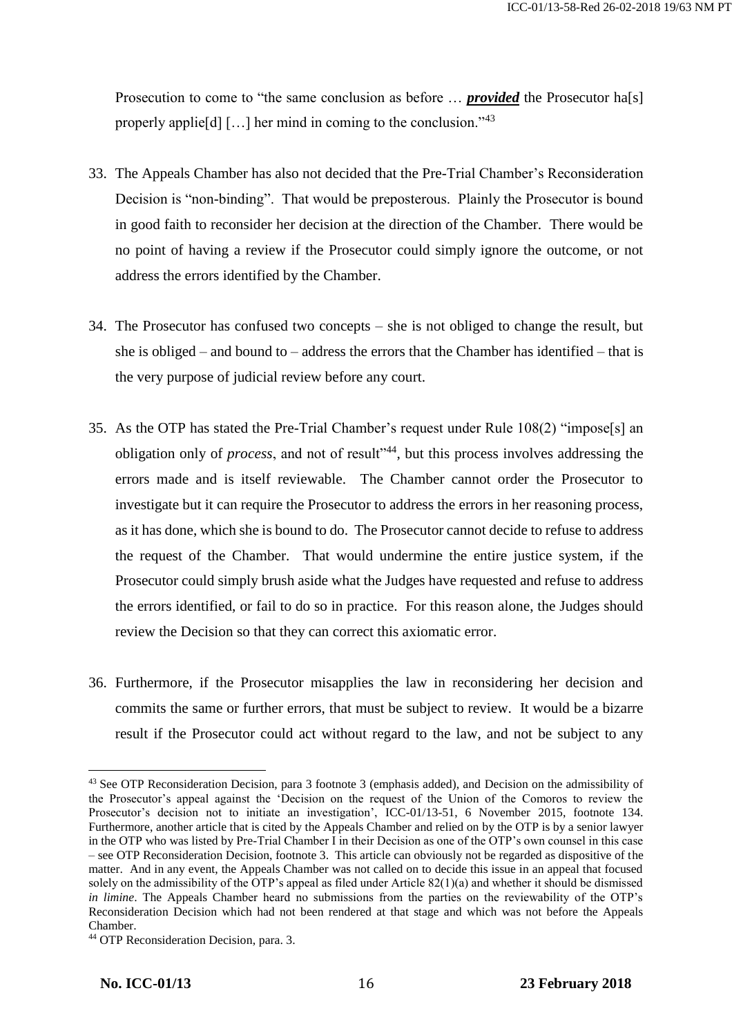Prosecution to come to "the same conclusion as before … ***provided*** the Prosecutor ha[s] properly applie[d] […] her mind in coming to the conclusion."[43]

33. The Appeals Chamber has also not decided that the Pre-Trial Chamber's Reconsideration Decision is "non-binding". That would be preposterous. Plainly the Prosecutor is bound in good faith to reconsider her decision at the direction of the Chamber. There would be no point of having a review if the Prosecutor could simply ignore the outcome, or not address the errors identified by the Chamber.

34. The Prosecutor has confused two concepts – she is not obliged to change the result, but she is obliged – and bound to – address the errors that the Chamber has identified – that is the very purpose of judicial review before any court.

35. As the OTP has stated the Pre-Trial Chamber's request under Rule 108(2) "impose[s] an obligation only of *process*, and not of result"[44], but this process involves addressing the errors made and is itself reviewable. The Chamber cannot order the Prosecutor to investigate but it can require the Prosecutor to address the errors in her reasoning process, as it has done, which she is bound to do. The Prosecutor cannot decide to refuse to address the request of the Chamber. That would undermine the entire justice system, if the Prosecutor could simply brush aside what the Judges have requested and refuse to address the errors identified, or fail to do so in practice. For this reason alone, the Judges should review the Decision so that they can correct this axiomatic error.

36. Furthermore, if the Prosecutor misapplies the law in reconsidering her decision and commits the same or further errors, that must be subject to review. It would be a bizarre result if the Prosecutor could act without regard to the law, and not be subject to any

---

[43] See OTP Reconsideration Decision, para 3 footnote 3 (emphasis added), and Decision on the admissibility of the Prosecutor's appeal against the 'Decision on the request of the Union of the Comoros to review the Prosecutor's decision not to initiate an investigation', ICC-01/13-51, 6 November 2015, footnote 134. Furthermore, another article that is cited by the Appeals Chamber and relied on by the OTP is by a senior lawyer in the OTP who was listed by Pre-Trial Chamber I in their Decision as one of the OTP's own counsel in this case – see OTP Reconsideration Decision, footnote 3. This article can obviously not be regarded as dispositive of the matter. And in any event, the Appeals Chamber was not called on to decide this issue in an appeal that focused solely on the admissibility of the OTP's appeal as filed under Article 82(1)(a) and whether it should be dismissed *in limine*. The Appeals Chamber heard no submissions from the parties on the reviewability of the OTP's Reconsideration Decision which had not been rendered at that stage and which was not before the Appeals Chamber.

[44] OTP Reconsideration Decision, para. 3.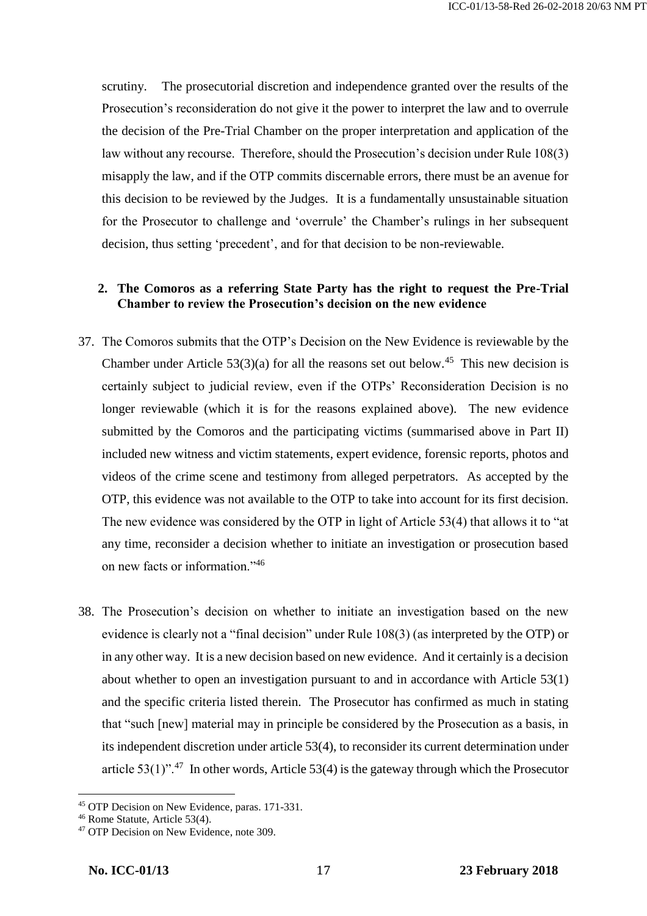scrutiny. The prosecutorial discretion and independence granted over the results of the Prosecution's reconsideration do not give it the power to interpret the law and to overrule the decision of the Pre-Trial Chamber on the proper interpretation and application of the law without any recourse. Therefore, should the Prosecution's decision under Rule 108(3) misapply the law, and if the OTP commits discernable errors, there must be an avenue for this decision to be reviewed by the Judges. It is a fundamentally unsustainable situation for the Prosecutor to challenge and 'overrule' the Chamber's rulings in her subsequent decision, thus setting 'precedent', and for that decision to be non-reviewable.

## 2. The Comoros as a referring State Party has the right to request the Pre-Trial Chamber to review the Prosecution's decision on the new evidence

37. The Comoros submits that the OTP's Decision on the New Evidence is reviewable by the Chamber under Article 53(3)(a) for all the reasons set out below.[45] This new decision is certainly subject to judicial review, even if the OTPs' Reconsideration Decision is no longer reviewable (which it is for the reasons explained above). The new evidence submitted by the Comoros and the participating victims (summarised above in Part II) included new witness and victim statements, expert evidence, forensic reports, photos and videos of the crime scene and testimony from alleged perpetrators. As accepted by the OTP, this evidence was not available to the OTP to take into account for its first decision. The new evidence was considered by the OTP in light of Article 53(4) that allows it to "at any time, reconsider a decision whether to initiate an investigation or prosecution based on new facts or information."[46]

38. The Prosecution's decision on whether to initiate an investigation based on the new evidence is clearly not a "final decision" under Rule 108(3) (as interpreted by the OTP) or in any other way. It is a new decision based on new evidence. And it certainly is a decision about whether to open an investigation pursuant to and in accordance with Article 53(1) and the specific criteria listed therein. The Prosecutor has confirmed as much in stating that "such [new] material may in principle be considered by the Prosecution as a basis, in its independent discretion under article 53(4), to reconsider its current determination under article 53(1)".[47] In other words, Article 53(4) is the gateway through which the Prosecutor

---

[45] OTP Decision on New Evidence, paras. 171-331.

[46] Rome Statute, Article 53(4).

[47] OTP Decision on New Evidence, note 309.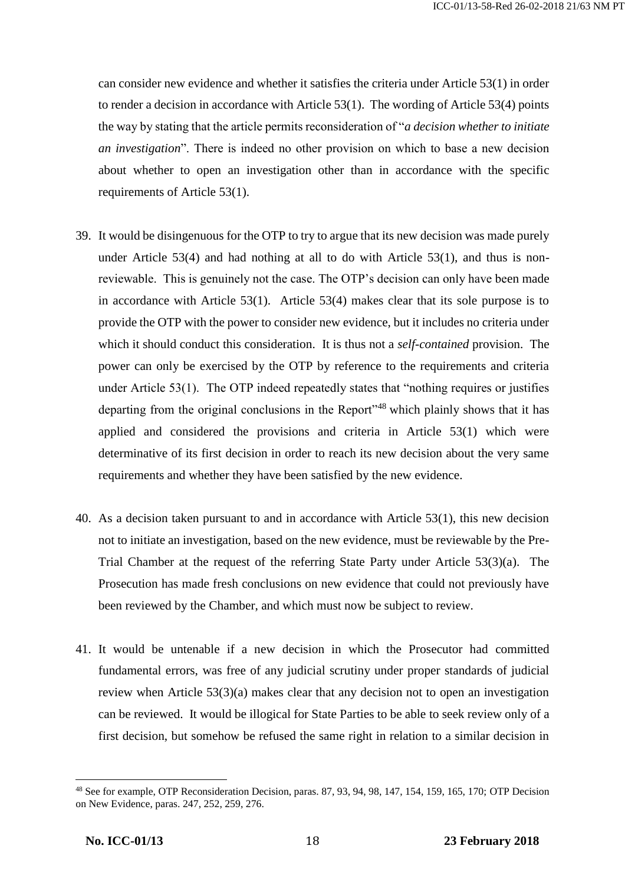can consider new evidence and whether it satisfies the criteria under Article 53(1) in order to render a decision in accordance with Article 53(1). The wording of Article 53(4) points the way by stating that the article permits reconsideration of "*a decision whether to initiate an investigation*". There is indeed no other provision on which to base a new decision about whether to open an investigation other than in accordance with the specific requirements of Article 53(1).

39. It would be disingenuous for the OTP to try to argue that its new decision was made purely under Article 53(4) and had nothing at all to do with Article 53(1), and thus is non-reviewable. This is genuinely not the case. The OTP's decision can only have been made in accordance with Article 53(1). Article 53(4) makes clear that its sole purpose is to provide the OTP with the power to consider new evidence, but it includes no criteria under which it should conduct this consideration. It is thus not a *self-contained* provision. The power can only be exercised by the OTP by reference to the requirements and criteria under Article 53(1). The OTP indeed repeatedly states that "nothing requires or justifies departing from the original conclusions in the Report"[48] which plainly shows that it has applied and considered the provisions and criteria in Article 53(1) which were determinative of its first decision in order to reach its new decision about the very same requirements and whether they have been satisfied by the new evidence.

40. As a decision taken pursuant to and in accordance with Article 53(1), this new decision not to initiate an investigation, based on the new evidence, must be reviewable by the Pre-Trial Chamber at the request of the referring State Party under Article 53(3)(a). The Prosecution has made fresh conclusions on new evidence that could not previously have been reviewed by the Chamber, and which must now be subject to review.

41. It would be untenable if a new decision in which the Prosecutor had committed fundamental errors, was free of any judicial scrutiny under proper standards of judicial review when Article 53(3)(a) makes clear that any decision not to open an investigation can be reviewed. It would be illogical for State Parties to be able to seek review only of a first decision, but somehow be refused the same right in relation to a similar decision in

---

[48] See for example, OTP Reconsideration Decision, paras. 87, 93, 94, 98, 147, 154, 159, 165, 170; OTP Decision on New Evidence, paras. 247, 252, 259, 276.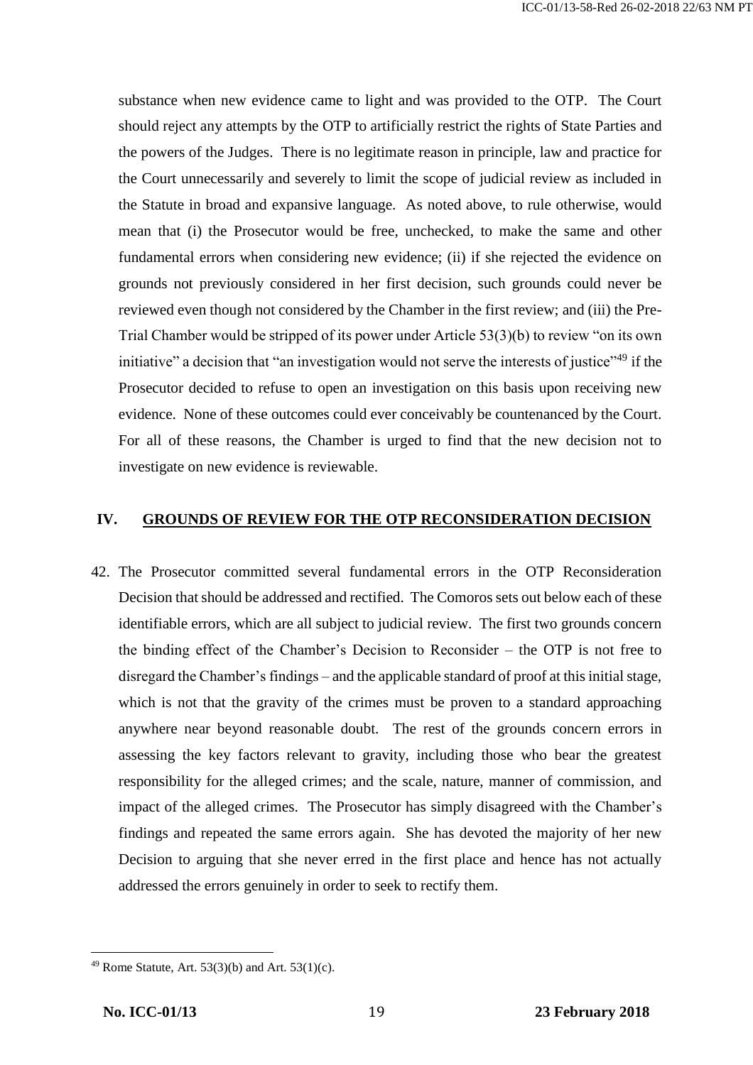substance when new evidence came to light and was provided to the OTP. The Court should reject any attempts by the OTP to artificially restrict the rights of State Parties and the powers of the Judges. There is no legitimate reason in principle, law and practice for the Court unnecessarily and severely to limit the scope of judicial review as included in the Statute in broad and expansive language. As noted above, to rule otherwise, would mean that (i) the Prosecutor would be free, unchecked, to make the same and other fundamental errors when considering new evidence; (ii) if she rejected the evidence on grounds not previously considered in her first decision, such grounds could never be reviewed even though not considered by the Chamber in the first review; and (iii) the Pre-Trial Chamber would be stripped of its power under Article 53(3)(b) to review "on its own initiative" a decision that "an investigation would not serve the interests of justice"[49] if the Prosecutor decided to refuse to open an investigation on this basis upon receiving new evidence. None of these outcomes could ever conceivably be countenanced by the Court. For all of these reasons, the Chamber is urged to find that the new decision not to investigate on new evidence is reviewable.

## IV. GROUNDS OF REVIEW FOR THE OTP RECONSIDERATION DECISION

42. The Prosecutor committed several fundamental errors in the OTP Reconsideration Decision that should be addressed and rectified. The Comoros sets out below each of these identifiable errors, which are all subject to judicial review. The first two grounds concern the binding effect of the Chamber's Decision to Reconsider – the OTP is not free to disregard the Chamber's findings – and the applicable standard of proof at this initial stage, which is not that the gravity of the crimes must be proven to a standard approaching anywhere near beyond reasonable doubt. The rest of the grounds concern errors in assessing the key factors relevant to gravity, including those who bear the greatest responsibility for the alleged crimes; and the scale, nature, manner of commission, and impact of the alleged crimes. The Prosecutor has simply disagreed with the Chamber's findings and repeated the same errors again. She has devoted the majority of her new Decision to arguing that she never erred in the first place and hence has not actually addressed the errors genuinely in order to seek to rectify them.

---

[49] Rome Statute, Art. 53(3)(b) and Art. 53(1)(c).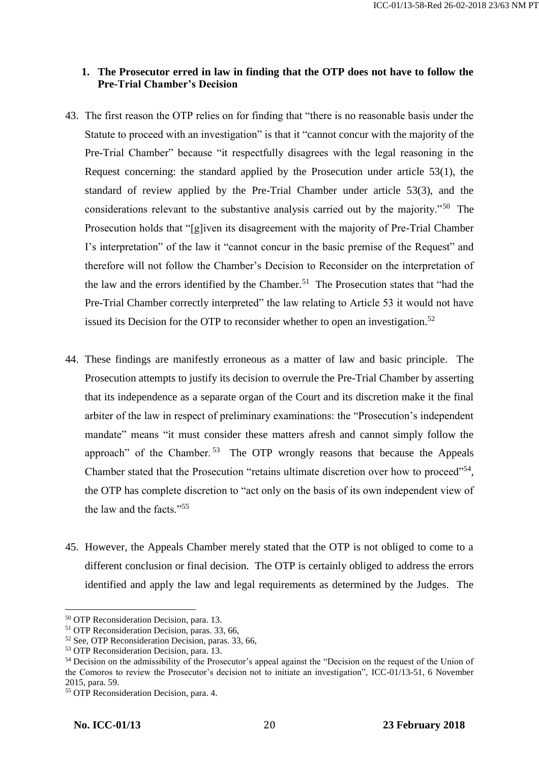**1. The Prosecutor erred in law in finding that the OTP does not have to follow the Pre-Trial Chamber's Decision**

43. The first reason the OTP relies on for finding that "there is no reasonable basis under the Statute to proceed with an investigation" is that it "cannot concur with the majority of the Pre-Trial Chamber" because "it respectfully disagrees with the legal reasoning in the Request concerning: the standard applied by the Prosecution under article 53(1), the standard of review applied by the Pre-Trial Chamber under article 53(3), and the considerations relevant to the substantive analysis carried out by the majority."[50] The Prosecution holds that "[g]iven its disagreement with the majority of Pre-Trial Chamber I's interpretation" of the law it "cannot concur in the basic premise of the Request" and therefore will not follow the Chamber's Decision to Reconsider on the interpretation of the law and the errors identified by the Chamber.[51] The Prosecution states that "had the Pre-Trial Chamber correctly interpreted" the law relating to Article 53 it would not have issued its Decision for the OTP to reconsider whether to open an investigation.[52]

44. These findings are manifestly erroneous as a matter of law and basic principle. The Prosecution attempts to justify its decision to overrule the Pre-Trial Chamber by asserting that its independence as a separate organ of the Court and its discretion make it the final arbiter of the law in respect of preliminary examinations: the "Prosecution's independent mandate" means "it must consider these matters afresh and cannot simply follow the approach" of the Chamber.[53] The OTP wrongly reasons that because the Appeals Chamber stated that the Prosecution "retains ultimate discretion over how to proceed"[54], the OTP has complete discretion to "act only on the basis of its own independent view of the law and the facts."[55]

45. However, the Appeals Chamber merely stated that the OTP is not obliged to come to a different conclusion or final decision. The OTP is certainly obliged to address the errors identified and apply the law and legal requirements as determined by the Judges. The

---

[50] OTP Reconsideration Decision, para. 13.

[51] OTP Reconsideration Decision, paras. 33, 66,

[52] See, OTP Reconsideration Decision, paras. 33, 66,

[53] OTP Reconsideration Decision, para. 13.

[54] Decision on the admissibility of the Prosecutor's appeal against the "Decision on the request of the Union of the Comoros to review the Prosecutor's decision not to initiate an investigation", ICC-01/13-51, 6 November 2015, para. 59.

[55] OTP Reconsideration Decision, para. 4.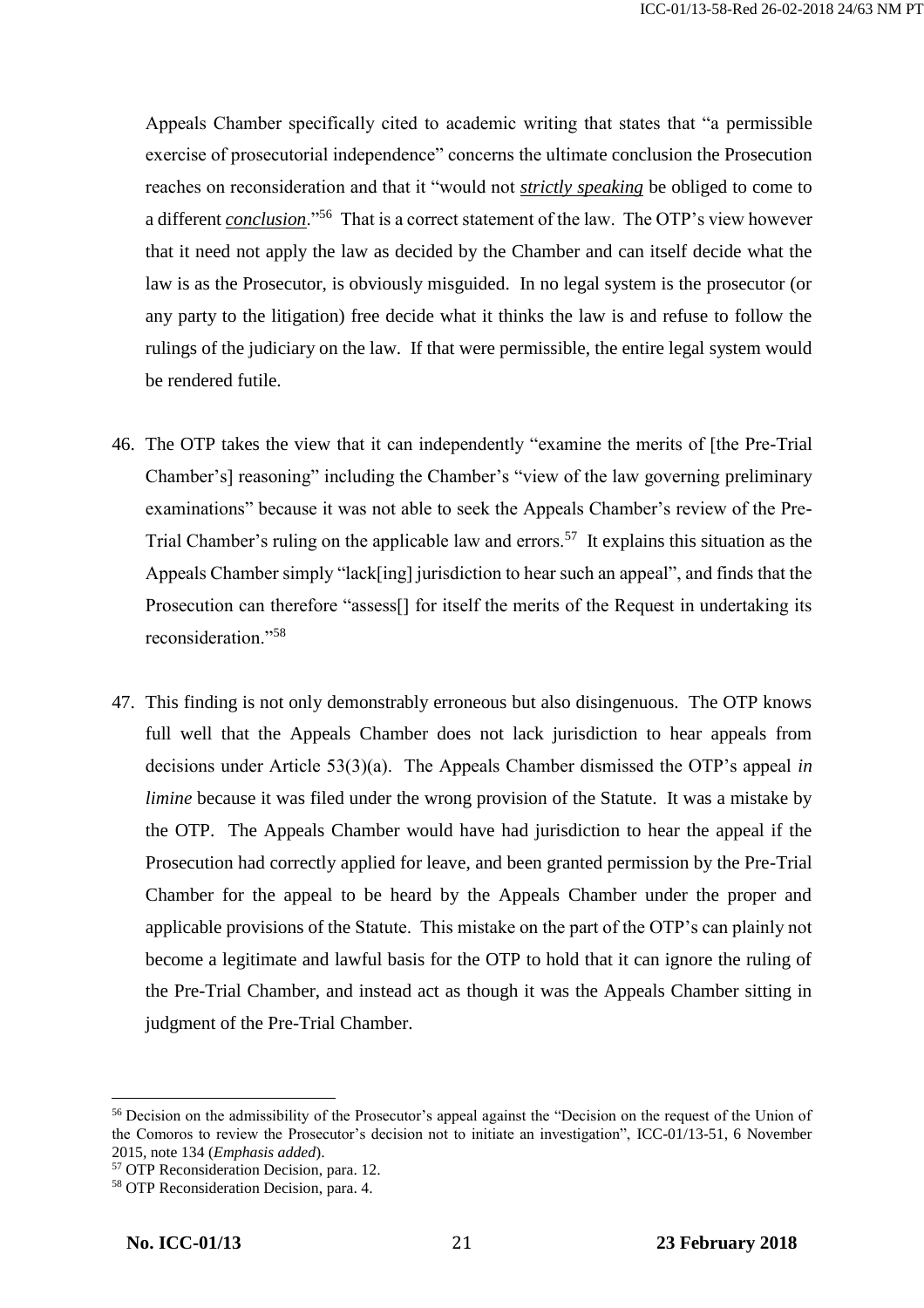Appeals Chamber specifically cited to academic writing that states that "a permissible exercise of prosecutorial independence" concerns the ultimate conclusion the Prosecution reaches on reconsideration and that it "would not ***strictly speaking*** be obliged to come to a different ***conclusion***."[56] That is a correct statement of the law. The OTP's view however that it need not apply the law as decided by the Chamber and can itself decide what the law is as the Prosecutor, is obviously misguided. In no legal system is the prosecutor (or any party to the litigation) free decide what it thinks the law is and refuse to follow the rulings of the judiciary on the law. If that were permissible, the entire legal system would be rendered futile.

46. The OTP takes the view that it can independently "examine the merits of [the Pre-Trial Chamber's] reasoning" including the Chamber's "view of the law governing preliminary examinations" because it was not able to seek the Appeals Chamber's review of the Pre-Trial Chamber's ruling on the applicable law and errors.[57] It explains this situation as the Appeals Chamber simply "lack[ing] jurisdiction to hear such an appeal", and finds that the Prosecution can therefore "assess[] for itself the merits of the Request in undertaking its reconsideration."[58]

47. This finding is not only demonstrably erroneous but also disingenuous. The OTP knows full well that the Appeals Chamber does not lack jurisdiction to hear appeals from decisions under Article 53(3)(a). The Appeals Chamber dismissed the OTP's appeal *in limine* because it was filed under the wrong provision of the Statute. It was a mistake by the OTP. The Appeals Chamber would have had jurisdiction to hear the appeal if the Prosecution had correctly applied for leave, and been granted permission by the Pre-Trial Chamber for the appeal to be heard by the Appeals Chamber under the proper and applicable provisions of the Statute. This mistake on the part of the OTP's can plainly not become a legitimate and lawful basis for the OTP to hold that it can ignore the ruling of the Pre-Trial Chamber, and instead act as though it was the Appeals Chamber sitting in judgment of the Pre-Trial Chamber.

---

[56] Decision on the admissibility of the Prosecutor's appeal against the "Decision on the request of the Union of the Comoros to review the Prosecutor's decision not to initiate an investigation", ICC-01/13-51, 6 November 2015, note 134 (*Emphasis added*).

[57] OTP Reconsideration Decision, para. 12.

[58] OTP Reconsideration Decision, para. 4.

**No. ICC-01/13** **23 February 2018**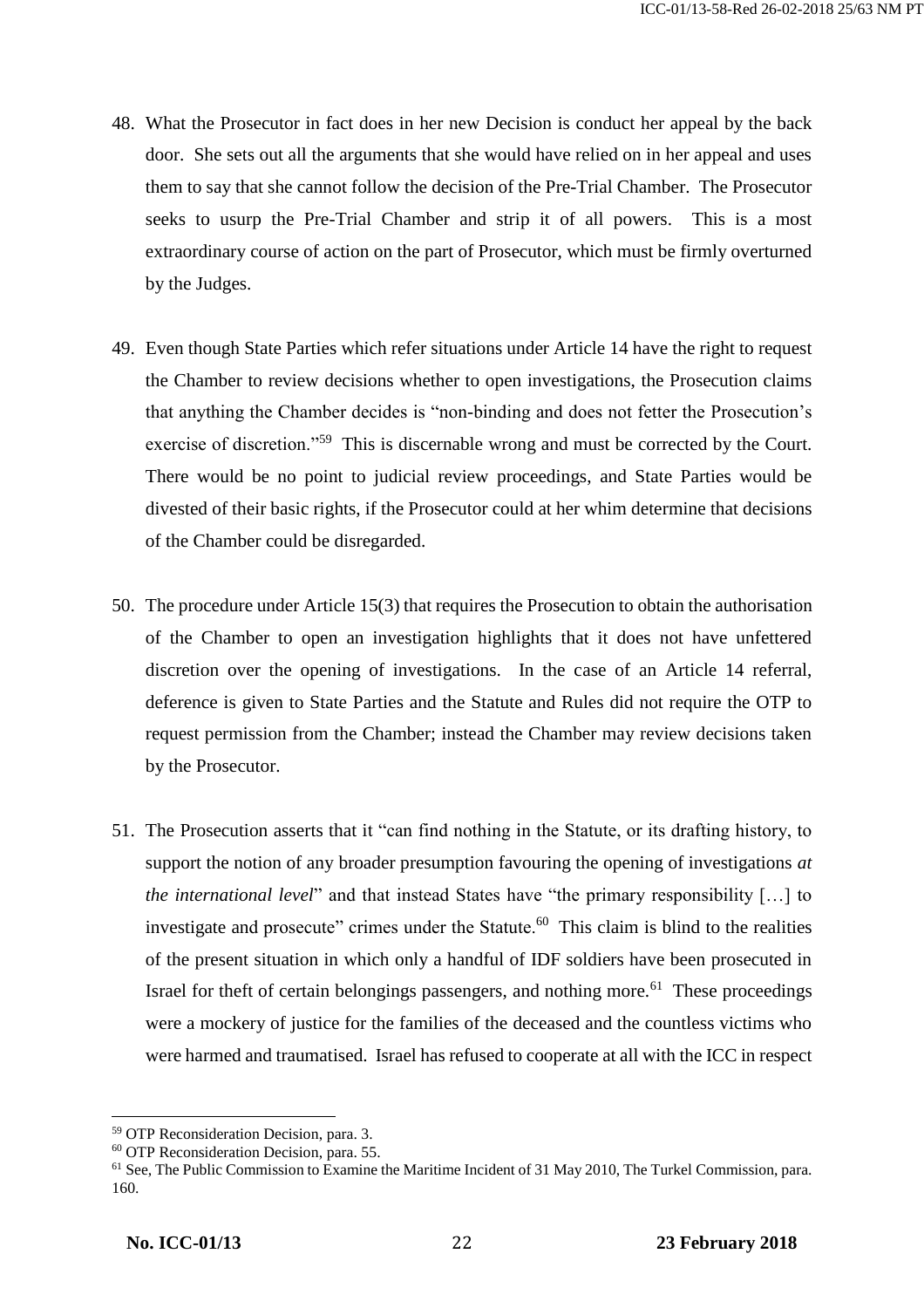48. What the Prosecutor in fact does in her new Decision is conduct her appeal by the back door. She sets out all the arguments that she would have relied on in her appeal and uses them to say that she cannot follow the decision of the Pre-Trial Chamber. The Prosecutor seeks to usurp the Pre-Trial Chamber and strip it of all powers. This is a most extraordinary course of action on the part of Prosecutor, which must be firmly overturned by the Judges.

49. Even though State Parties which refer situations under Article 14 have the right to request the Chamber to review decisions whether to open investigations, the Prosecution claims that anything the Chamber decides is "non-binding and does not fetter the Prosecution's exercise of discretion."[59] This is discernable wrong and must be corrected by the Court. There would be no point to judicial review proceedings, and State Parties would be divested of their basic rights, if the Prosecutor could at her whim determine that decisions of the Chamber could be disregarded.

50. The procedure under Article 15(3) that requires the Prosecution to obtain the authorisation of the Chamber to open an investigation highlights that it does not have unfettered discretion over the opening of investigations. In the case of an Article 14 referral, deference is given to State Parties and the Statute and Rules did not require the OTP to request permission from the Chamber; instead the Chamber may review decisions taken by the Prosecutor.

51. The Prosecution asserts that it "can find nothing in the Statute, or its drafting history, to support the notion of any broader presumption favouring the opening of investigations *at the international level*" and that instead States have "the primary responsibility […] to investigate and prosecute" crimes under the Statute.[60] This claim is blind to the realities of the present situation in which only a handful of IDF soldiers have been prosecuted in Israel for theft of certain belongings passengers, and nothing more.[61] These proceedings were a mockery of justice for the families of the deceased and the countless victims who were harmed and traumatised. Israel has refused to cooperate at all with the ICC in respect

---

[59] OTP Reconsideration Decision, para. 3.

[60] OTP Reconsideration Decision, para. 55.

[61] See, The Public Commission to Examine the Maritime Incident of 31 May 2010, The Turkel Commission, para. 160.

**No. ICC-01/13** **23 February 2018**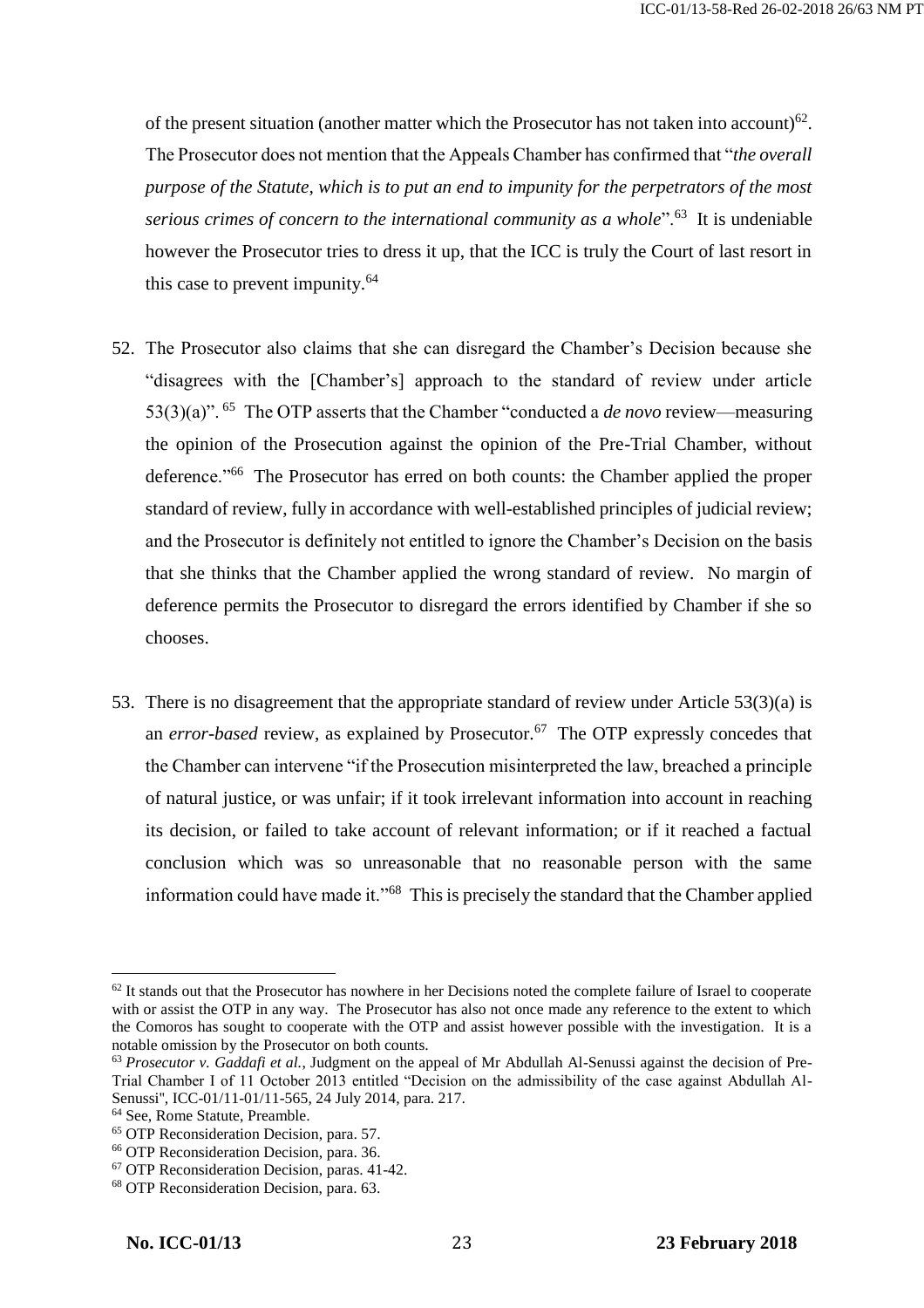of the present situation (another matter which the Prosecutor has not taken into account)[62]. The Prosecutor does not mention that the Appeals Chamber has confirmed that "*the overall purpose of the Statute, which is to put an end to impunity for the perpetrators of the most serious crimes of concern to the international community as a whole*".[63] It is undeniable however the Prosecutor tries to dress it up, that the ICC is truly the Court of last resort in this case to prevent impunity.[64]

52. The Prosecutor also claims that she can disregard the Chamber's Decision because she "disagrees with the [Chamber's] approach to the standard of review under article 53(3)(a)".[65] The OTP asserts that the Chamber "conducted a *de novo* review—measuring the opinion of the Prosecution against the opinion of the Pre-Trial Chamber, without deference."[66] The Prosecutor has erred on both counts: the Chamber applied the proper standard of review, fully in accordance with well-established principles of judicial review; and the Prosecutor is definitely not entitled to ignore the Chamber's Decision on the basis that she thinks that the Chamber applied the wrong standard of review. No margin of deference permits the Prosecutor to disregard the errors identified by Chamber if she so chooses.

53. There is no disagreement that the appropriate standard of review under Article 53(3)(a) is an *error-based* review, as explained by Prosecutor.[67] The OTP expressly concedes that the Chamber can intervene "if the Prosecution misinterpreted the law, breached a principle of natural justice, or was unfair; if it took irrelevant information into account in reaching its decision, or failed to take account of relevant information; or if it reached a factual conclusion which was so unreasonable that no reasonable person with the same information could have made it."[68] This is precisely the standard that the Chamber applied

---

[62] It stands out that the Prosecutor has nowhere in her Decisions noted the complete failure of Israel to cooperate with or assist the OTP in any way. The Prosecutor has also not once made any reference to the extent to which the Comoros has sought to cooperate with the OTP and assist however possible with the investigation. It is a notable omission by the Prosecutor on both counts.

[63] *Prosecutor v. Gaddafi et al.*, Judgment on the appeal of Mr Abdullah Al-Senussi against the decision of Pre-Trial Chamber I of 11 October 2013 entitled "Decision on the admissibility of the case against Abdullah Al-Senussi", ICC-01/11-01/11-565, 24 July 2014, para. 217.

[64] See, Rome Statute, Preamble.

[65] OTP Reconsideration Decision, para. 57.

[66] OTP Reconsideration Decision, para. 36.

[67] OTP Reconsideration Decision, paras. 41-42.

[68] OTP Reconsideration Decision, para. 63.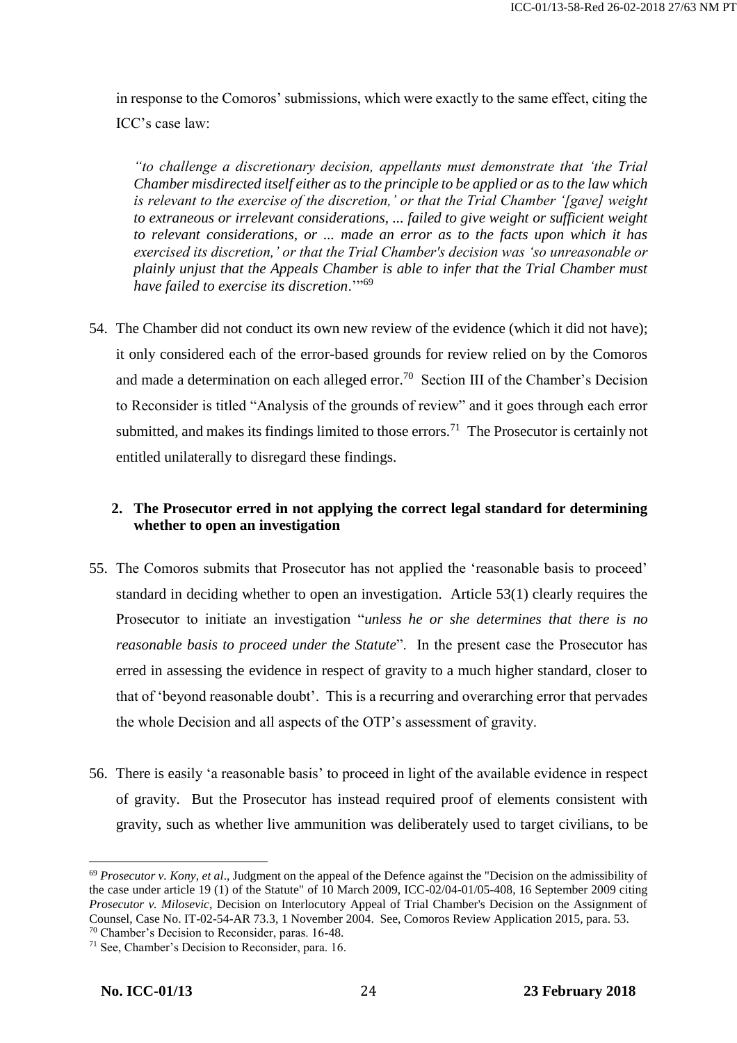in response to the Comoros' submissions, which were exactly to the same effect, citing the ICC's case law:

> *"to challenge a discretionary decision, appellants must demonstrate that 'the Trial Chamber misdirected itself either as to the principle to be applied or as to the law which is relevant to the exercise of the discretion,' or that the Trial Chamber '[gave] weight to extraneous or irrelevant considerations, ... failed to give weight or sufficient weight to relevant considerations, or ... made an error as to the facts upon which it has exercised its discretion,' or that the Trial Chamber's decision was 'so unreasonable or plainly unjust that the Appeals Chamber is able to infer that the Trial Chamber must have failed to exercise its discretion*.'"[69]

54. The Chamber did not conduct its own new review of the evidence (which it did not have); it only considered each of the error-based grounds for review relied on by the Comoros and made a determination on each alleged error.[70] Section III of the Chamber's Decision to Reconsider is titled "Analysis of the grounds of review" and it goes through each error submitted, and makes its findings limited to those errors.[71] The Prosecutor is certainly not entitled unilaterally to disregard these findings.

### 2. The Prosecutor erred in not applying the correct legal standard for determining whether to open an investigation

55. The Comoros submits that Prosecutor has not applied the 'reasonable basis to proceed' standard in deciding whether to open an investigation. Article 53(1) clearly requires the Prosecutor to initiate an investigation "*unless he or she determines that there is no reasonable basis to proceed under the Statute*". In the present case the Prosecutor has erred in assessing the evidence in respect of gravity to a much higher standard, closer to that of 'beyond reasonable doubt'. This is a recurring and overarching error that pervades the whole Decision and all aspects of the OTP's assessment of gravity.

56. There is easily 'a reasonable basis' to proceed in light of the available evidence in respect of gravity. But the Prosecutor has instead required proof of elements consistent with gravity, such as whether live ammunition was deliberately used to target civilians, to be

---

[69] *Prosecutor v. Kony, et al*., Judgment on the appeal of the Defence against the "Decision on the admissibility of the case under article 19 (1) of the Statute" of 10 March 2009, ICC-02/04-01/05-408, 16 September 2009 citing *Prosecutor v. Milosevic*, Decision on Interlocutory Appeal of Trial Chamber's Decision on the Assignment of Counsel, Case No. IT-02-54-AR 73.3, 1 November 2004. See, Comoros Review Application 2015, para. 53.

[70] Chamber's Decision to Reconsider, paras. 16-48.

[71] See, Chamber's Decision to Reconsider, para. 16.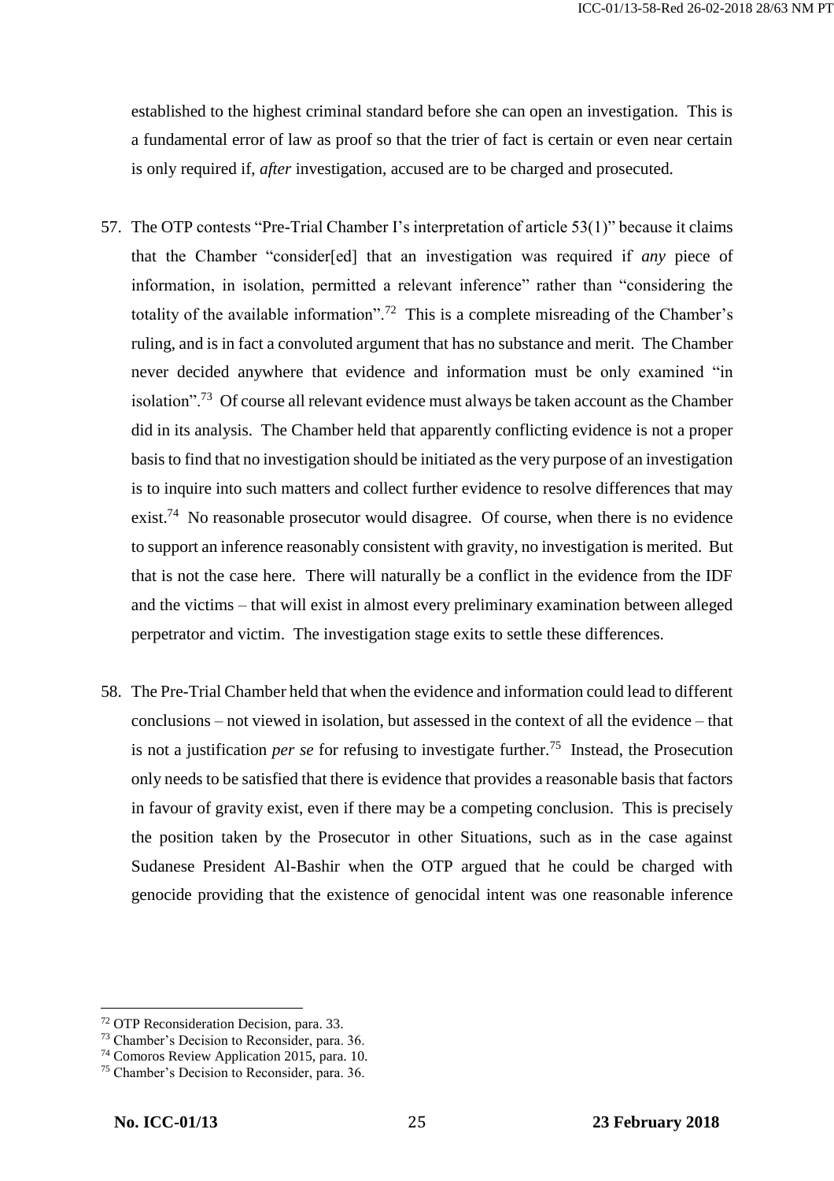established to the highest criminal standard before she can open an investigation. This is a fundamental error of law as proof so that the trier of fact is certain or even near certain is only required if, *after* investigation, accused are to be charged and prosecuted.

57. The OTP contests "Pre-Trial Chamber I's interpretation of article 53(1)" because it claims that the Chamber "consider[ed] that an investigation was required if *any* piece of information, in isolation, permitted a relevant inference" rather than "considering the totality of the available information".[72] This is a complete misreading of the Chamber's ruling, and is in fact a convoluted argument that has no substance and merit. The Chamber never decided anywhere that evidence and information must be only examined "in isolation".[73] Of course all relevant evidence must always be taken account as the Chamber did in its analysis. The Chamber held that apparently conflicting evidence is not a proper basis to find that no investigation should be initiated as the very purpose of an investigation is to inquire into such matters and collect further evidence to resolve differences that may exist.[74] No reasonable prosecutor would disagree. Of course, when there is no evidence to support an inference reasonably consistent with gravity, no investigation is merited. But that is not the case here. There will naturally be a conflict in the evidence from the IDF and the victims – that will exist in almost every preliminary examination between alleged perpetrator and victim. The investigation stage exits to settle these differences.

58. The Pre-Trial Chamber held that when the evidence and information could lead to different conclusions – not viewed in isolation, but assessed in the context of all the evidence – that is not a justification *per se* for refusing to investigate further.[75] Instead, the Prosecution only needs to be satisfied that there is evidence that provides a reasonable basis that factors in favour of gravity exist, even if there may be a competing conclusion. This is precisely the position taken by the Prosecutor in other Situations, such as in the case against Sudanese President Al-Bashir when the OTP argued that he could be charged with genocide providing that the existence of genocidal intent was one reasonable inference

---

[72] OTP Reconsideration Decision, para. 33.

[73] Chamber's Decision to Reconsider, para. 36.

[74] Comoros Review Application 2015, para. 10.

[75] Chamber's Decision to Reconsider, para. 36.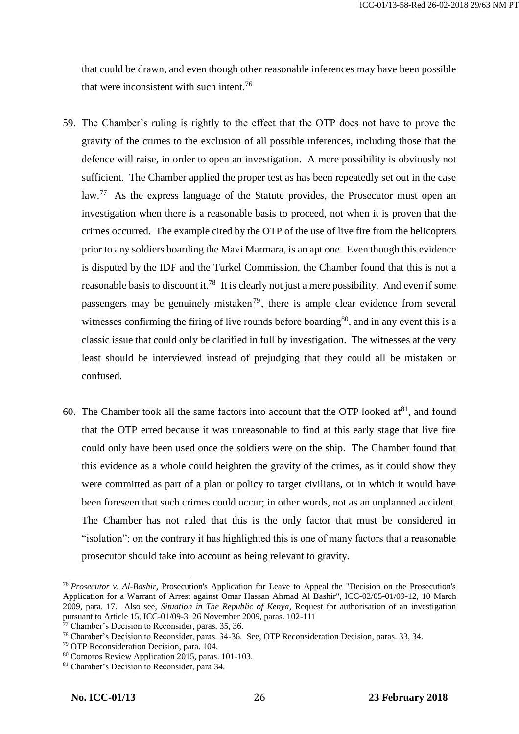that could be drawn, and even though other reasonable inferences may have been possible that were inconsistent with such intent.[76]

59. The Chamber's ruling is rightly to the effect that the OTP does not have to prove the gravity of the crimes to the exclusion of all possible inferences, including those that the defence will raise, in order to open an investigation. A mere possibility is obviously not sufficient. The Chamber applied the proper test as has been repeatedly set out in the case law.[77] As the express language of the Statute provides, the Prosecutor must open an investigation when there is a reasonable basis to proceed, not when it is proven that the crimes occurred. The example cited by the OTP of the use of live fire from the helicopters prior to any soldiers boarding the Mavi Marmara, is an apt one. Even though this evidence is disputed by the IDF and the Turkel Commission, the Chamber found that this is not a reasonable basis to discount it.[78] It is clearly not just a mere possibility. And even if some passengers may be genuinely mistaken[79], there is ample clear evidence from several witnesses confirming the firing of live rounds before boarding[80], and in any event this is a classic issue that could only be clarified in full by investigation. The witnesses at the very least should be interviewed instead of prejudging that they could all be mistaken or confused.

60. The Chamber took all the same factors into account that the OTP looked at[81], and found that the OTP erred because it was unreasonable to find at this early stage that live fire could only have been used once the soldiers were on the ship. The Chamber found that this evidence as a whole could heighten the gravity of the crimes, as it could show they were committed as part of a plan or policy to target civilians, or in which it would have been foreseen that such crimes could occur; in other words, not as an unplanned accident. The Chamber has not ruled that this is the only factor that must be considered in "isolation"; on the contrary it has highlighted this is one of many factors that a reasonable prosecutor should take into account as being relevant to gravity.

---

[76] *Prosecutor v. Al-Bashir*, Prosecution's Application for Leave to Appeal the "Decision on the Prosecution's Application for a Warrant of Arrest against Omar Hassan Ahmad Al Bashir", ICC-02/05-01/09-12, 10 March 2009, para. 17. Also see, *Situation in The Republic of Kenya*, Request for authorisation of an investigation pursuant to Article 15, ICC-01/09-3, 26 November 2009, paras. 102-111

[77] Chamber's Decision to Reconsider, paras. 35, 36.

[78] Chamber's Decision to Reconsider, paras. 34-36. See, OTP Reconsideration Decision, paras. 33, 34.

[79] OTP Reconsideration Decision, para. 104.

[80] Comoros Review Application 2015, paras. 101-103.

[81] Chamber's Decision to Reconsider, para 34.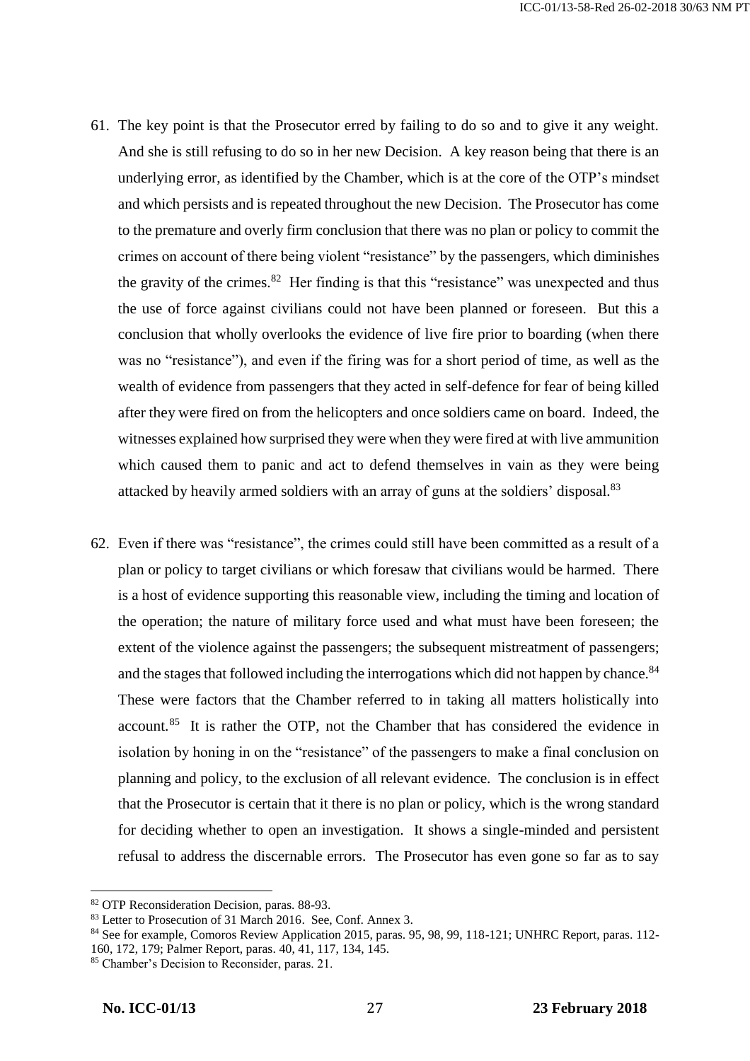61. The key point is that the Prosecutor erred by failing to do so and to give it any weight. And she is still refusing to do so in her new Decision. A key reason being that there is an underlying error, as identified by the Chamber, which is at the core of the OTP's mindset and which persists and is repeated throughout the new Decision. The Prosecutor has come to the premature and overly firm conclusion that there was no plan or policy to commit the crimes on account of there being violent "resistance" by the passengers, which diminishes the gravity of the crimes.[82] Her finding is that this "resistance" was unexpected and thus the use of force against civilians could not have been planned or foreseen. But this a conclusion that wholly overlooks the evidence of live fire prior to boarding (when there was no "resistance"), and even if the firing was for a short period of time, as well as the wealth of evidence from passengers that they acted in self-defence for fear of being killed after they were fired on from the helicopters and once soldiers came on board. Indeed, the witnesses explained how surprised they were when they were fired at with live ammunition which caused them to panic and act to defend themselves in vain as they were being attacked by heavily armed soldiers with an array of guns at the soldiers' disposal.[83]

62. Even if there was "resistance", the crimes could still have been committed as a result of a plan or policy to target civilians or which foresaw that civilians would be harmed. There is a host of evidence supporting this reasonable view, including the timing and location of the operation; the nature of military force used and what must have been foreseen; the extent of the violence against the passengers; the subsequent mistreatment of passengers; and the stages that followed including the interrogations which did not happen by chance.[84] These were factors that the Chamber referred to in taking all matters holistically into account.[85] It is rather the OTP, not the Chamber that has considered the evidence in isolation by honing in on the "resistance" of the passengers to make a final conclusion on planning and policy, to the exclusion of all relevant evidence. The conclusion is in effect that the Prosecutor is certain that it there is no plan or policy, which is the wrong standard for deciding whether to open an investigation. It shows a single-minded and persistent refusal to address the discernable errors. The Prosecutor has even gone so far as to say

---

[82] OTP Reconsideration Decision, paras. 88-93.

[83] Letter to Prosecution of 31 March 2016. See, Conf. Annex 3.

[84] See for example, Comoros Review Application 2015, paras. 95, 98, 99, 118-121; UNHRC Report, paras. 112-160, 172, 179; Palmer Report, paras. 40, 41, 117, 134, 145.

[85] Chamber's Decision to Reconsider, paras. 21.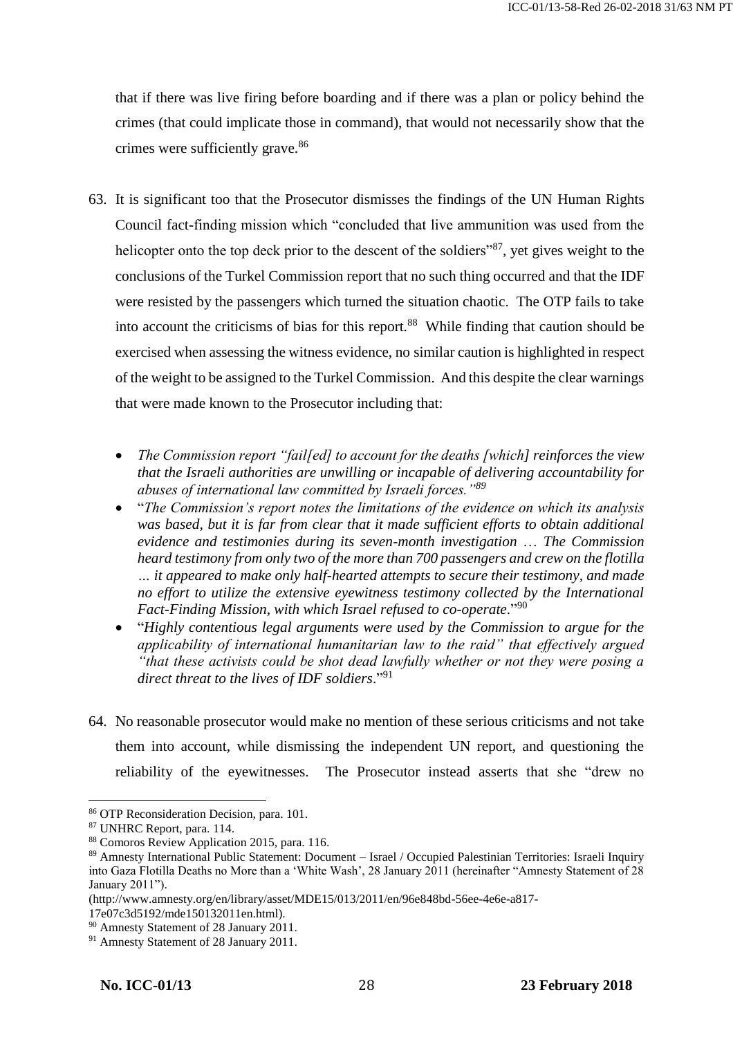that if there was live firing before boarding and if there was a plan or policy behind the crimes (that could implicate those in command), that would not necessarily show that the crimes were sufficiently grave.[86]

63. It is significant too that the Prosecutor dismisses the findings of the UN Human Rights Council fact-finding mission which "concluded that live ammunition was used from the helicopter onto the top deck prior to the descent of the soldiers"[87], yet gives weight to the conclusions of the Turkel Commission report that no such thing occurred and that the IDF were resisted by the passengers which turned the situation chaotic. The OTP fails to take into account the criticisms of bias for this report.[88] While finding that caution should be exercised when assessing the witness evidence, no similar caution is highlighted in respect of the weight to be assigned to the Turkel Commission. And this despite the clear warnings that were made known to the Prosecutor including that:

   - *The Commission report "fail[ed] to account for the deaths [which] reinforces the view that the Israeli authorities are unwilling or incapable of delivering accountability for abuses of international law committed by Israeli forces."*[89]
   - "*The Commission's report notes the limitations of the evidence on which its analysis was based, but it is far from clear that it made sufficient efforts to obtain additional evidence and testimonies during its seven-month investigation … The Commission heard testimony from only two of the more than 700 passengers and crew on the flotilla … it appeared to make only half-hearted attempts to secure their testimony, and made no effort to utilize the extensive eyewitness testimony collected by the International Fact-Finding Mission, with which Israel refused to co-operate.*"[90]
   - "*Highly contentious legal arguments were used by the Commission to argue for the applicability of international humanitarian law to the raid" that effectively argued "that these activists could be shot dead lawfully whether or not they were posing a direct threat to the lives of IDF soldiers*."[91]

64. No reasonable prosecutor would make no mention of these serious criticisms and not take them into account, while dismissing the independent UN report, and questioning the reliability of the eyewitnesses. The Prosecutor instead asserts that she "drew no

---

[86] OTP Reconsideration Decision, para. 101.

[87] UNHRC Report, para. 114.

[88] Comoros Review Application 2015, para. 116.

[89] Amnesty International Public Statement: Document – Israel / Occupied Palestinian Territories: Israeli Inquiry into Gaza Flotilla Deaths no More than a 'White Wash', 28 January 2011 (hereinafter "Amnesty Statement of 28 January 2011"). (http://www.amnesty.org/en/library/asset/MDE15/013/2011/en/96e848bd-56ee-4e6e-a817-17e07c3d5192/mde150132011en.html).

[90] Amnesty Statement of 28 January 2011.

[91] Amnesty Statement of 28 January 2011.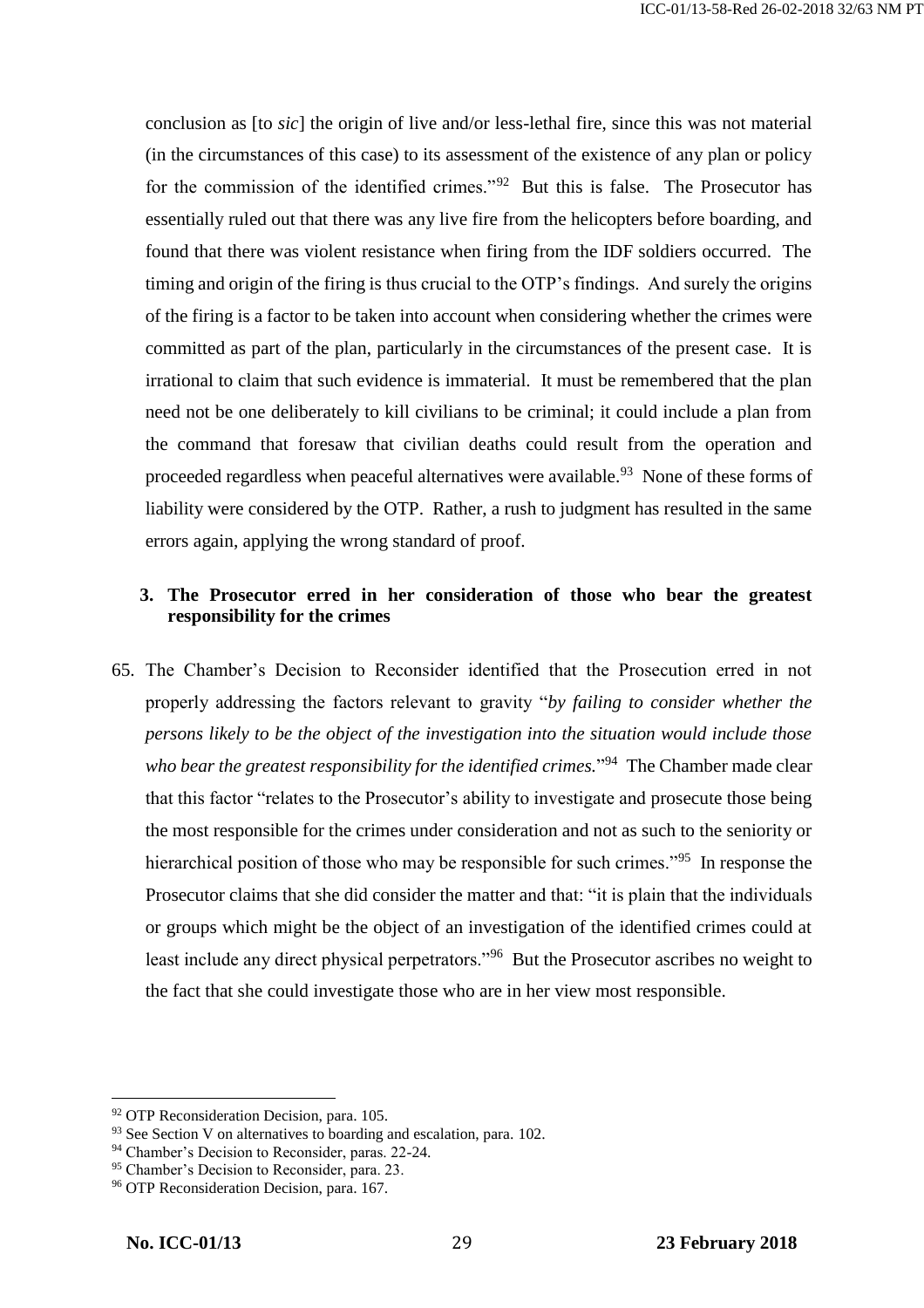conclusion as [to *sic*] the origin of live and/or less-lethal fire, since this was not material (in the circumstances of this case) to its assessment of the existence of any plan or policy for the commission of the identified crimes."[92] But this is false. The Prosecutor has essentially ruled out that there was any live fire from the helicopters before boarding, and found that there was violent resistance when firing from the IDF soldiers occurred. The timing and origin of the firing is thus crucial to the OTP's findings. And surely the origins of the firing is a factor to be taken into account when considering whether the crimes were committed as part of the plan, particularly in the circumstances of the present case. It is irrational to claim that such evidence is immaterial. It must be remembered that the plan need not be one deliberately to kill civilians to be criminal; it could include a plan from the command that foresaw that civilian deaths could result from the operation and proceeded regardless when peaceful alternatives were available.[93] None of these forms of liability were considered by the OTP. Rather, a rush to judgment has resulted in the same errors again, applying the wrong standard of proof.

### 3. The Prosecutor erred in her consideration of those who bear the greatest responsibility for the crimes

65. The Chamber's Decision to Reconsider identified that the Prosecution erred in not properly addressing the factors relevant to gravity "*by failing to consider whether the persons likely to be the object of the investigation into the situation would include those who bear the greatest responsibility for the identified crimes.*"[94] The Chamber made clear that this factor "relates to the Prosecutor's ability to investigate and prosecute those being the most responsible for the crimes under consideration and not as such to the seniority or hierarchical position of those who may be responsible for such crimes."[95] In response the Prosecutor claims that she did consider the matter and that: "it is plain that the individuals or groups which might be the object of an investigation of the identified crimes could at least include any direct physical perpetrators."[96] But the Prosecutor ascribes no weight to the fact that she could investigate those who are in her view most responsible.

---

[92] OTP Reconsideration Decision, para. 105.

[93] See Section V on alternatives to boarding and escalation, para. 102.

[94] Chamber's Decision to Reconsider, paras. 22-24.

[95] Chamber's Decision to Reconsider, para. 23.

[96] OTP Reconsideration Decision, para. 167.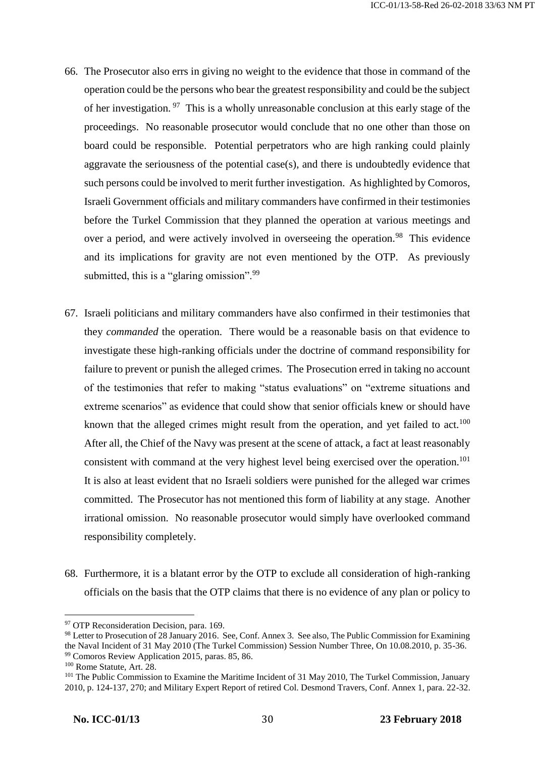66. The Prosecutor also errs in giving no weight to the evidence that those in command of the operation could be the persons who bear the greatest responsibility and could be the subject of her investigation.[97] This is a wholly unreasonable conclusion at this early stage of the proceedings. No reasonable prosecutor would conclude that no one other than those on board could be responsible. Potential perpetrators who are high ranking could plainly aggravate the seriousness of the potential case(s), and there is undoubtedly evidence that such persons could be involved to merit further investigation. As highlighted by Comoros, Israeli Government officials and military commanders have confirmed in their testimonies before the Turkel Commission that they planned the operation at various meetings and over a period, and were actively involved in overseeing the operation.[98] This evidence and its implications for gravity are not even mentioned by the OTP. As previously submitted, this is a "glaring omission".[99]

67. Israeli politicians and military commanders have also confirmed in their testimonies that they *commanded* the operation. There would be a reasonable basis on that evidence to investigate these high-ranking officials under the doctrine of command responsibility for failure to prevent or punish the alleged crimes. The Prosecution erred in taking no account of the testimonies that refer to making "status evaluations" on "extreme situations and extreme scenarios" as evidence that could show that senior officials knew or should have known that the alleged crimes might result from the operation, and yet failed to act.[100] After all, the Chief of the Navy was present at the scene of attack, a fact at least reasonably consistent with command at the very highest level being exercised over the operation.[101] It is also at least evident that no Israeli soldiers were punished for the alleged war crimes committed. The Prosecutor has not mentioned this form of liability at any stage. Another irrational omission. No reasonable prosecutor would simply have overlooked command responsibility completely.

68. Furthermore, it is a blatant error by the OTP to exclude all consideration of high-ranking officials on the basis that the OTP claims that there is no evidence of any plan or policy to

---

[97] OTP Reconsideration Decision, para. 169.

[98] Letter to Prosecution of 28 January 2016. See, Conf. Annex 3. See also, The Public Commission for Examining the Naval Incident of 31 May 2010 (The Turkel Commission) Session Number Three, On 10.08.2010, p. 35-36.

[99] Comoros Review Application 2015, paras. 85, 86.

[100] Rome Statute, Art. 28.

[101] The Public Commission to Examine the Maritime Incident of 31 May 2010, The Turkel Commission, January 2010, p. 124-137, 270; and Military Expert Report of retired Col. Desmond Travers, Conf. Annex 1, para. 22-32.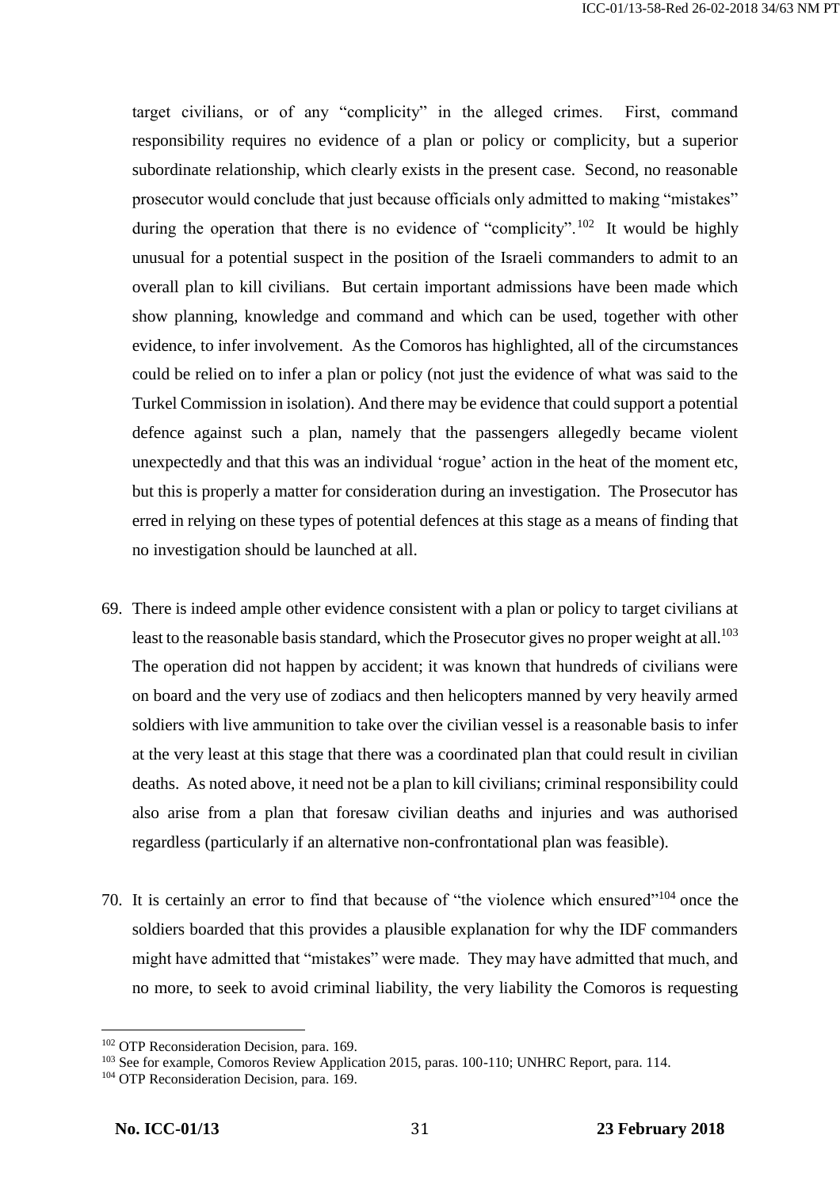target civilians, or of any "complicity" in the alleged crimes. First, command responsibility requires no evidence of a plan or policy or complicity, but a superior subordinate relationship, which clearly exists in the present case. Second, no reasonable prosecutor would conclude that just because officials only admitted to making "mistakes" during the operation that there is no evidence of "complicity".[102] It would be highly unusual for a potential suspect in the position of the Israeli commanders to admit to an overall plan to kill civilians. But certain important admissions have been made which show planning, knowledge and command and which can be used, together with other evidence, to infer involvement. As the Comoros has highlighted, all of the circumstances could be relied on to infer a plan or policy (not just the evidence of what was said to the Turkel Commission in isolation). And there may be evidence that could support a potential defence against such a plan, namely that the passengers allegedly became violent unexpectedly and that this was an individual 'rogue' action in the heat of the moment etc, but this is properly a matter for consideration during an investigation. The Prosecutor has erred in relying on these types of potential defences at this stage as a means of finding that no investigation should be launched at all.

69. There is indeed ample other evidence consistent with a plan or policy to target civilians at least to the reasonable basis standard, which the Prosecutor gives no proper weight at all.[103] The operation did not happen by accident; it was known that hundreds of civilians were on board and the very use of zodiacs and then helicopters manned by very heavily armed soldiers with live ammunition to take over the civilian vessel is a reasonable basis to infer at the very least at this stage that there was a coordinated plan that could result in civilian deaths. As noted above, it need not be a plan to kill civilians; criminal responsibility could also arise from a plan that foresaw civilian deaths and injuries and was authorised regardless (particularly if an alternative non-confrontational plan was feasible).

70. It is certainly an error to find that because of "the violence which ensured"[104] once the soldiers boarded that this provides a plausible explanation for why the IDF commanders might have admitted that "mistakes" were made. They may have admitted that much, and no more, to seek to avoid criminal liability, the very liability the Comoros is requesting

---

[102] OTP Reconsideration Decision, para. 169.

[103] See for example, Comoros Review Application 2015, paras. 100-110; UNHRC Report, para. 114.

[104] OTP Reconsideration Decision, para. 169.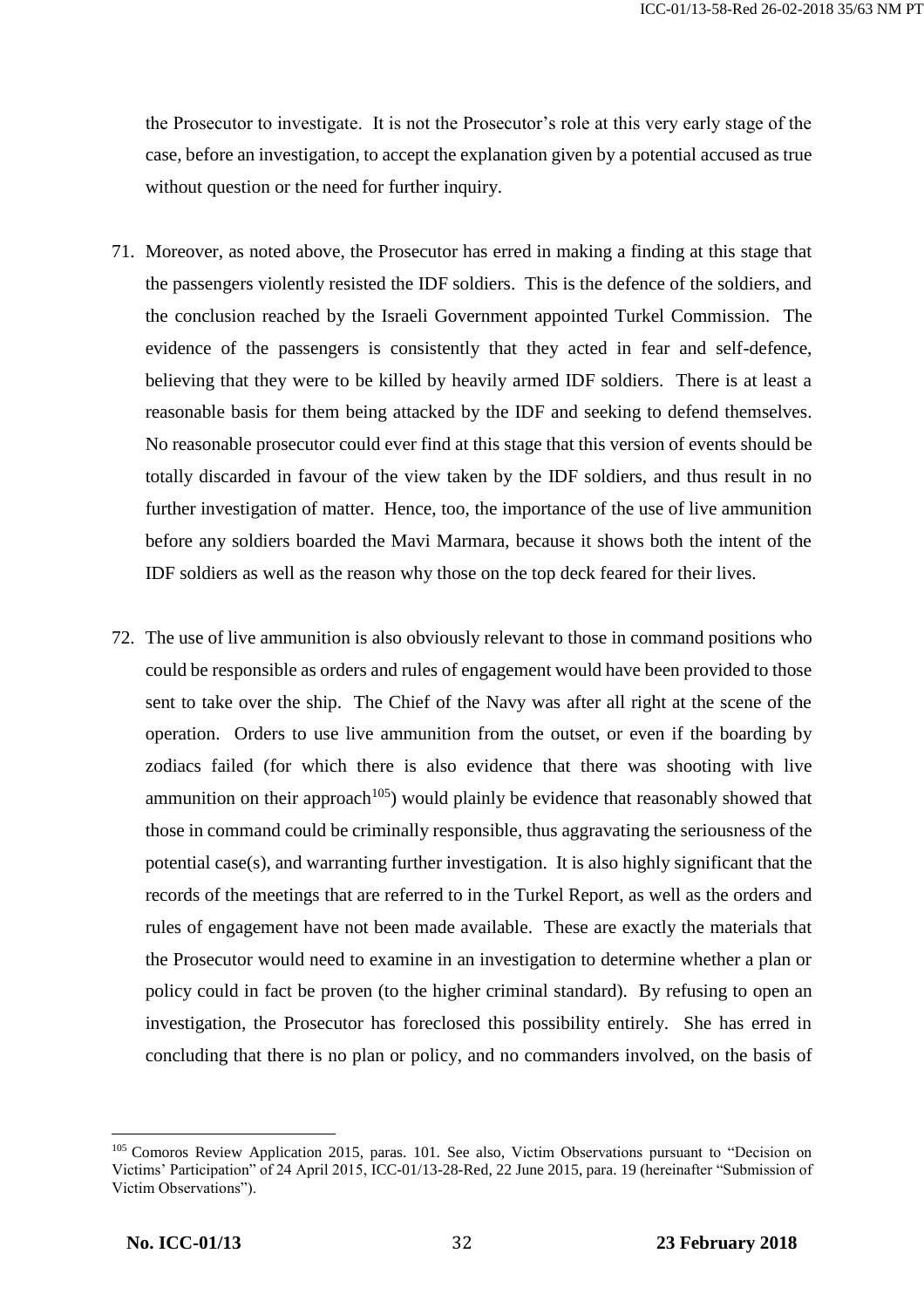the Prosecutor to investigate. It is not the Prosecutor's role at this very early stage of the case, before an investigation, to accept the explanation given by a potential accused as true without question or the need for further inquiry.

71. Moreover, as noted above, the Prosecutor has erred in making a finding at this stage that the passengers violently resisted the IDF soldiers. This is the defence of the soldiers, and the conclusion reached by the Israeli Government appointed Turkel Commission. The evidence of the passengers is consistently that they acted in fear and self-defence, believing that they were to be killed by heavily armed IDF soldiers. There is at least a reasonable basis for them being attacked by the IDF and seeking to defend themselves. No reasonable prosecutor could ever find at this stage that this version of events should be totally discarded in favour of the view taken by the IDF soldiers, and thus result in no further investigation of matter. Hence, too, the importance of the use of live ammunition before any soldiers boarded the Mavi Marmara, because it shows both the intent of the IDF soldiers as well as the reason why those on the top deck feared for their lives.

72. The use of live ammunition is also obviously relevant to those in command positions who could be responsible as orders and rules of engagement would have been provided to those sent to take over the ship. The Chief of the Navy was after all right at the scene of the operation. Orders to use live ammunition from the outset, or even if the boarding by zodiacs failed (for which there is also evidence that there was shooting with live ammunition on their approach[105]) would plainly be evidence that reasonably showed that those in command could be criminally responsible, thus aggravating the seriousness of the potential case(s), and warranting further investigation. It is also highly significant that the records of the meetings that are referred to in the Turkel Report, as well as the orders and rules of engagement have not been made available. These are exactly the materials that the Prosecutor would need to examine in an investigation to determine whether a plan or policy could in fact be proven (to the higher criminal standard). By refusing to open an investigation, the Prosecutor has foreclosed this possibility entirely. She has erred in concluding that there is no plan or policy, and no commanders involved, on the basis of

---

[105] Comoros Review Application 2015, paras. 101. See also, Victim Observations pursuant to "Decision on Victims' Participation" of 24 April 2015, ICC-01/13-28-Red, 22 June 2015, para. 19 (hereinafter "Submission of Victim Observations").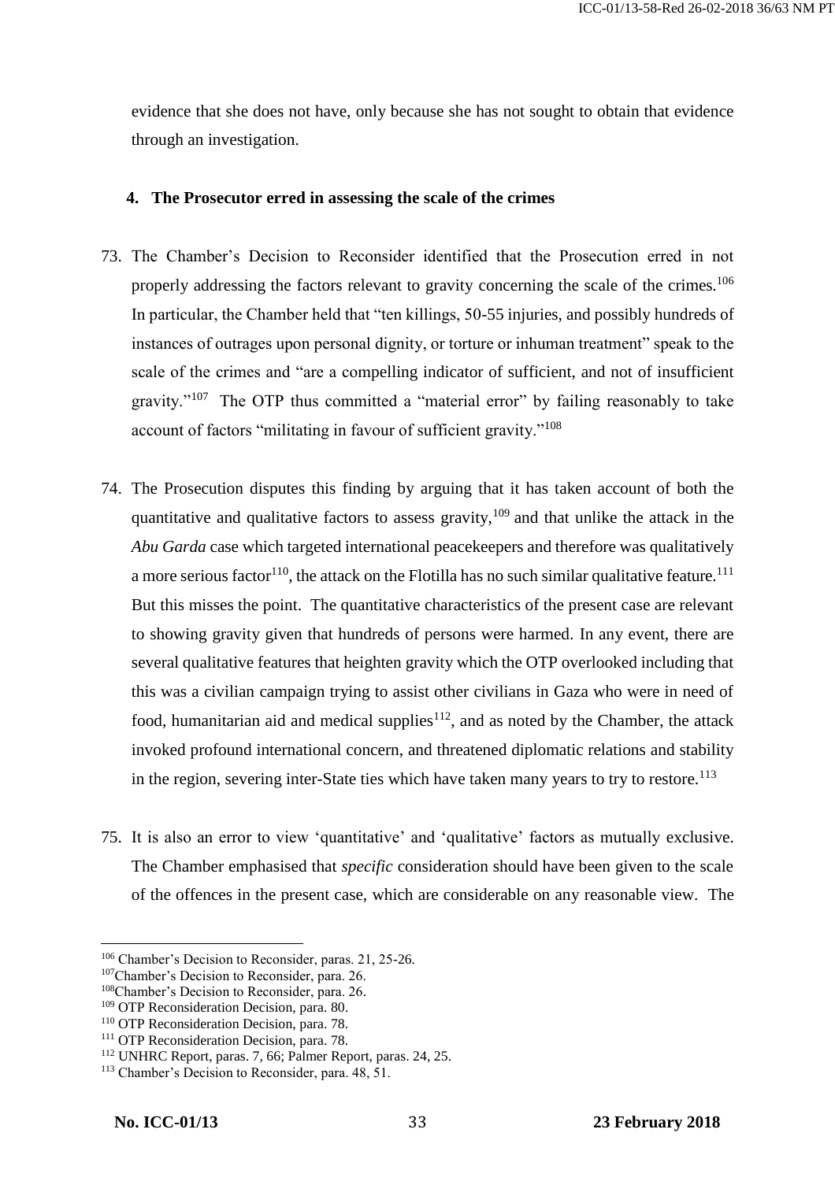evidence that she does not have, only because she has not sought to obtain that evidence through an investigation.

**4. The Prosecutor erred in assessing the scale of the crimes**

73. The Chamber's Decision to Reconsider identified that the Prosecution erred in not properly addressing the factors relevant to gravity concerning the scale of the crimes.[106] In particular, the Chamber held that "ten killings, 50-55 injuries, and possibly hundreds of instances of outrages upon personal dignity, or torture or inhuman treatment" speak to the scale of the crimes and "are a compelling indicator of sufficient, and not of insufficient gravity."[107] The OTP thus committed a "material error" by failing reasonably to take account of factors "militating in favour of sufficient gravity."[108]

74. The Prosecution disputes this finding by arguing that it has taken account of both the quantitative and qualitative factors to assess gravity,[109] and that unlike the attack in the *Abu Garda* case which targeted international peacekeepers and therefore was qualitatively a more serious factor[110], the attack on the Flotilla has no such similar qualitative feature.[111] But this misses the point. The quantitative characteristics of the present case are relevant to showing gravity given that hundreds of persons were harmed. In any event, there are several qualitative features that heighten gravity which the OTP overlooked including that this was a civilian campaign trying to assist other civilians in Gaza who were in need of food, humanitarian aid and medical supplies[112], and as noted by the Chamber, the attack invoked profound international concern, and threatened diplomatic relations and stability in the region, severing inter-State ties which have taken many years to try to restore.[113]

75. It is also an error to view 'quantitative' and 'qualitative' factors as mutually exclusive. The Chamber emphasised that *specific* consideration should have been given to the scale of the offences in the present case, which are considerable on any reasonable view. The

---

[106] Chamber's Decision to Reconsider, paras. 21, 25-26.
[107] Chamber's Decision to Reconsider, para. 26.
[108] Chamber's Decision to Reconsider, para. 26.
[109] OTP Reconsideration Decision, para. 80.
[110] OTP Reconsideration Decision, para. 78.
[111] OTP Reconsideration Decision, para. 78.
[112] UNHRC Report, paras. 7, 66; Palmer Report, paras. 24, 25.
[113] Chamber's Decision to Reconsider, para. 48, 51.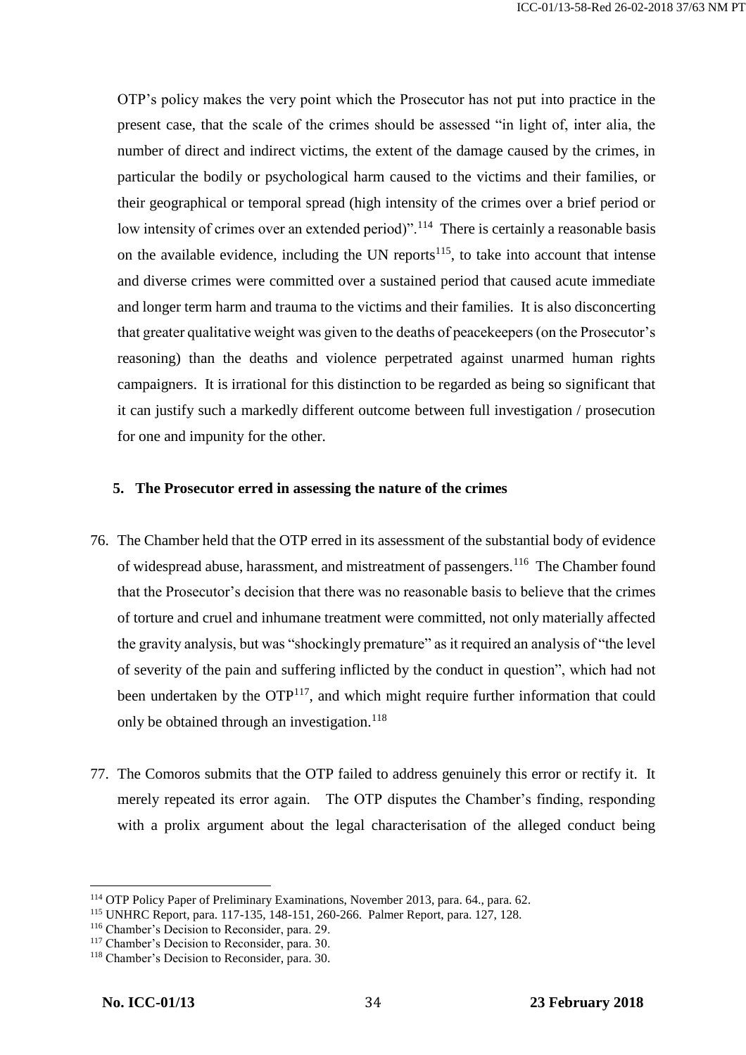OTP's policy makes the very point which the Prosecutor has not put into practice in the present case, that the scale of the crimes should be assessed "in light of, inter alia, the number of direct and indirect victims, the extent of the damage caused by the crimes, in particular the bodily or psychological harm caused to the victims and their families, or their geographical or temporal spread (high intensity of the crimes over a brief period or low intensity of crimes over an extended period)".[114] There is certainly a reasonable basis on the available evidence, including the UN reports[115], to take into account that intense and diverse crimes were committed over a sustained period that caused acute immediate and longer term harm and trauma to the victims and their families. It is also disconcerting that greater qualitative weight was given to the deaths of peacekeepers (on the Prosecutor's reasoning) than the deaths and violence perpetrated against unarmed human rights campaigners. It is irrational for this distinction to be regarded as being so significant that it can justify such a markedly different outcome between full investigation / prosecution for one and impunity for the other.

### 5. The Prosecutor erred in assessing the nature of the crimes

76. The Chamber held that the OTP erred in its assessment of the substantial body of evidence of widespread abuse, harassment, and mistreatment of passengers.[116] The Chamber found that the Prosecutor's decision that there was no reasonable basis to believe that the crimes of torture and cruel and inhumane treatment were committed, not only materially affected the gravity analysis, but was "shockingly premature" as it required an analysis of "the level of severity of the pain and suffering inflicted by the conduct in question", which had not been undertaken by the OTP[117], and which might require further information that could only be obtained through an investigation.[118]

77. The Comoros submits that the OTP failed to address genuinely this error or rectify it. It merely repeated its error again. The OTP disputes the Chamber's finding, responding with a prolix argument about the legal characterisation of the alleged conduct being

---

[114] OTP Policy Paper of Preliminary Examinations, November 2013, para. 64., para. 62.

[115] UNHRC Report, para. 117-135, 148-151, 260-266. Palmer Report, para. 127, 128.

[116] Chamber's Decision to Reconsider, para. 29.

[117] Chamber's Decision to Reconsider, para. 30.

[118] Chamber's Decision to Reconsider, para. 30.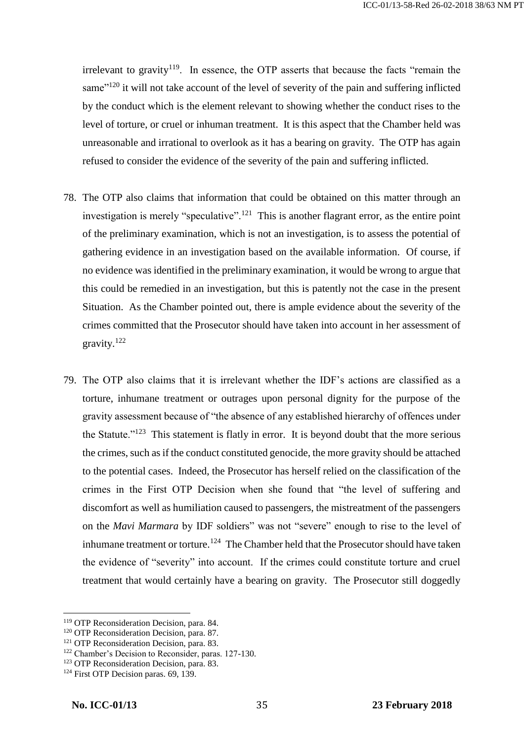irrelevant to gravity[119]. In essence, the OTP asserts that because the facts "remain the same"[120] it will not take account of the level of severity of the pain and suffering inflicted by the conduct which is the element relevant to showing whether the conduct rises to the level of torture, or cruel or inhuman treatment. It is this aspect that the Chamber held was unreasonable and irrational to overlook as it has a bearing on gravity. The OTP has again refused to consider the evidence of the severity of the pain and suffering inflicted.

78. The OTP also claims that information that could be obtained on this matter through an investigation is merely "speculative".[121] This is another flagrant error, as the entire point of the preliminary examination, which is not an investigation, is to assess the potential of gathering evidence in an investigation based on the available information. Of course, if no evidence was identified in the preliminary examination, it would be wrong to argue that this could be remedied in an investigation, but this is patently not the case in the present Situation. As the Chamber pointed out, there is ample evidence about the severity of the crimes committed that the Prosecutor should have taken into account in her assessment of gravity.[122]

79. The OTP also claims that it is irrelevant whether the IDF's actions are classified as a torture, inhumane treatment or outrages upon personal dignity for the purpose of the gravity assessment because of "the absence of any established hierarchy of offences under the Statute."[123] This statement is flatly in error. It is beyond doubt that the more serious the crimes, such as if the conduct constituted genocide, the more gravity should be attached to the potential cases. Indeed, the Prosecutor has herself relied on the classification of the crimes in the First OTP Decision when she found that "the level of suffering and discomfort as well as humiliation caused to passengers, the mistreatment of the passengers on the *Mavi Marmara* by IDF soldiers" was not "severe" enough to rise to the level of inhumane treatment or torture.[124] The Chamber held that the Prosecutor should have taken the evidence of "severity" into account. If the crimes could constitute torture and cruel treatment that would certainly have a bearing on gravity. The Prosecutor still doggedly

---

[119] OTP Reconsideration Decision, para. 84.
[120] OTP Reconsideration Decision, para. 87.
[121] OTP Reconsideration Decision, para. 83.
[122] Chamber's Decision to Reconsider, paras. 127-130.
[123] OTP Reconsideration Decision, para. 83.
[124] First OTP Decision paras. 69, 139.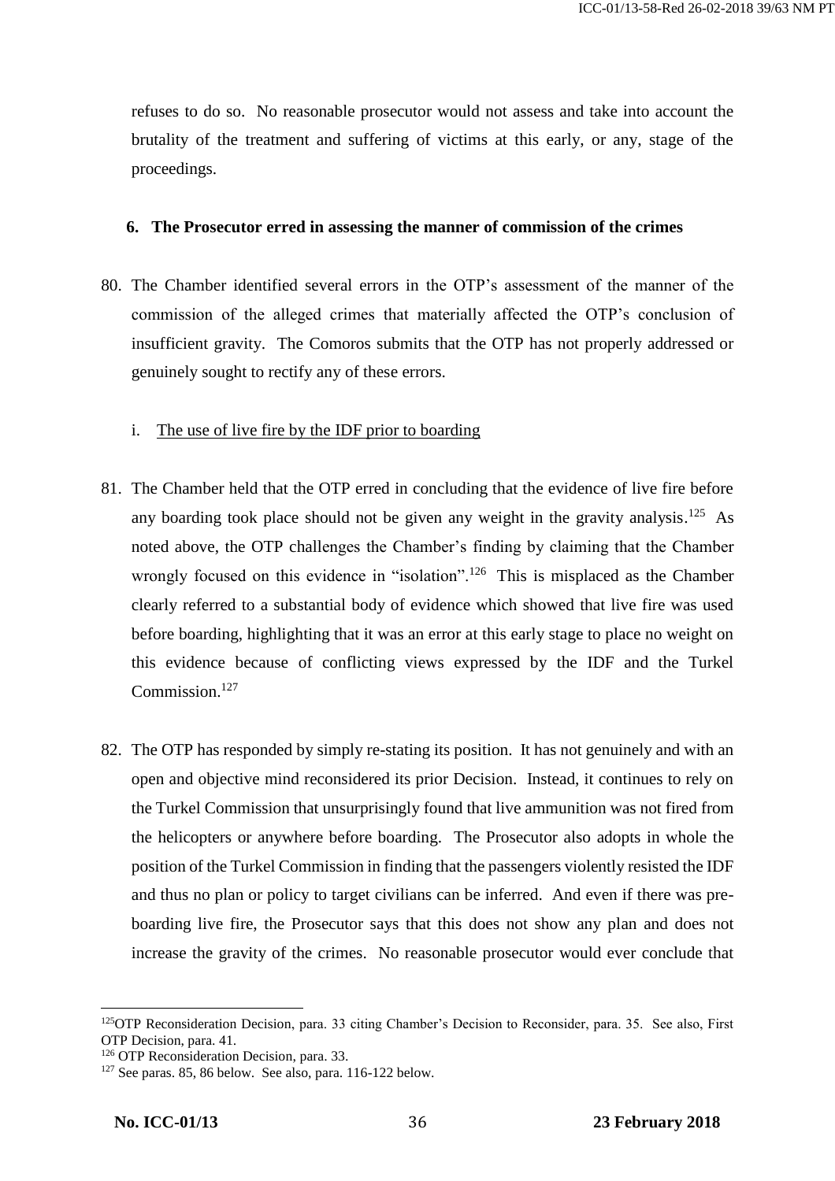refuses to do so. No reasonable prosecutor would not assess and take into account the brutality of the treatment and suffering of victims at this early, or any, stage of the proceedings.

### 6. The Prosecutor erred in assessing the manner of commission of the crimes

80. The Chamber identified several errors in the OTP's assessment of the manner of the commission of the alleged crimes that materially affected the OTP's conclusion of insufficient gravity. The Comoros submits that the OTP has not properly addressed or genuinely sought to rectify any of these errors.

i. <u>The use of live fire by the IDF prior to boarding</u>

81. The Chamber held that the OTP erred in concluding that the evidence of live fire before any boarding took place should not be given any weight in the gravity analysis.[125] As noted above, the OTP challenges the Chamber's finding by claiming that the Chamber wrongly focused on this evidence in "isolation".[126] This is misplaced as the Chamber clearly referred to a substantial body of evidence which showed that live fire was used before boarding, highlighting that it was an error at this early stage to place no weight on this evidence because of conflicting views expressed by the IDF and the Turkel Commission.[127]

82. The OTP has responded by simply re-stating its position. It has not genuinely and with an open and objective mind reconsidered its prior Decision. Instead, it continues to rely on the Turkel Commission that unsurprisingly found that live ammunition was not fired from the helicopters or anywhere before boarding. The Prosecutor also adopts in whole the position of the Turkel Commission in finding that the passengers violently resisted the IDF and thus no plan or policy to target civilians can be inferred. And even if there was pre-boarding live fire, the Prosecutor says that this does not show any plan and does not increase the gravity of the crimes. No reasonable prosecutor would ever conclude that

---

[125] OTP Reconsideration Decision, para. 33 citing Chamber's Decision to Reconsider, para. 35. See also, First OTP Decision, para. 41.

[126] OTP Reconsideration Decision, para. 33.

[127] See paras. 85, 86 below. See also, para. 116-122 below.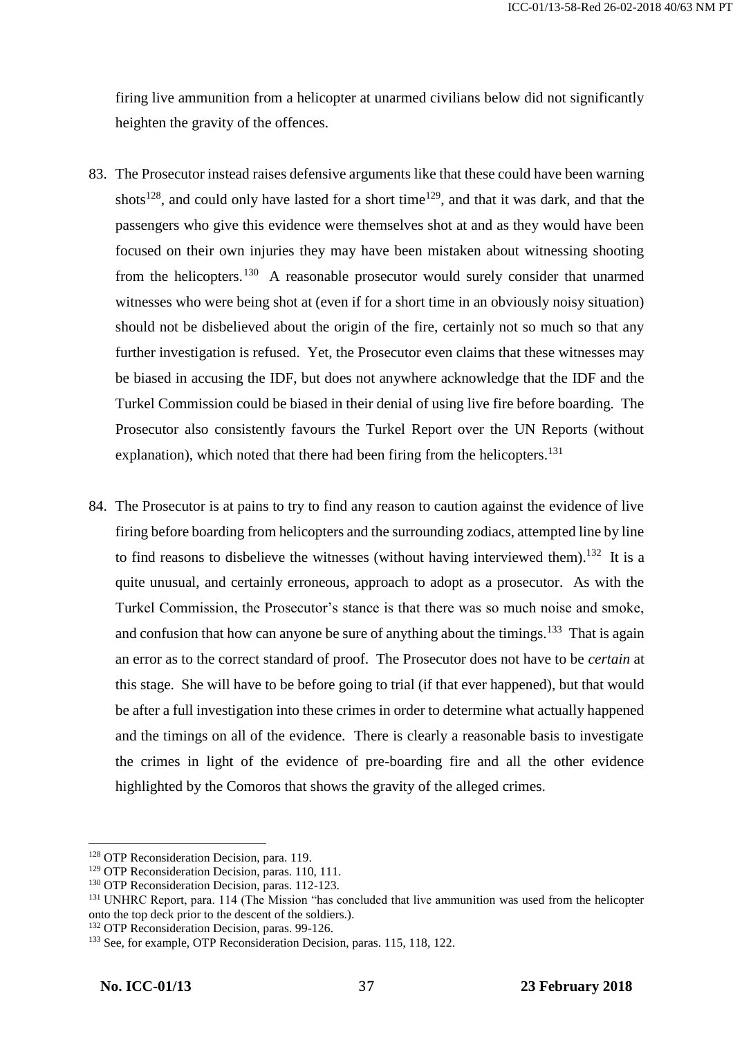firing live ammunition from a helicopter at unarmed civilians below did not significantly heighten the gravity of the offences.

83. The Prosecutor instead raises defensive arguments like that these could have been warning shots[128], and could only have lasted for a short time[129], and that it was dark, and that the passengers who give this evidence were themselves shot at and as they would have been focused on their own injuries they may have been mistaken about witnessing shooting from the helicopters.[130] A reasonable prosecutor would surely consider that unarmed witnesses who were being shot at (even if for a short time in an obviously noisy situation) should not be disbelieved about the origin of the fire, certainly not so much so that any further investigation is refused. Yet, the Prosecutor even claims that these witnesses may be biased in accusing the IDF, but does not anywhere acknowledge that the IDF and the Turkel Commission could be biased in their denial of using live fire before boarding. The Prosecutor also consistently favours the Turkel Report over the UN Reports (without explanation), which noted that there had been firing from the helicopters.[131]

84. The Prosecutor is at pains to try to find any reason to caution against the evidence of live firing before boarding from helicopters and the surrounding zodiacs, attempted line by line to find reasons to disbelieve the witnesses (without having interviewed them).[132] It is a quite unusual, and certainly erroneous, approach to adopt as a prosecutor. As with the Turkel Commission, the Prosecutor's stance is that there was so much noise and smoke, and confusion that how can anyone be sure of anything about the timings.[133] That is again an error as to the correct standard of proof. The Prosecutor does not have to be *certain* at this stage. She will have to be before going to trial (if that ever happened), but that would be after a full investigation into these crimes in order to determine what actually happened and the timings on all of the evidence. There is clearly a reasonable basis to investigate the crimes in light of the evidence of pre-boarding fire and all the other evidence highlighted by the Comoros that shows the gravity of the alleged crimes.

---

[128] OTP Reconsideration Decision, para. 119.

[129] OTP Reconsideration Decision, paras. 110, 111.

[130] OTP Reconsideration Decision, paras. 112-123.

[131] UNHRC Report, para. 114 (The Mission "has concluded that live ammunition was used from the helicopter onto the top deck prior to the descent of the soldiers.).

[132] OTP Reconsideration Decision, paras. 99-126.

[133] See, for example, OTP Reconsideration Decision, paras. 115, 118, 122.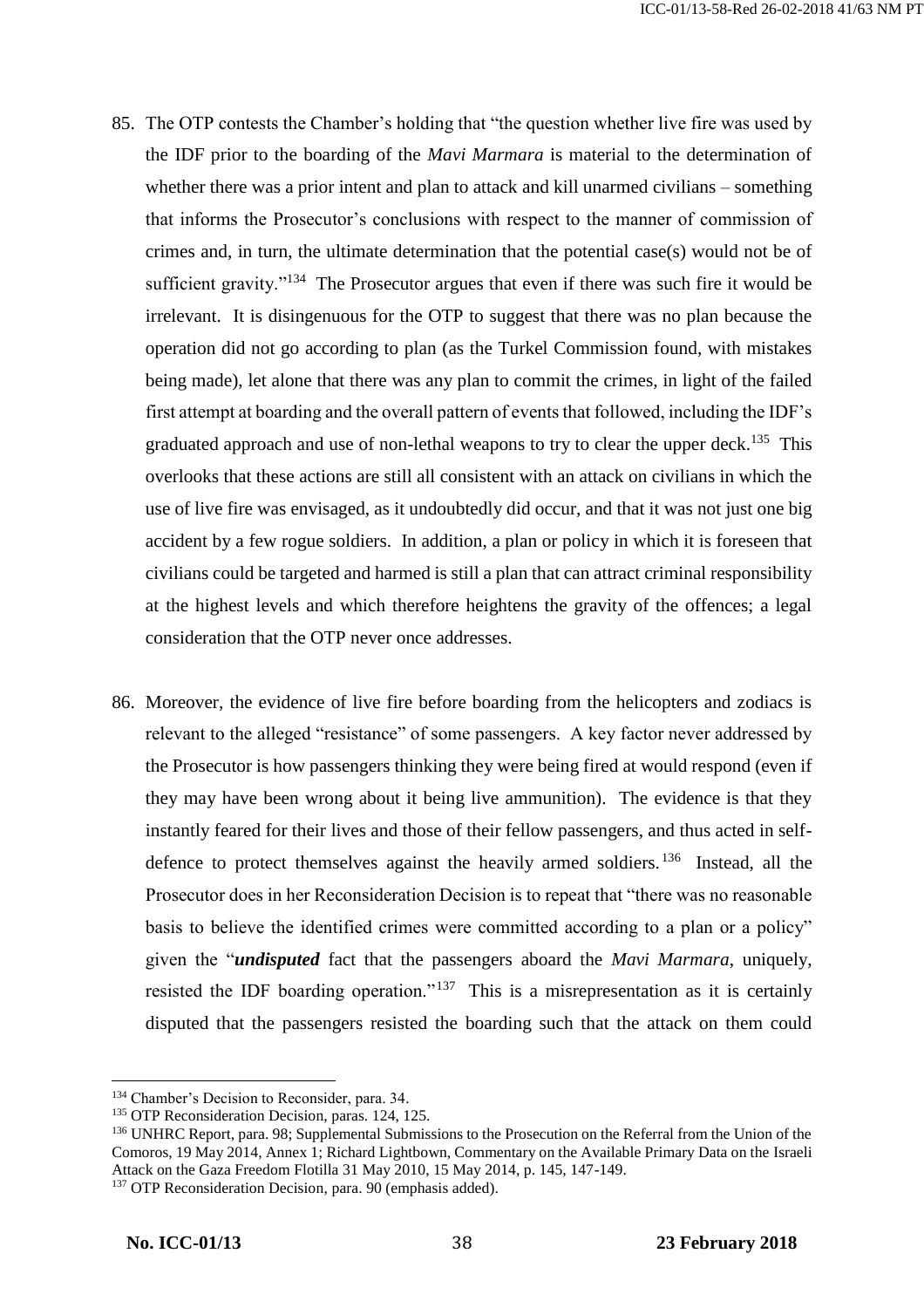85. The OTP contests the Chamber's holding that "the question whether live fire was used by the IDF prior to the boarding of the *Mavi Marmara* is material to the determination of whether there was a prior intent and plan to attack and kill unarmed civilians – something that informs the Prosecutor's conclusions with respect to the manner of commission of crimes and, in turn, the ultimate determination that the potential case(s) would not be of sufficient gravity."[134] The Prosecutor argues that even if there was such fire it would be irrelevant. It is disingenuous for the OTP to suggest that there was no plan because the operation did not go according to plan (as the Turkel Commission found, with mistakes being made), let alone that there was any plan to commit the crimes, in light of the failed first attempt at boarding and the overall pattern of events that followed, including the IDF's graduated approach and use of non-lethal weapons to try to clear the upper deck.[135] This overlooks that these actions are still all consistent with an attack on civilians in which the use of live fire was envisaged, as it undoubtedly did occur, and that it was not just one big accident by a few rogue soldiers. In addition, a plan or policy in which it is foreseen that civilians could be targeted and harmed is still a plan that can attract criminal responsibility at the highest levels and which therefore heightens the gravity of the offences; a legal consideration that the OTP never once addresses.

86. Moreover, the evidence of live fire before boarding from the helicopters and zodiacs is relevant to the alleged "resistance" of some passengers. A key factor never addressed by the Prosecutor is how passengers thinking they were being fired at would respond (even if they may have been wrong about it being live ammunition). The evidence is that they instantly feared for their lives and those of their fellow passengers, and thus acted in self-defence to protect themselves against the heavily armed soldiers.[136] Instead, all the Prosecutor does in her Reconsideration Decision is to repeat that "there was no reasonable basis to believe the identified crimes were committed according to a plan or a policy" given the "***undisputed*** fact that the passengers aboard the *Mavi Marmara*, uniquely, resisted the IDF boarding operation."[137] This is a misrepresentation as it is certainly disputed that the passengers resisted the boarding such that the attack on them could

---

[134] Chamber's Decision to Reconsider, para. 34.

[135] OTP Reconsideration Decision, paras. 124, 125.

[136] UNHRC Report, para. 98; Supplemental Submissions to the Prosecution on the Referral from the Union of the Comoros, 19 May 2014, Annex 1; Richard Lightbown, Commentary on the Available Primary Data on the Israeli Attack on the Gaza Freedom Flotilla 31 May 2010, 15 May 2014, p. 145, 147-149.

[137] OTP Reconsideration Decision, para. 90 (emphasis added).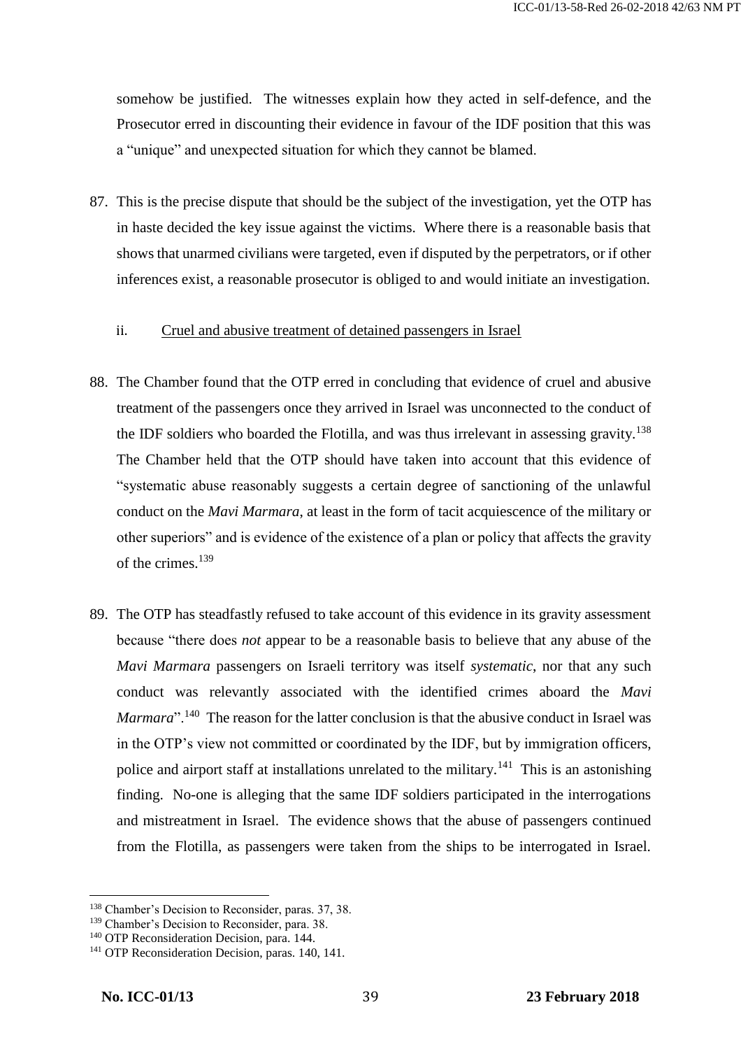somehow be justified. The witnesses explain how they acted in self-defence, and the Prosecutor erred in discounting their evidence in favour of the IDF position that this was a "unique" and unexpected situation for which they cannot be blamed.

87. This is the precise dispute that should be the subject of the investigation, yet the OTP has in haste decided the key issue against the victims. Where there is a reasonable basis that shows that unarmed civilians were targeted, even if disputed by the perpetrators, or if other inferences exist, a reasonable prosecutor is obliged to and would initiate an investigation.

ii. Cruel and abusive treatment of detained passengers in Israel

88. The Chamber found that the OTP erred in concluding that evidence of cruel and abusive treatment of the passengers once they arrived in Israel was unconnected to the conduct of the IDF soldiers who boarded the Flotilla, and was thus irrelevant in assessing gravity.[138] The Chamber held that the OTP should have taken into account that this evidence of "systematic abuse reasonably suggests a certain degree of sanctioning of the unlawful conduct on the *Mavi Marmara*, at least in the form of tacit acquiescence of the military or other superiors" and is evidence of the existence of a plan or policy that affects the gravity of the crimes.[139]

89. The OTP has steadfastly refused to take account of this evidence in its gravity assessment because "there does *not* appear to be a reasonable basis to believe that any abuse of the *Mavi Marmara* passengers on Israeli territory was itself *systematic*, nor that any such conduct was relevantly associated with the identified crimes aboard the *Mavi Marmara*".[140] The reason for the latter conclusion is that the abusive conduct in Israel was in the OTP's view not committed or coordinated by the IDF, but by immigration officers, police and airport staff at installations unrelated to the military.[141] This is an astonishing finding. No-one is alleging that the same IDF soldiers participated in the interrogations and mistreatment in Israel. The evidence shows that the abuse of passengers continued from the Flotilla, as passengers were taken from the ships to be interrogated in Israel.

---

[138] Chamber's Decision to Reconsider, paras. 37, 38.

[139] Chamber's Decision to Reconsider, para. 38.

[140] OTP Reconsideration Decision, para. 144.

[141] OTP Reconsideration Decision, paras. 140, 141.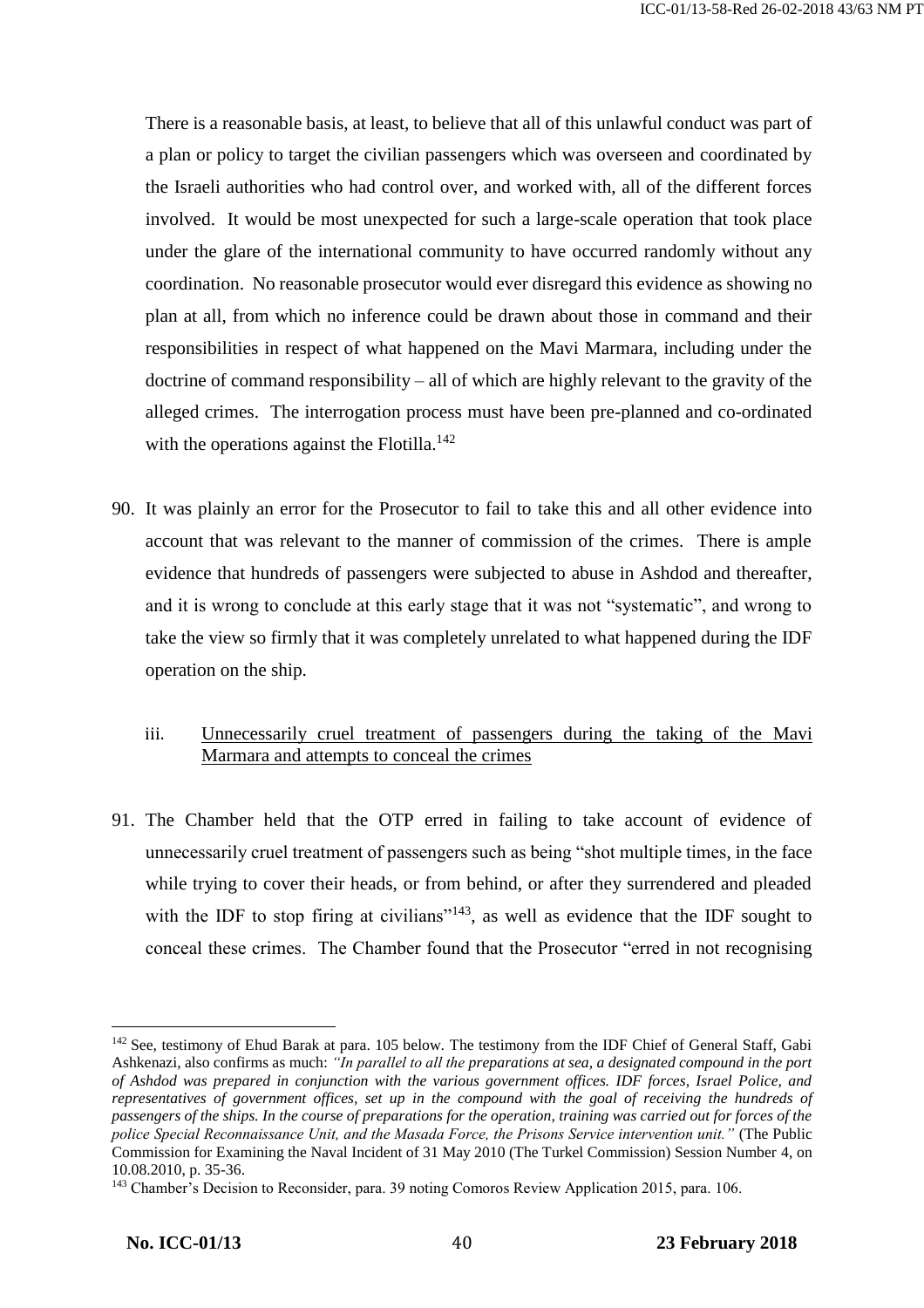There is a reasonable basis, at least, to believe that all of this unlawful conduct was part of a plan or policy to target the civilian passengers which was overseen and coordinated by the Israeli authorities who had control over, and worked with, all of the different forces involved. It would be most unexpected for such a large-scale operation that took place under the glare of the international community to have occurred randomly without any coordination. No reasonable prosecutor would ever disregard this evidence as showing no plan at all, from which no inference could be drawn about those in command and their responsibilities in respect of what happened on the Mavi Marmara, including under the doctrine of command responsibility – all of which are highly relevant to the gravity of the alleged crimes. The interrogation process must have been pre-planned and co-ordinated with the operations against the Flotilla.[142]

90. It was plainly an error for the Prosecutor to fail to take this and all other evidence into account that was relevant to the manner of commission of the crimes. There is ample evidence that hundreds of passengers were subjected to abuse in Ashdod and thereafter, and it is wrong to conclude at this early stage that it was not "systematic", and wrong to take the view so firmly that it was completely unrelated to what happened during the IDF operation on the ship.

iii. Unnecessarily cruel treatment of passengers during the taking of the Mavi Marmara and attempts to conceal the crimes

91. The Chamber held that the OTP erred in failing to take account of evidence of unnecessarily cruel treatment of passengers such as being "shot multiple times, in the face while trying to cover their heads, or from behind, or after they surrendered and pleaded with the IDF to stop firing at civilians"[143], as well as evidence that the IDF sought to conceal these crimes. The Chamber found that the Prosecutor "erred in not recognising

---

[142] See, testimony of Ehud Barak at para. 105 below. The testimony from the IDF Chief of General Staff, Gabi Ashkenazi, also confirms as much: *"In parallel to all the preparations at sea, a designated compound in the port of Ashdod was prepared in conjunction with the various government offices. IDF forces, Israel Police, and representatives of government offices, set up in the compound with the goal of receiving the hundreds of passengers of the ships. In the course of preparations for the operation, training was carried out for forces of the police Special Reconnaissance Unit, and the Masada Force, the Prisons Service intervention unit."* (The Public Commission for Examining the Naval Incident of 31 May 2010 (The Turkel Commission) Session Number 4, on 10.08.2010, p. 35-36.

[143] Chamber's Decision to Reconsider, para. 39 noting Comoros Review Application 2015, para. 106.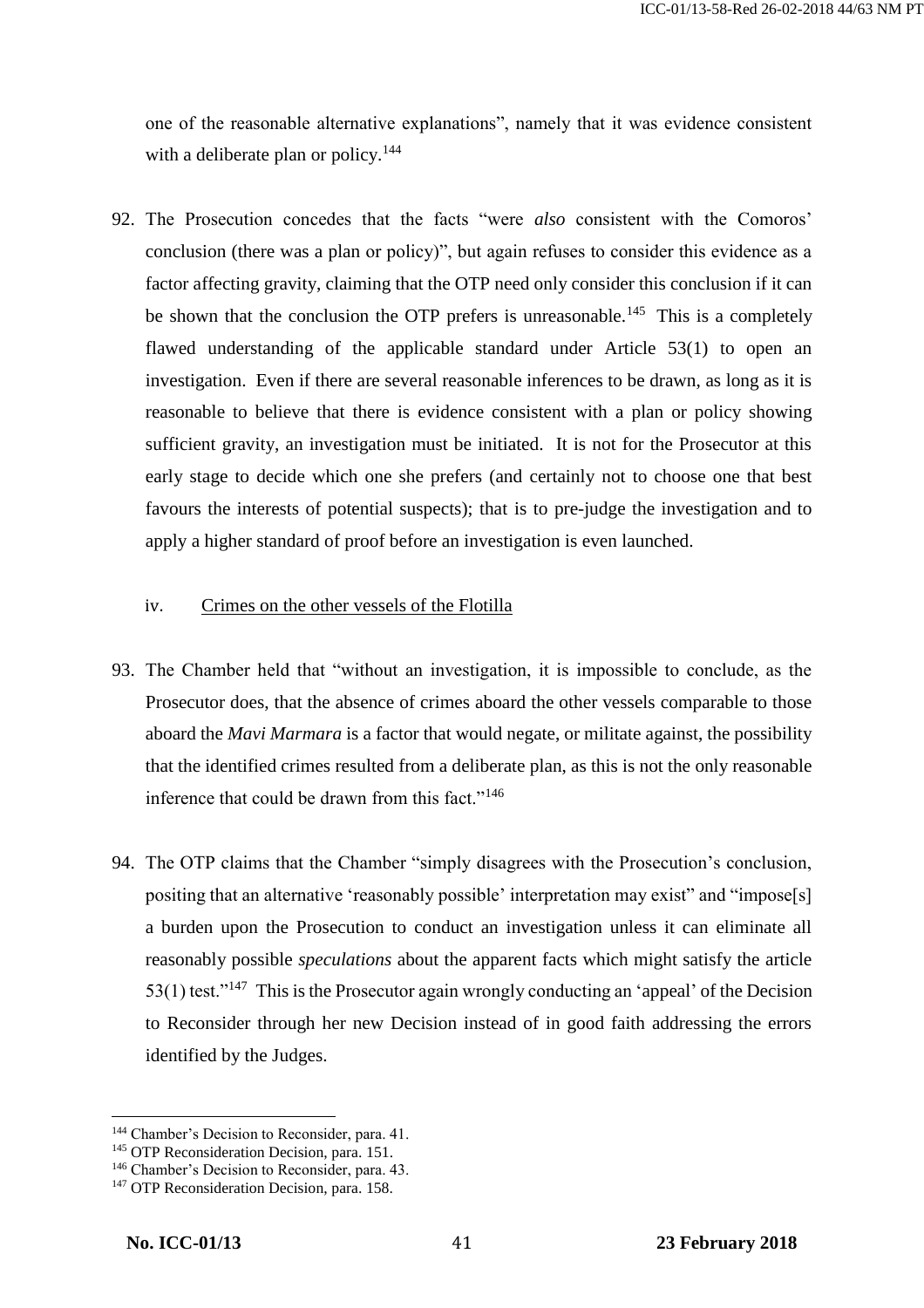one of the reasonable alternative explanations", namely that it was evidence consistent with a deliberate plan or policy.[144]

92. The Prosecution concedes that the facts "were *also* consistent with the Comoros' conclusion (there was a plan or policy)", but again refuses to consider this evidence as a factor affecting gravity, claiming that the OTP need only consider this conclusion if it can be shown that the conclusion the OTP prefers is unreasonable.[145] This is a completely flawed understanding of the applicable standard under Article 53(1) to open an investigation. Even if there are several reasonable inferences to be drawn, as long as it is reasonable to believe that there is evidence consistent with a plan or policy showing sufficient gravity, an investigation must be initiated. It is not for the Prosecutor at this early stage to decide which one she prefers (and certainly not to choose one that best favours the interests of potential suspects); that is to pre-judge the investigation and to apply a higher standard of proof before an investigation is even launched.

iv. Crimes on the other vessels of the Flotilla

93. The Chamber held that "without an investigation, it is impossible to conclude, as the Prosecutor does, that the absence of crimes aboard the other vessels comparable to those aboard the *Mavi Marmara* is a factor that would negate, or militate against, the possibility that the identified crimes resulted from a deliberate plan, as this is not the only reasonable inference that could be drawn from this fact."[146]

94. The OTP claims that the Chamber "simply disagrees with the Prosecution's conclusion, positing that an alternative 'reasonably possible' interpretation may exist" and "impose[s] a burden upon the Prosecution to conduct an investigation unless it can eliminate all reasonably possible *speculations* about the apparent facts which might satisfy the article 53(1) test."[147] This is the Prosecutor again wrongly conducting an 'appeal' of the Decision to Reconsider through her new Decision instead of in good faith addressing the errors identified by the Judges.

---

[144] Chamber's Decision to Reconsider, para. 41.
[145] OTP Reconsideration Decision, para. 151.
[146] Chamber's Decision to Reconsider, para. 43.
[147] OTP Reconsideration Decision, para. 158.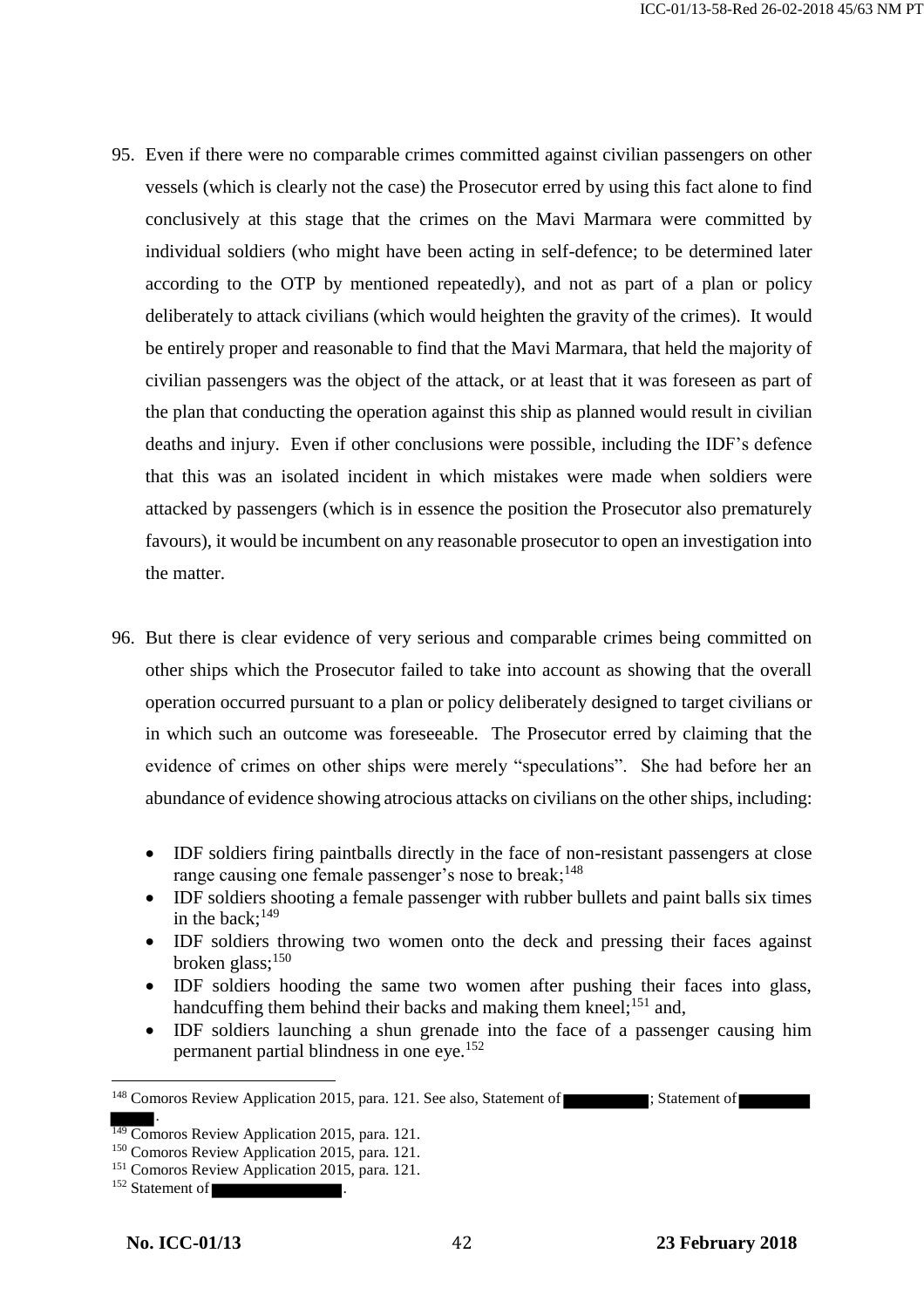95. Even if there were no comparable crimes committed against civilian passengers on other vessels (which is clearly not the case) the Prosecutor erred by using this fact alone to find conclusively at this stage that the crimes on the Mavi Marmara were committed by individual soldiers (who might have been acting in self-defence; to be determined later according to the OTP by mentioned repeatedly), and not as part of a plan or policy deliberately to attack civilians (which would heighten the gravity of the crimes). It would be entirely proper and reasonable to find that the Mavi Marmara, that held the majority of civilian passengers was the object of the attack, or at least that it was foreseen as part of the plan that conducting the operation against this ship as planned would result in civilian deaths and injury. Even if other conclusions were possible, including the IDF's defence that this was an isolated incident in which mistakes were made when soldiers were attacked by passengers (which is in essence the position the Prosecutor also prematurely favours), it would be incumbent on any reasonable prosecutor to open an investigation into the matter.

96. But there is clear evidence of very serious and comparable crimes being committed on other ships which the Prosecutor failed to take into account as showing that the overall operation occurred pursuant to a plan or policy deliberately designed to target civilians or in which such an outcome was foreseeable. The Prosecutor erred by claiming that the evidence of crimes on other ships were merely "speculations". She had before her an abundance of evidence showing atrocious attacks on civilians on the other ships, including:

- IDF soldiers firing paintballs directly in the face of non-resistant passengers at close range causing one female passenger's nose to break;[148]
- IDF soldiers shooting a female passenger with rubber bullets and paint balls six times in the back;[149]
- IDF soldiers throwing two women onto the deck and pressing their faces against broken glass;[150]
- IDF soldiers hooding the same two women after pushing their faces into glass, handcuffing them behind their backs and making them kneel;[151] and,
- IDF soldiers launching a shun grenade into the face of a passenger causing him permanent partial blindness in one eye.[152]

---

[148] Comoros Review Application 2015, para. 121. See also, Statement of [REDACTED]; Statement of [REDACTED].

[149] Comoros Review Application 2015, para. 121.

[150] Comoros Review Application 2015, para. 121.

[151] Comoros Review Application 2015, para. 121.

[152] Statement of [REDACTED].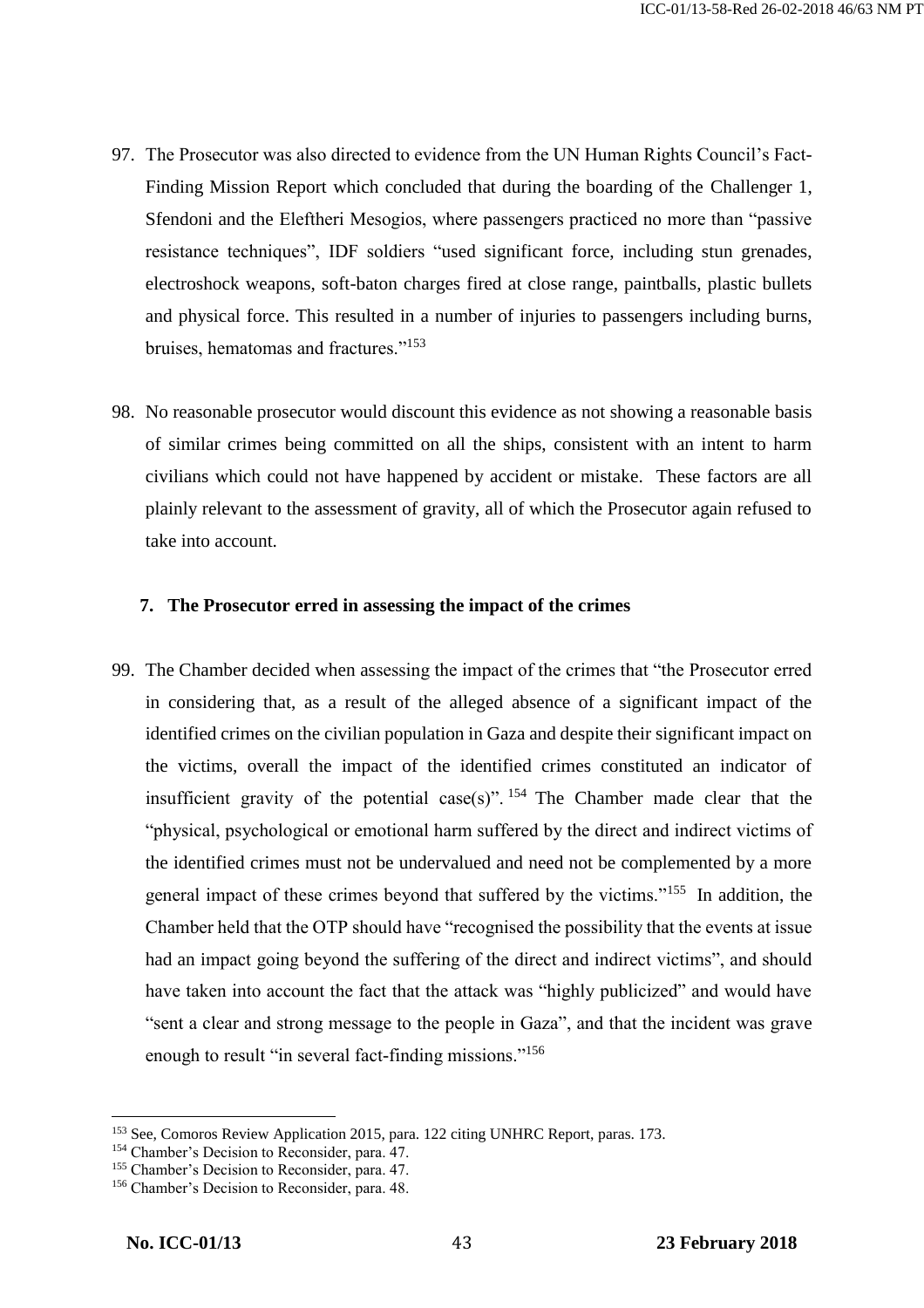97. The Prosecutor was also directed to evidence from the UN Human Rights Council's Fact-Finding Mission Report which concluded that during the boarding of the Challenger 1, Sfendoni and the Eleftheri Mesogios, where passengers practiced no more than "passive resistance techniques", IDF soldiers "used significant force, including stun grenades, electroshock weapons, soft-baton charges fired at close range, paintballs, plastic bullets and physical force. This resulted in a number of injuries to passengers including burns, bruises, hematomas and fractures."[153]

98. No reasonable prosecutor would discount this evidence as not showing a reasonable basis of similar crimes being committed on all the ships, consistent with an intent to harm civilians which could not have happened by accident or mistake. These factors are all plainly relevant to the assessment of gravity, all of which the Prosecutor again refused to take into account.

### 7. The Prosecutor erred in assessing the impact of the crimes

99. The Chamber decided when assessing the impact of the crimes that "the Prosecutor erred in considering that, as a result of the alleged absence of a significant impact of the identified crimes on the civilian population in Gaza and despite their significant impact on the victims, overall the impact of the identified crimes constituted an indicator of insufficient gravity of the potential case(s)".[154] The Chamber made clear that the "physical, psychological or emotional harm suffered by the direct and indirect victims of the identified crimes must not be undervalued and need not be complemented by a more general impact of these crimes beyond that suffered by the victims."[155] In addition, the Chamber held that the OTP should have "recognised the possibility that the events at issue had an impact going beyond the suffering of the direct and indirect victims", and should have taken into account the fact that the attack was "highly publicized" and would have "sent a clear and strong message to the people in Gaza", and that the incident was grave enough to result "in several fact-finding missions."[156]

---

[153] See, Comoros Review Application 2015, para. 122 citing UNHRC Report, paras. 173.
[154] Chamber's Decision to Reconsider, para. 47.
[155] Chamber's Decision to Reconsider, para. 47.
[156] Chamber's Decision to Reconsider, para. 48.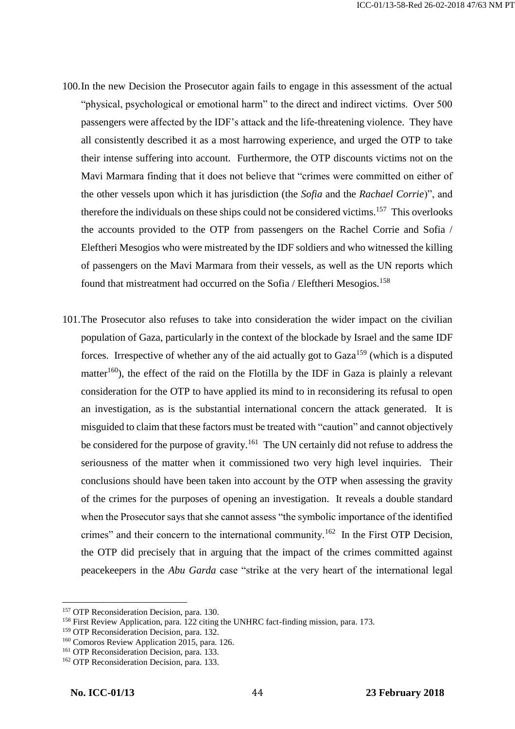100. In the new Decision the Prosecutor again fails to engage in this assessment of the actual "physical, psychological or emotional harm" to the direct and indirect victims. Over 500 passengers were affected by the IDF's attack and the life-threatening violence. They have all consistently described it as a most harrowing experience, and urged the OTP to take their intense suffering into account. Furthermore, the OTP discounts victims not on the Mavi Marmara finding that it does not believe that "crimes were committed on either of the other vessels upon which it has jurisdiction (the *Sofia* and the *Rachael Corrie*)", and therefore the individuals on these ships could not be considered victims.[157] This overlooks the accounts provided to the OTP from passengers on the Rachel Corrie and Sofia / Eleftheri Mesogios who were mistreated by the IDF soldiers and who witnessed the killing of passengers on the Mavi Marmara from their vessels, as well as the UN reports which found that mistreatment had occurred on the Sofia / Eleftheri Mesogios.[158]

101. The Prosecutor also refuses to take into consideration the wider impact on the civilian population of Gaza, particularly in the context of the blockade by Israel and the same IDF forces. Irrespective of whether any of the aid actually got to Gaza[159] (which is a disputed matter[160]), the effect of the raid on the Flotilla by the IDF in Gaza is plainly a relevant consideration for the OTP to have applied its mind to in reconsidering its refusal to open an investigation, as is the substantial international concern the attack generated. It is misguided to claim that these factors must be treated with "caution" and cannot objectively be considered for the purpose of gravity.[161] The UN certainly did not refuse to address the seriousness of the matter when it commissioned two very high level inquiries. Their conclusions should have been taken into account by the OTP when assessing the gravity of the crimes for the purposes of opening an investigation. It reveals a double standard when the Prosecutor says that she cannot assess "the symbolic importance of the identified crimes" and their concern to the international community.[162] In the First OTP Decision, the OTP did precisely that in arguing that the impact of the crimes committed against peacekeepers in the *Abu Garda* case "strike at the very heart of the international legal

---

[157] OTP Reconsideration Decision, para. 130.

[158] First Review Application, para. 122 citing the UNHRC fact-finding mission, para. 173.

[159] OTP Reconsideration Decision, para. 132.

[160] Comoros Review Application 2015, para. 126.

[161] OTP Reconsideration Decision, para. 133.

[162] OTP Reconsideration Decision, para. 133.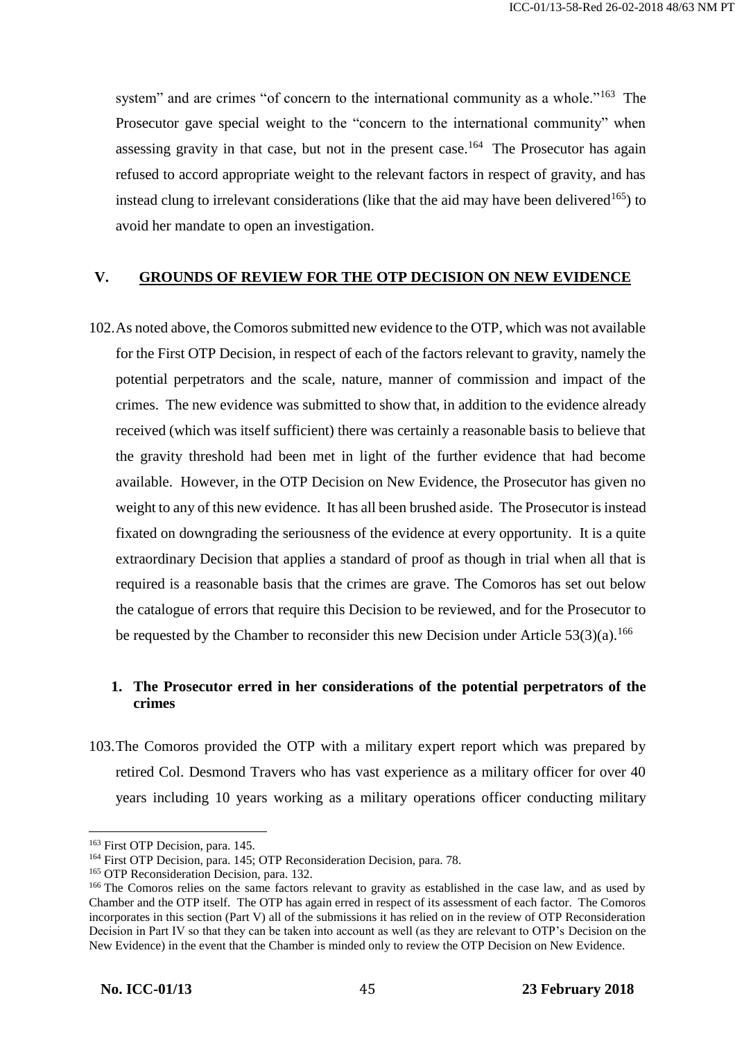system" and are crimes "of concern to the international community as a whole."[163] The Prosecutor gave special weight to the "concern to the international community" when assessing gravity in that case, but not in the present case.[164] The Prosecutor has again refused to accord appropriate weight to the relevant factors in respect of gravity, and has instead clung to irrelevant considerations (like that the aid may have been delivered[165]) to avoid her mandate to open an investigation.

## V. GROUNDS OF REVIEW FOR THE OTP DECISION ON NEW EVIDENCE

102. As noted above, the Comoros submitted new evidence to the OTP, which was not available for the First OTP Decision, in respect of each of the factors relevant to gravity, namely the potential perpetrators and the scale, nature, manner of commission and impact of the crimes. The new evidence was submitted to show that, in addition to the evidence already received (which was itself sufficient) there was certainly a reasonable basis to believe that the gravity threshold had been met in light of the further evidence that had become available. However, in the OTP Decision on New Evidence, the Prosecutor has given no weight to any of this new evidence. It has all been brushed aside. The Prosecutor is instead fixated on downgrading the seriousness of the evidence at every opportunity. It is a quite extraordinary Decision that applies a standard of proof as though in trial when all that is required is a reasonable basis that the crimes are grave. The Comoros has set out below the catalogue of errors that require this Decision to be reviewed, and for the Prosecutor to be requested by the Chamber to reconsider this new Decision under Article 53(3)(a).[166]

### 1. The Prosecutor erred in her considerations of the potential perpetrators of the crimes

103. The Comoros provided the OTP with a military expert report which was prepared by retired Col. Desmond Travers who has vast experience as a military officer for over 40 years including 10 years working as a military operations officer conducting military

---

[163] First OTP Decision, para. 145.

[164] First OTP Decision, para. 145; OTP Reconsideration Decision, para. 78.

[165] OTP Reconsideration Decision, para. 132.

[166] The Comoros relies on the same factors relevant to gravity as established in the case law, and as used by Chamber and the OTP itself. The OTP has again erred in respect of its assessment of each factor. The Comoros incorporates in this section (Part V) all of the submissions it has relied on in the review of OTP Reconsideration Decision in Part IV so that they can be taken into account as well (as they are relevant to OTP's Decision on the New Evidence) in the event that the Chamber is minded only to review the OTP Decision on New Evidence.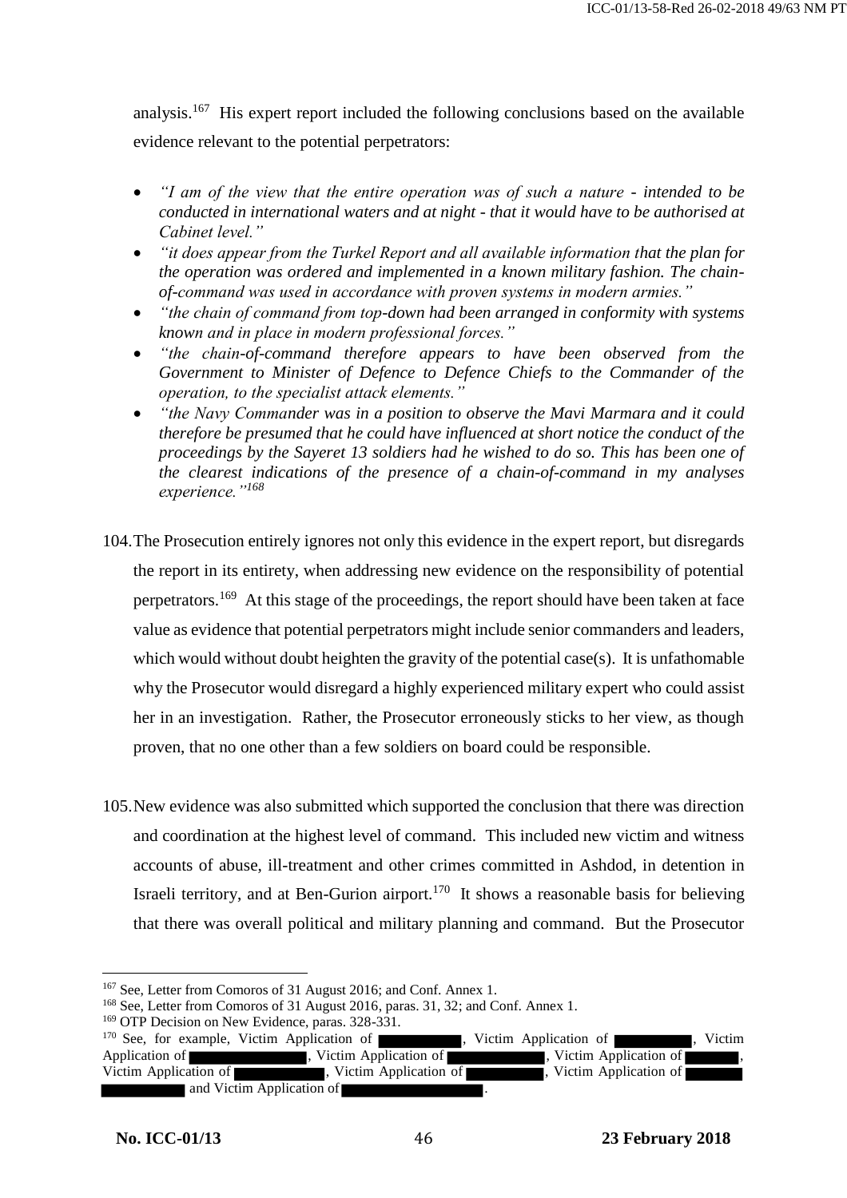analysis.[167] His expert report included the following conclusions based on the available evidence relevant to the potential perpetrators:

- *"I am of the view that the entire operation was of such a nature - intended to be conducted in international waters and at night - that it would have to be authorised at Cabinet level."*
- *"it does appear from the Turkel Report and all available information that the plan for the operation was ordered and implemented in a known military fashion. The chain-of-command was used in accordance with proven systems in modern armies."*
- *"the chain of command from top-down had been arranged in conformity with systems known and in place in modern professional forces."*
- *"the chain-of-command therefore appears to have been observed from the Government to Minister of Defence to Defence Chiefs to the Commander of the operation, to the specialist attack elements."*
- *"the Navy Commander was in a position to observe the Mavi Marmara and it could therefore be presumed that he could have influenced at short notice the conduct of the proceedings by the Sayeret 13 soldiers had he wished to do so. This has been one of the clearest indications of the presence of a chain-of-command in my analyses experience."*[168]

104. The Prosecution entirely ignores not only this evidence in the expert report, but disregards the report in its entirety, when addressing new evidence on the responsibility of potential perpetrators.[169] At this stage of the proceedings, the report should have been taken at face value as evidence that potential perpetrators might include senior commanders and leaders, which would without doubt heighten the gravity of the potential case(s). It is unfathomable why the Prosecutor would disregard a highly experienced military expert who could assist her in an investigation. Rather, the Prosecutor erroneously sticks to her view, as though proven, that no one other than a few soldiers on board could be responsible.

105. New evidence was also submitted which supported the conclusion that there was direction and coordination at the highest level of command. This included new victim and witness accounts of abuse, ill-treatment and other crimes committed in Ashdod, in detention in Israeli territory, and at Ben-Gurion airport.[170] It shows a reasonable basis for believing that there was overall political and military planning and command. But the Prosecutor

---

[167] See, Letter from Comoros of 31 August 2016; and Conf. Annex 1.

[168] See, Letter from Comoros of 31 August 2016, paras. 31, 32; and Conf. Annex 1.

[169] OTP Decision on New Evidence, paras. 328-331.

[170] See, for example, Victim Application of [REDACTED], Victim Application of [REDACTED], Victim Application of [REDACTED], Victim Application of [REDACTED], Victim Application of [REDACTED], Victim Application of [REDACTED], Victim Application of [REDACTED], Victim Application of [REDACTED] and Victim Application of [REDACTED].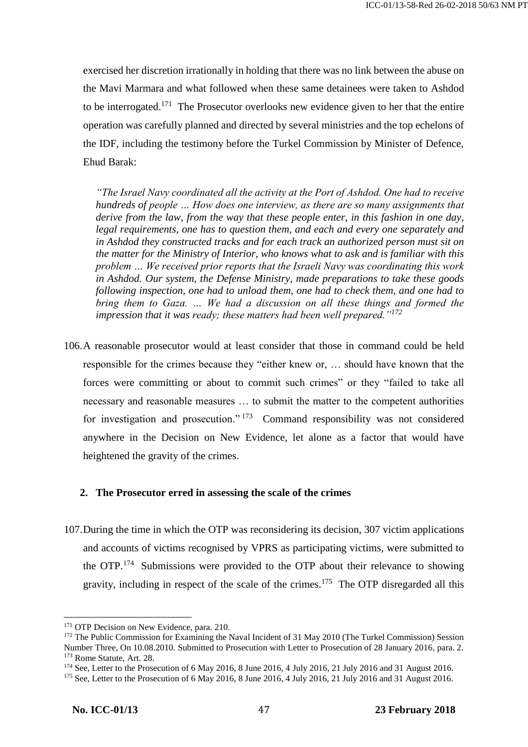exercised her discretion irrationally in holding that there was no link between the abuse on the Mavi Marmara and what followed when these same detainees were taken to Ashdod to be interrogated.[171] The Prosecutor overlooks new evidence given to her that the entire operation was carefully planned and directed by several ministries and the top echelons of the IDF, including the testimony before the Turkel Commission by Minister of Defence, Ehud Barak:

> *"The Israel Navy coordinated all the activity at the Port of Ashdod. One had to receive hundreds of people … How does one interview, as there are so many assignments that derive from the law, from the way that these people enter, in this fashion in one day, legal requirements, one has to question them, and each and every one separately and in Ashdod they constructed tracks and for each track an authorized person must sit on the matter for the Ministry of Interior, who knows what to ask and is familiar with this problem … We received prior reports that the Israeli Navy was coordinating this work in Ashdod. Our system, the Defense Ministry, made preparations to take these goods following inspection, one had to unload them, one had to check them, and one had to bring them to Gaza. … We had a discussion on all these things and formed the impression that it was ready; these matters had been well prepared."*[172]

106. A reasonable prosecutor would at least consider that those in command could be held responsible for the crimes because they "either knew or, … should have known that the forces were committing or about to commit such crimes" or they "failed to take all necessary and reasonable measures … to submit the matter to the competent authorities for investigation and prosecution."[173] Command responsibility was not considered anywhere in the Decision on New Evidence, let alone as a factor that would have heightened the gravity of the crimes.

### 2. The Prosecutor erred in assessing the scale of the crimes

107. During the time in which the OTP was reconsidering its decision, 307 victim applications and accounts of victims recognised by VPRS as participating victims, were submitted to the OTP.[174] Submissions were provided to the OTP about their relevance to showing gravity, including in respect of the scale of the crimes.[175] The OTP disregarded all this

---

[171] OTP Decision on New Evidence, para. 210.

[172] The Public Commission for Examining the Naval Incident of 31 May 2010 (The Turkel Commission) Session Number Three, On 10.08.2010. Submitted to Prosecution with Letter to Prosecution of 28 January 2016, para. 2.

[173] Rome Statute, Art. 28.

[174] See, Letter to the Prosecution of 6 May 2016, 8 June 2016, 4 July 2016, 21 July 2016 and 31 August 2016.

[175] See, Letter to the Prosecution of 6 May 2016, 8 June 2016, 4 July 2016, 21 July 2016 and 31 August 2016.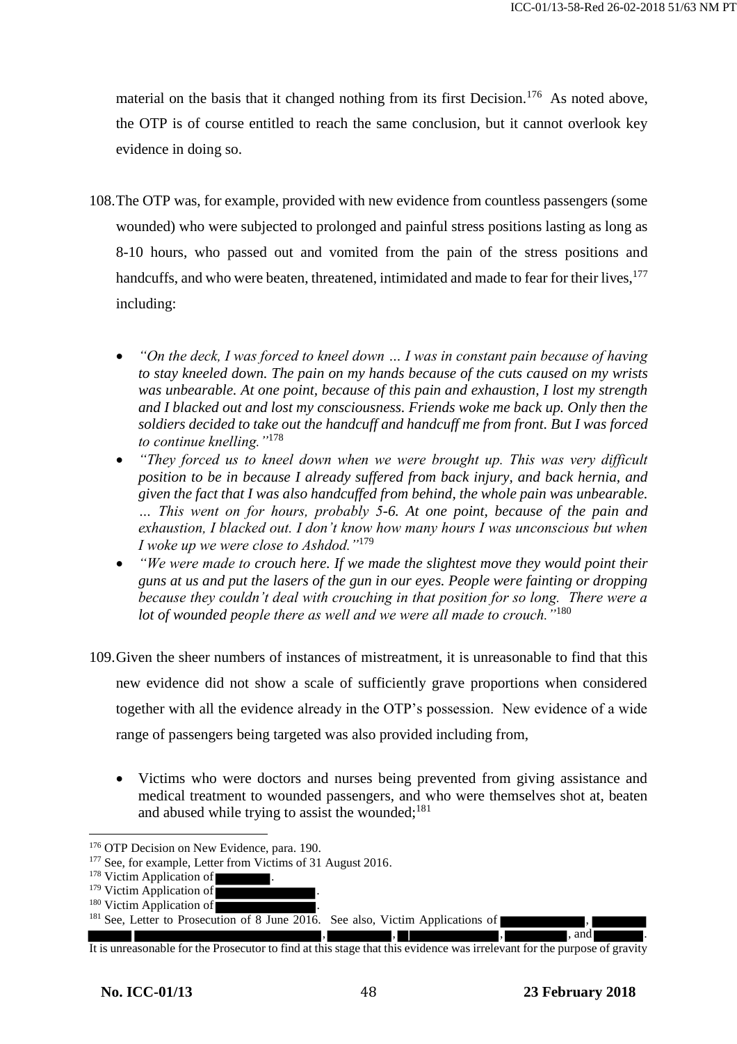material on the basis that it changed nothing from its first Decision.[176] As noted above, the OTP is of course entitled to reach the same conclusion, but it cannot overlook key evidence in doing so.

108. The OTP was, for example, provided with new evidence from countless passengers (some wounded) who were subjected to prolonged and painful stress positions lasting as long as 8-10 hours, who passed out and vomited from the pain of the stress positions and handcuffs, and who were beaten, threatened, intimidated and made to fear for their lives,[177] including:

- *"On the deck, I was forced to kneel down … I was in constant pain because of having to stay kneeled down. The pain on my hands because of the cuts caused on my wrists was unbearable. At one point, because of this pain and exhaustion, I lost my strength and I blacked out and lost my consciousness. Friends woke me back up. Only then the soldiers decided to take out the handcuff and handcuff me from front. But I was forced to continue knelling."*[178]
- *"They forced us to kneel down when we were brought up. This was very difficult position to be in because I already suffered from back injury, and back hernia, and given the fact that I was also handcuffed from behind, the whole pain was unbearable. … This went on for hours, probably 5-6. At one point, because of the pain and exhaustion, I blacked out. I don't know how many hours I was unconscious but when I woke up we were close to Ashdod."*[179]
- *"We were made to crouch here. If we made the slightest move they would point their guns at us and put the lasers of the gun in our eyes. People were fainting or dropping because they couldn't deal with crouching in that position for so long. There were a lot of wounded people there as well and we were all made to crouch."*[180]

109. Given the sheer numbers of instances of mistreatment, it is unreasonable to find that this new evidence did not show a scale of sufficiently grave proportions when considered together with all the evidence already in the OTP's possession. New evidence of a wide range of passengers being targeted was also provided including from,

- Victims who were doctors and nurses being prevented from giving assistance and medical treatment to wounded passengers, and who were themselves shot at, beaten and abused while trying to assist the wounded;[181]

---

[176] OTP Decision on New Evidence, para. 190.

[177] See, for example, Letter from Victims of 31 August 2016.

[178] Victim Application of [REDACTED].

[179] Victim Application of [REDACTED].

[180] Victim Application of [REDACTED].

[181] See, Letter to Prosecution of 8 June 2016. See also, Victim Applications of [REDACTED], [REDACTED], [REDACTED], [REDACTED], [REDACTED], and [REDACTED]. It is unreasonable for the Prosecutor to find at this stage that this evidence was irrelevant for the purpose of gravity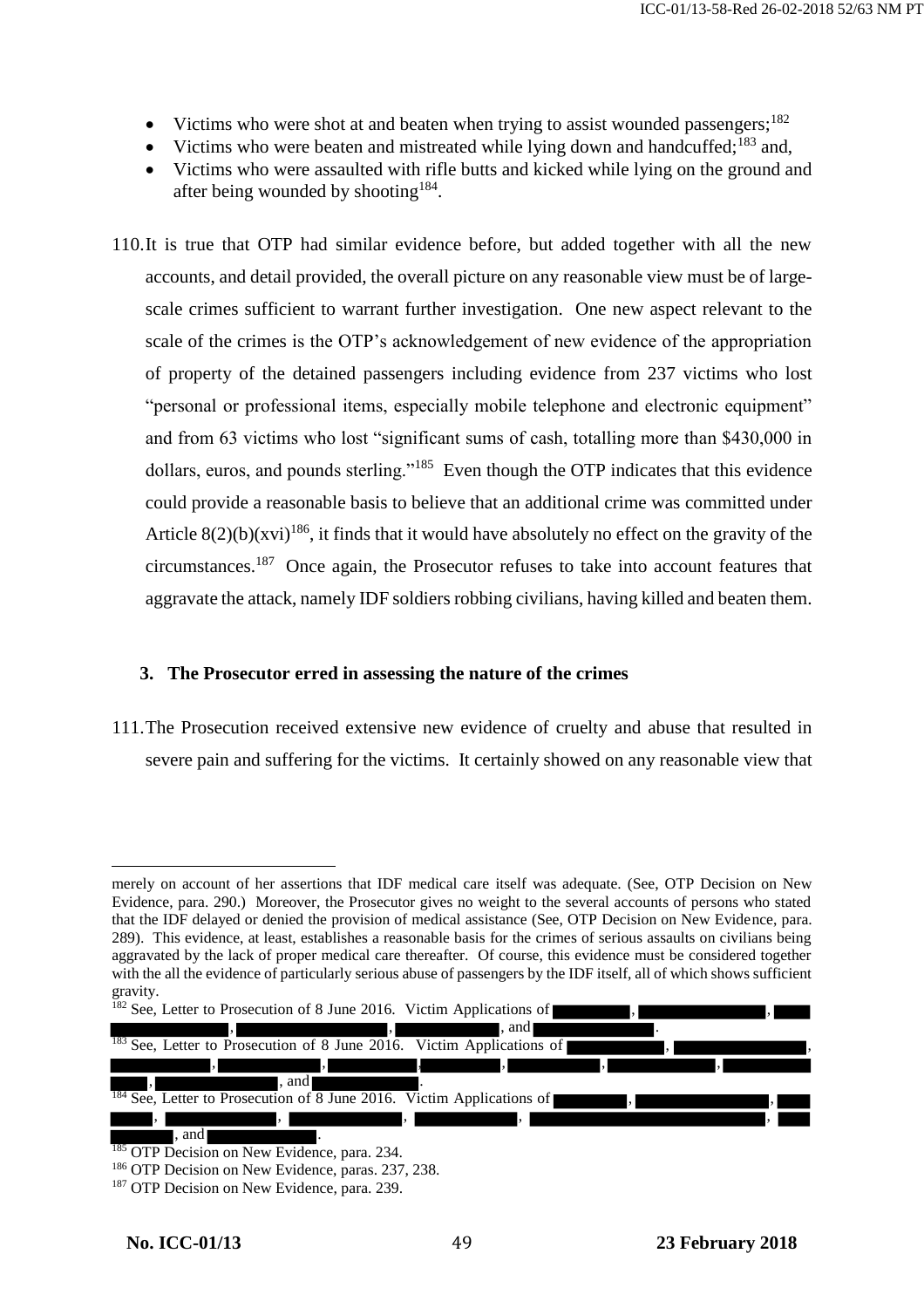- Victims who were shot at and beaten when trying to assist wounded passengers;[182]
- Victims who were beaten and mistreated while lying down and handcuffed;[183] and,
- Victims who were assaulted with rifle butts and kicked while lying on the ground and after being wounded by shooting[184].

110. It is true that OTP had similar evidence before, but added together with all the new accounts, and detail provided, the overall picture on any reasonable view must be of large-scale crimes sufficient to warrant further investigation. One new aspect relevant to the scale of the crimes is the OTP's acknowledgement of new evidence of the appropriation of property of the detained passengers including evidence from 237 victims who lost "personal or professional items, especially mobile telephone and electronic equipment" and from 63 victims who lost "significant sums of cash, totalling more than $430,000 in dollars, euros, and pounds sterling."[185] Even though the OTP indicates that this evidence could provide a reasonable basis to believe that an additional crime was committed under Article 8(2)(b)(xvi)[186], it finds that it would have absolutely no effect on the gravity of the circumstances.[187] Once again, the Prosecutor refuses to take into account features that aggravate the attack, namely IDF soldiers robbing civilians, having killed and beaten them.

### 3. The Prosecutor erred in assessing the nature of the crimes

111. The Prosecution received extensive new evidence of cruelty and abuse that resulted in severe pain and suffering for the victims. It certainly showed on any reasonable view that

---

merely on account of her assertions that IDF medical care itself was adequate. (See, OTP Decision on New Evidence, para. 290.) Moreover, the Prosecutor gives no weight to the several accounts of persons who stated that the IDF delayed or denied the provision of medical assistance (See, OTP Decision on New Evidence, para. 289). This evidence, at least, establishes a reasonable basis for the crimes of serious assaults on civilians being aggravated by the lack of proper medical care thereafter. Of course, this evidence must be considered together with the all the evidence of particularly serious abuse of passengers by the IDF itself, all of which shows sufficient gravity.

[182] See, Letter to Prosecution of 8 June 2016. Victim Applications of [REDACTED], [REDACTED], [REDACTED], [REDACTED], [REDACTED], and [REDACTED].

[183] See, Letter to Prosecution of 8 June 2016. Victim Applications of [REDACTED], [REDACTED], [REDACTED], [REDACTED], [REDACTED], [REDACTED], [REDACTED], [REDACTED], [REDACTED], [REDACTED], [REDACTED], and [REDACTED].

[184] See, Letter to Prosecution of 8 June 2016. Victim Applications of [REDACTED], [REDACTED], [REDACTED], [REDACTED], [REDACTED], [REDACTED], [REDACTED], [REDACTED], [REDACTED], and [REDACTED].

[185] OTP Decision on New Evidence, para. 234.

[186] OTP Decision on New Evidence, paras. 237, 238.

[187] OTP Decision on New Evidence, para. 239.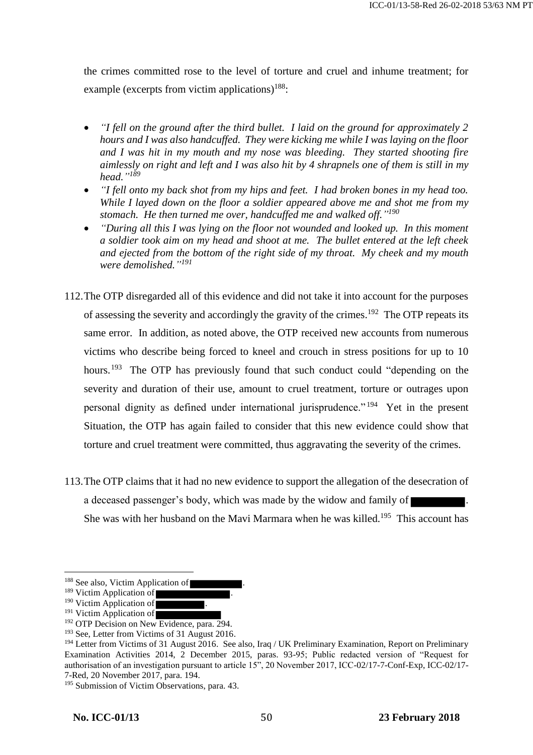the crimes committed rose to the level of torture and cruel and inhume treatment; for example (excerpts from victim applications)[188]:

- *"I fell on the ground after the third bullet. I laid on the ground for approximately 2 hours and I was also handcuffed. They were kicking me while I was laying on the floor and I was hit in my mouth and my nose was bleeding. They started shooting fire aimlessly on right and left and I was also hit by 4 shrapnels one of them is still in my head."*[189]
- *"I fell onto my back shot from my hips and feet. I had broken bones in my head too. While I layed down on the floor a soldier appeared above me and shot me from my stomach. He then turned me over, handcuffed me and walked off."*[190]
- *"During all this I was lying on the floor not wounded and looked up. In this moment a soldier took aim on my head and shoot at me. The bullet entered at the left cheek and ejected from the bottom of the right side of my throat. My cheek and my mouth were demolished."*[191]

112. The OTP disregarded all of this evidence and did not take it into account for the purposes of assessing the severity and accordingly the gravity of the crimes.[192] The OTP repeats its same error. In addition, as noted above, the OTP received new accounts from numerous victims who describe being forced to kneel and crouch in stress positions for up to 10 hours.[193] The OTP has previously found that such conduct could "depending on the severity and duration of their use, amount to cruel treatment, torture or outrages upon personal dignity as defined under international jurisprudence."[194] Yet in the present Situation, the OTP has again failed to consider that this new evidence could show that torture and cruel treatment were committed, thus aggravating the severity of the crimes.

113. The OTP claims that it had no new evidence to support the allegation of the desecration of a deceased passenger's body, which was made by the widow and family of ████████. She was with her husband on the Mavi Marmara when he was killed.[195] This account has

---

[188] See also, Victim Application of ████████.

[189] Victim Application of ████████.

[190] Victim Application of ████████.

[191] Victim Application of ████████

[192] OTP Decision on New Evidence, para. 294.

[193] See, Letter from Victims of 31 August 2016.

[194] Letter from Victims of 31 August 2016. See also, Iraq / UK Preliminary Examination, Report on Preliminary Examination Activities 2014, 2 December 2015, paras. 93-95; Public redacted version of "Request for authorisation of an investigation pursuant to article 15", 20 November 2017, ICC-02/17-7-Conf-Exp, ICC-02/17-7-Red, 20 November 2017, para. 194.

[195] Submission of Victim Observations, para. 43.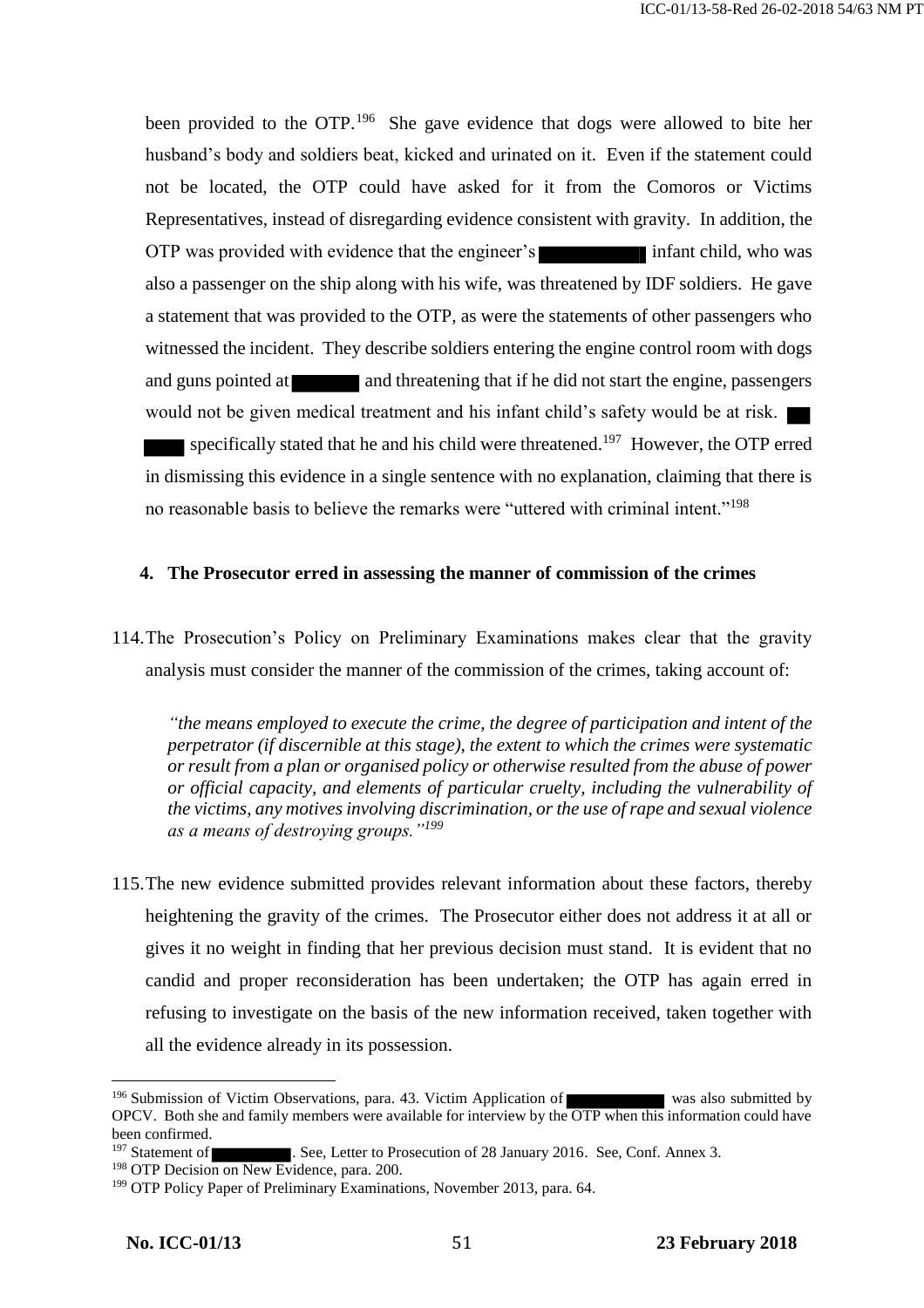been provided to the OTP.[196] She gave evidence that dogs were allowed to bite her husband's body and soldiers beat, kicked and urinated on it. Even if the statement could not be located, the OTP could have asked for it from the Comoros or Victims Representatives, instead of disregarding evidence consistent with gravity. In addition, the OTP was provided with evidence that the engineer's ██████████ infant child, who was also a passenger on the ship along with his wife, was threatened by IDF soldiers. He gave a statement that was provided to the OTP, as were the statements of other passengers who witnessed the incident. They describe soldiers entering the engine control room with dogs and guns pointed at ██████ and threatening that if he did not start the engine, passengers would not be given medical treatment and his infant child's safety would be at risk. ██ ████ specifically stated that he and his child were threatened.[197] However, the OTP erred in dismissing this evidence in a single sentence with no explanation, claiming that there is no reasonable basis to believe the remarks were "uttered with criminal intent."[198]

#### 4. The Prosecutor erred in assessing the manner of commission of the crimes

114. The Prosecution's Policy on Preliminary Examinations makes clear that the gravity analysis must consider the manner of the commission of the crimes, taking account of:

> *"the means employed to execute the crime, the degree of participation and intent of the perpetrator (if discernible at this stage), the extent to which the crimes were systematic or result from a plan or organised policy or otherwise resulted from the abuse of power or official capacity, and elements of particular cruelty, including the vulnerability of the victims, any motives involving discrimination, or the use of rape and sexual violence as a means of destroying groups."[199]*

115. The new evidence submitted provides relevant information about these factors, thereby heightening the gravity of the crimes. The Prosecutor either does not address it at all or gives it no weight in finding that her previous decision must stand. It is evident that no candid and proper reconsideration has been undertaken; the OTP has again erred in refusing to investigate on the basis of the new information received, taken together with all the evidence already in its possession.

---

[196] Submission of Victim Observations, para. 43. Victim Application of ██████████ was also submitted by OPCV. Both she and family members were available for interview by the OTP when this information could have been confirmed.

[197] Statement of █████████. See, Letter to Prosecution of 28 January 2016. See, Conf. Annex 3.

[198] OTP Decision on New Evidence, para. 200.

[199] OTP Policy Paper of Preliminary Examinations, November 2013, para. 64.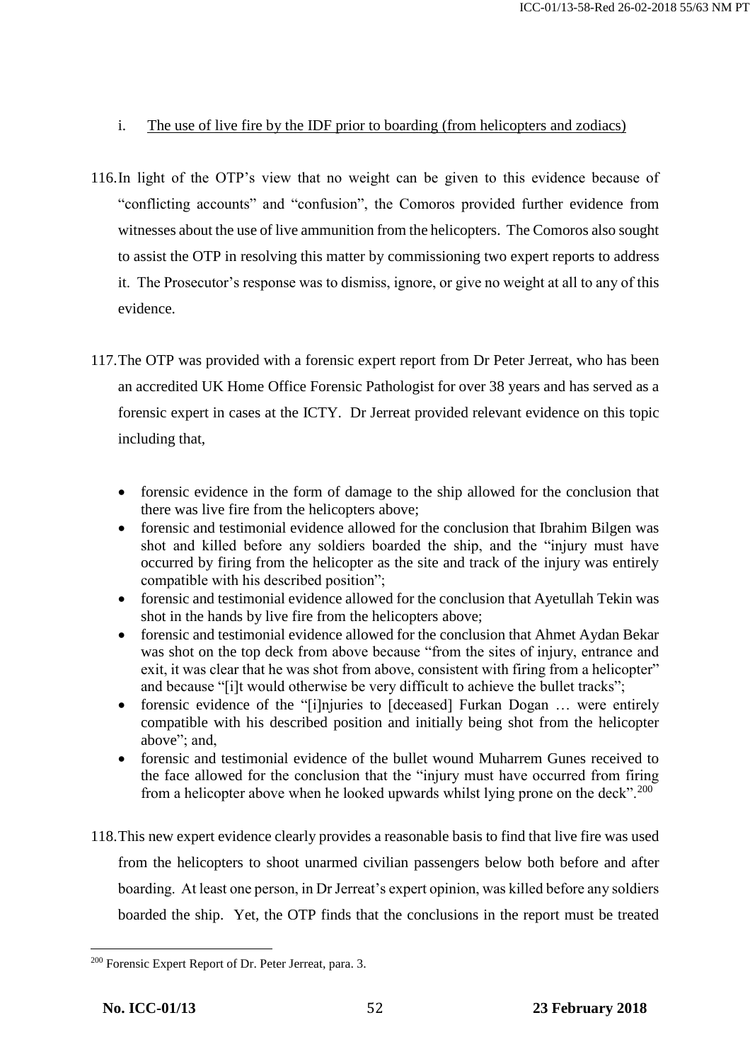i. <u>The use of live fire by the IDF prior to boarding (from helicopters and zodiacs)</u>

116. In light of the OTP's view that no weight can be given to this evidence because of "conflicting accounts" and "confusion", the Comoros provided further evidence from witnesses about the use of live ammunition from the helicopters. The Comoros also sought to assist the OTP in resolving this matter by commissioning two expert reports to address it. The Prosecutor's response was to dismiss, ignore, or give no weight at all to any of this evidence.

117. The OTP was provided with a forensic expert report from Dr Peter Jerreat, who has been an accredited UK Home Office Forensic Pathologist for over 38 years and has served as a forensic expert in cases at the ICTY. Dr Jerreat provided relevant evidence on this topic including that,

- forensic evidence in the form of damage to the ship allowed for the conclusion that there was live fire from the helicopters above;
- forensic and testimonial evidence allowed for the conclusion that Ibrahim Bilgen was shot and killed before any soldiers boarded the ship, and the "injury must have occurred by firing from the helicopter as the site and track of the injury was entirely compatible with his described position";
- forensic and testimonial evidence allowed for the conclusion that Ayetullah Tekin was shot in the hands by live fire from the helicopters above;
- forensic and testimonial evidence allowed for the conclusion that Ahmet Aydan Bekar was shot on the top deck from above because "from the sites of injury, entrance and exit, it was clear that he was shot from above, consistent with firing from a helicopter" and because "[i]t would otherwise be very difficult to achieve the bullet tracks";
- forensic evidence of the "[i]njuries to [deceased] Furkan Dogan … were entirely compatible with his described position and initially being shot from the helicopter above"; and,
- forensic and testimonial evidence of the bullet wound Muharrem Gunes received to the face allowed for the conclusion that the "injury must have occurred from firing from a helicopter above when he looked upwards whilst lying prone on the deck".[200]

118. This new expert evidence clearly provides a reasonable basis to find that live fire was used from the helicopters to shoot unarmed civilian passengers below both before and after boarding. At least one person, in Dr Jerreat's expert opinion, was killed before any soldiers boarded the ship. Yet, the OTP finds that the conclusions in the report must be treated

---

[200] Forensic Expert Report of Dr. Peter Jerreat, para. 3.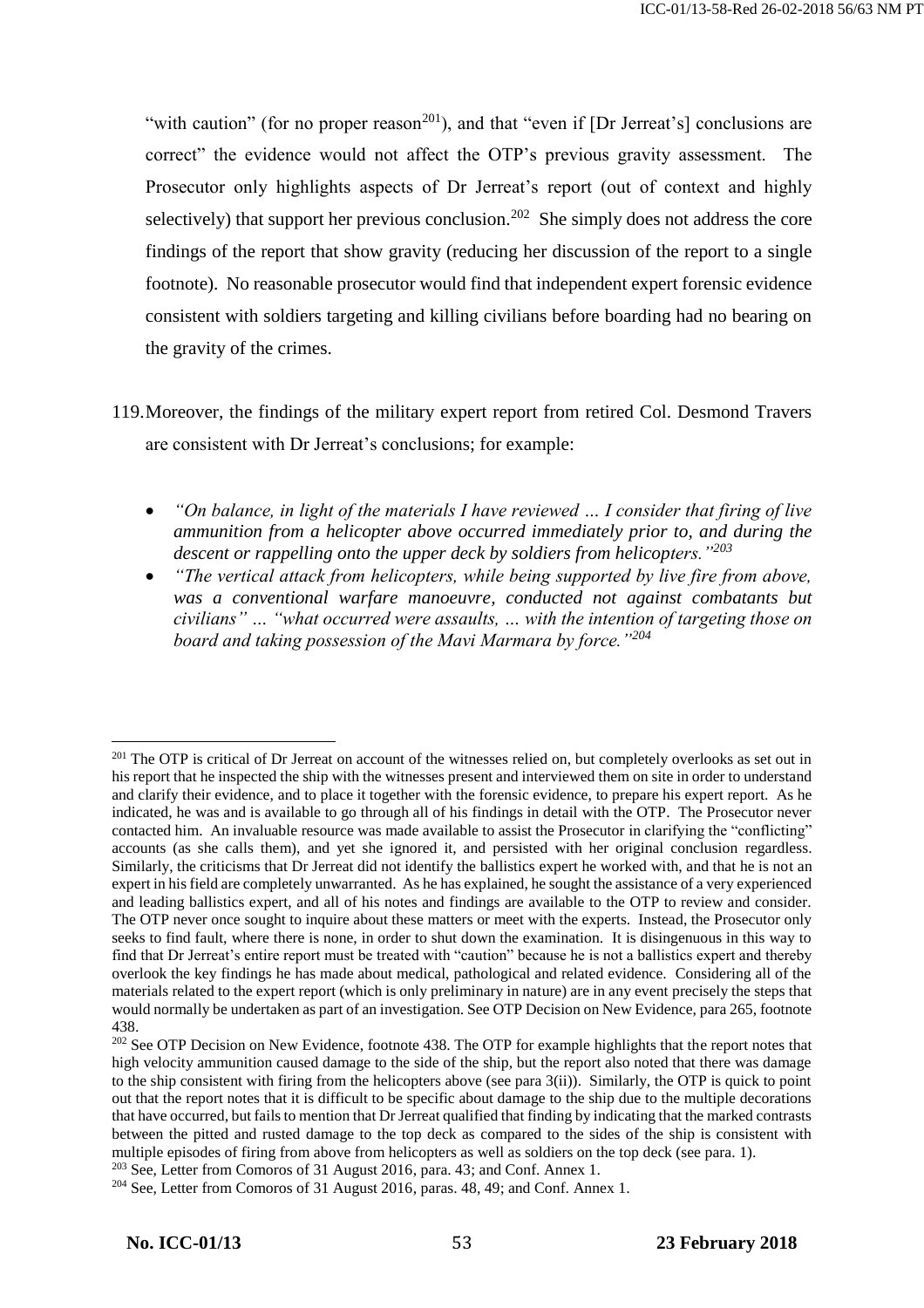"with caution" (for no proper reason[201]), and that "even if [Dr Jerreat's] conclusions are correct" the evidence would not affect the OTP's previous gravity assessment. The Prosecutor only highlights aspects of Dr Jerreat's report (out of context and highly selectively) that support her previous conclusion.[202] She simply does not address the core findings of the report that show gravity (reducing her discussion of the report to a single footnote). No reasonable prosecutor would find that independent expert forensic evidence consistent with soldiers targeting and killing civilians before boarding had no bearing on the gravity of the crimes.

119. Moreover, the findings of the military expert report from retired Col. Desmond Travers are consistent with Dr Jerreat's conclusions; for example:

- *"On balance, in light of the materials I have reviewed … I consider that firing of live ammunition from a helicopter above occurred immediately prior to, and during the descent or rappelling onto the upper deck by soldiers from helicopters."*[203]
- *"The vertical attack from helicopters, while being supported by live fire from above, was a conventional warfare manoeuvre, conducted not against combatants but civilians" … "what occurred were assaults, … with the intention of targeting those on board and taking possession of the Mavi Marmara by force."*[204]

---

[201] The OTP is critical of Dr Jerreat on account of the witnesses relied on, but completely overlooks as set out in his report that he inspected the ship with the witnesses present and interviewed them on site in order to understand and clarify their evidence, and to place it together with the forensic evidence, to prepare his expert report. As he indicated, he was and is available to go through all of his findings in detail with the OTP. The Prosecutor never contacted him. An invaluable resource was made available to assist the Prosecutor in clarifying the "conflicting" accounts (as she calls them), and yet she ignored it, and persisted with her original conclusion regardless. Similarly, the criticisms that Dr Jerreat did not identify the ballistics expert he worked with, and that he is not an expert in his field are completely unwarranted. As he has explained, he sought the assistance of a very experienced and leading ballistics expert, and all of his notes and findings are available to the OTP to review and consider. The OTP never once sought to inquire about these matters or meet with the experts. Instead, the Prosecutor only seeks to find fault, where there is none, in order to shut down the examination. It is disingenuous in this way to find that Dr Jerreat's entire report must be treated with "caution" because he is not a ballistics expert and thereby overlook the key findings he has made about medical, pathological and related evidence. Considering all of the materials related to the expert report (which is only preliminary in nature) are in any event precisely the steps that would normally be undertaken as part of an investigation. See OTP Decision on New Evidence, para 265, footnote 438.

[202] See OTP Decision on New Evidence, footnote 438. The OTP for example highlights that the report notes that high velocity ammunition caused damage to the side of the ship, but the report also noted that there was damage to the ship consistent with firing from the helicopters above (see para 3(ii)). Similarly, the OTP is quick to point out that the report notes that it is difficult to be specific about damage to the ship due to the multiple decorations that have occurred, but fails to mention that Dr Jerreat qualified that finding by indicating that the marked contrasts between the pitted and rusted damage to the top deck as compared to the sides of the ship is consistent with multiple episodes of firing from above from helicopters as well as soldiers on the top deck (see para. 1).

[203] See, Letter from Comoros of 31 August 2016, para. 43; and Conf. Annex 1.

[204] See, Letter from Comoros of 31 August 2016, paras. 48, 49; and Conf. Annex 1.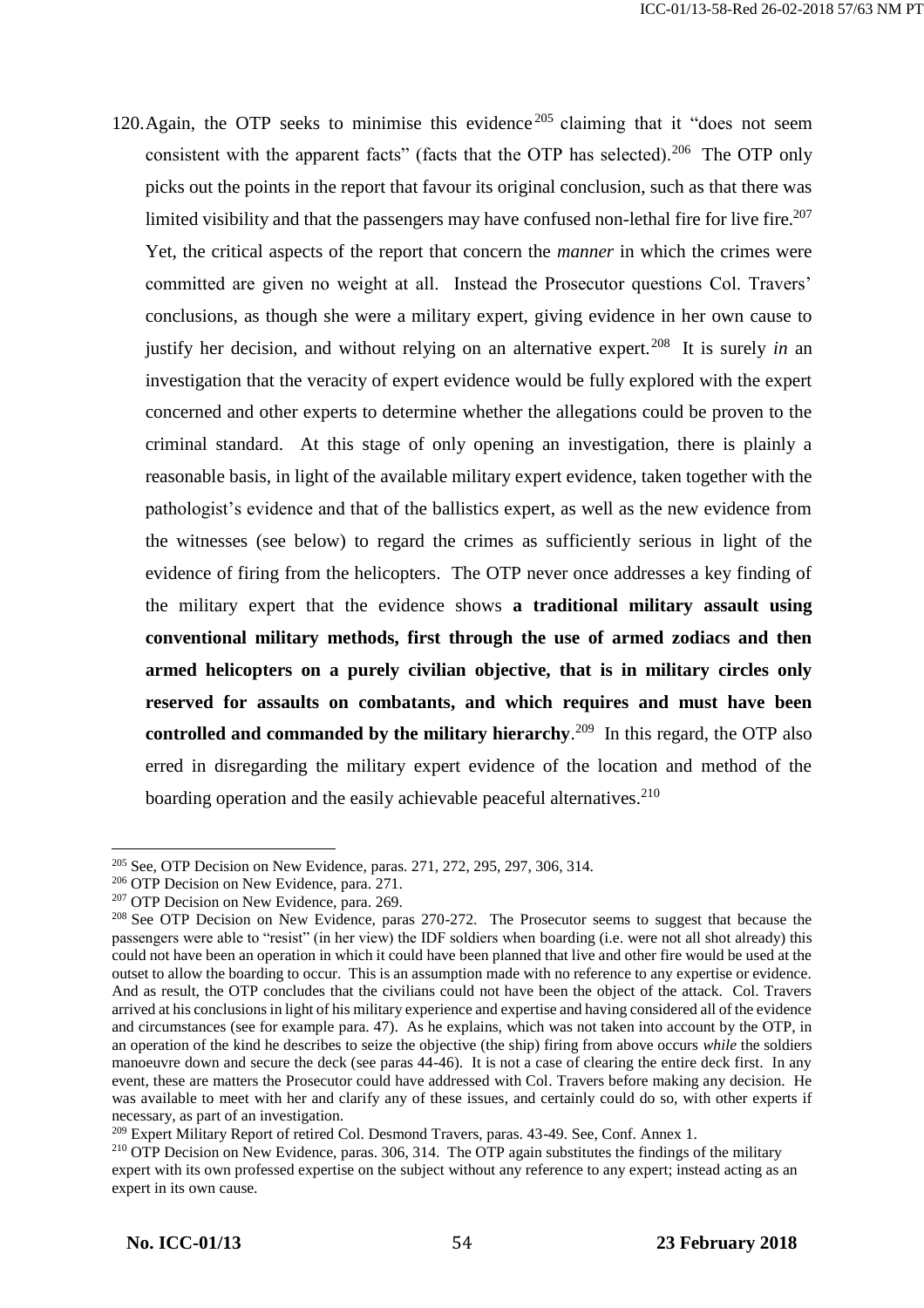120. Again, the OTP seeks to minimise this evidence[205] claiming that it "does not seem consistent with the apparent facts" (facts that the OTP has selected).[206] The OTP only picks out the points in the report that favour its original conclusion, such as that there was limited visibility and that the passengers may have confused non-lethal fire for live fire.[207] Yet, the critical aspects of the report that concern the *manner* in which the crimes were committed are given no weight at all. Instead the Prosecutor questions Col. Travers' conclusions, as though she were a military expert, giving evidence in her own cause to justify her decision, and without relying on an alternative expert.[208] It is surely *in* an investigation that the veracity of expert evidence would be fully explored with the expert concerned and other experts to determine whether the allegations could be proven to the criminal standard. At this stage of only opening an investigation, there is plainly a reasonable basis, in light of the available military expert evidence, taken together with the pathologist's evidence and that of the ballistics expert, as well as the new evidence from the witnesses (see below) to regard the crimes as sufficiently serious in light of the evidence of firing from the helicopters. The OTP never once addresses a key finding of the military expert that the evidence shows **a traditional military assault using conventional military methods, first through the use of armed zodiacs and then armed helicopters on a purely civilian objective, that is in military circles only reserved for assaults on combatants, and which requires and must have been controlled and commanded by the military hierarchy**.[209] In this regard, the OTP also erred in disregarding the military expert evidence of the location and method of the boarding operation and the easily achievable peaceful alternatives.[210]

---

[205] See, OTP Decision on New Evidence, paras. 271, 272, 295, 297, 306, 314.

[206] OTP Decision on New Evidence, para. 271.

[207] OTP Decision on New Evidence, para. 269.

[208] See OTP Decision on New Evidence, paras 270-272. The Prosecutor seems to suggest that because the passengers were able to "resist" (in her view) the IDF soldiers when boarding (i.e. were not all shot already) this could not have been an operation in which it could have been planned that live and other fire would be used at the outset to allow the boarding to occur. This is an assumption made with no reference to any expertise or evidence. And as result, the OTP concludes that the civilians could not have been the object of the attack. Col. Travers arrived at his conclusions in light of his military experience and expertise and having considered all of the evidence and circumstances (see for example para. 47). As he explains, which was not taken into account by the OTP, in an operation of the kind he describes to seize the objective (the ship) firing from above occurs *while* the soldiers manoeuvre down and secure the deck (see paras 44-46). It is not a case of clearing the entire deck first. In any event, these are matters the Prosecutor could have addressed with Col. Travers before making any decision. He was available to meet with her and clarify any of these issues, and certainly could do so, with other experts if necessary, as part of an investigation.

[209] Expert Military Report of retired Col. Desmond Travers, paras. 43-49. See, Conf. Annex 1.

[210] OTP Decision on New Evidence, paras. 306, 314. The OTP again substitutes the findings of the military expert with its own professed expertise on the subject without any reference to any expert; instead acting as an expert in its own cause.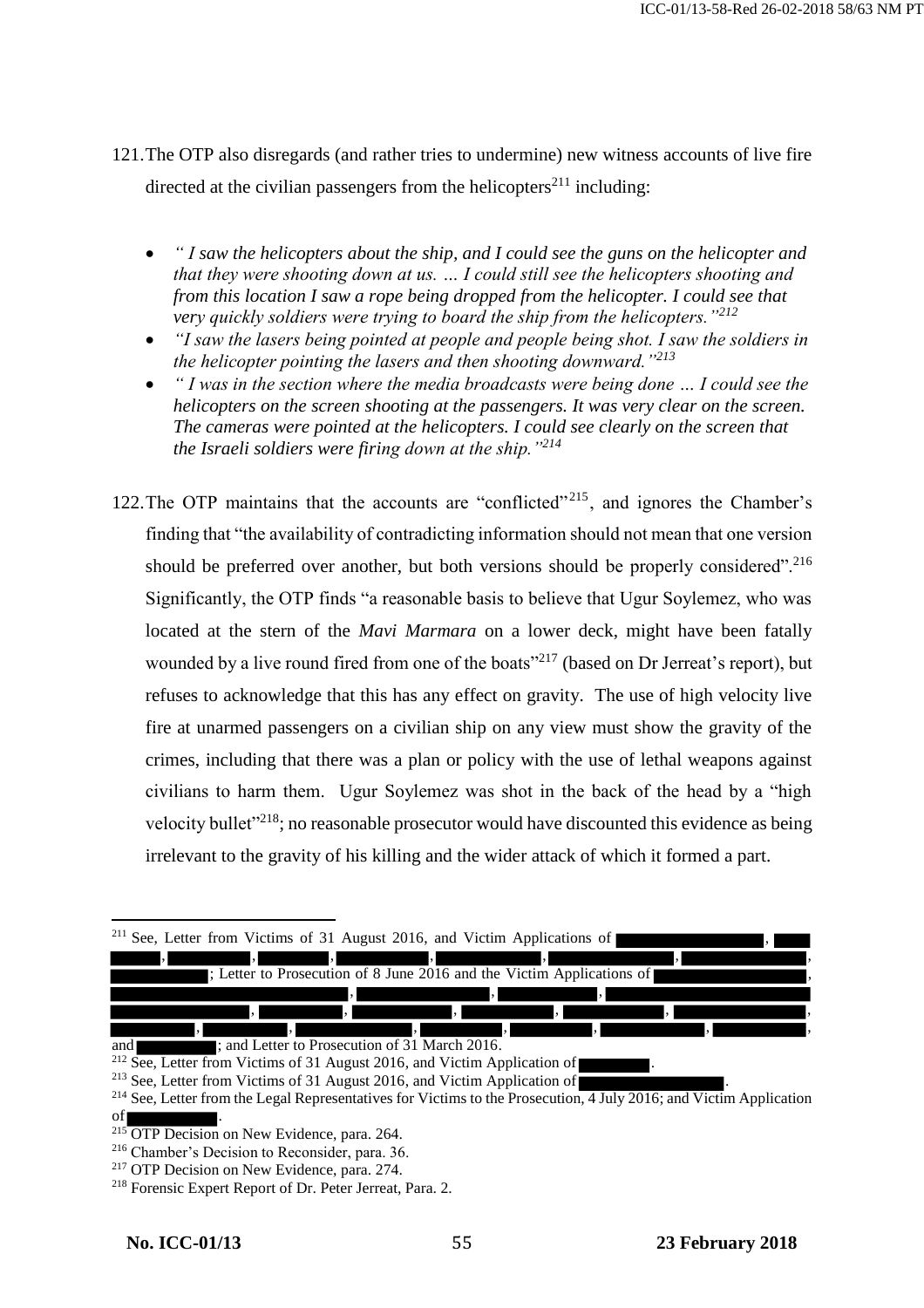121. The OTP also disregards (and rather tries to undermine) new witness accounts of live fire directed at the civilian passengers from the helicopters[211] including:

- *" I saw the helicopters about the ship, and I could see the guns on the helicopter and that they were shooting down at us. … I could still see the helicopters shooting and from this location I saw a rope being dropped from the helicopter. I could see that very quickly soldiers were trying to board the ship from the helicopters."*[212]
- *"I saw the lasers being pointed at people and people being shot. I saw the soldiers in the helicopter pointing the lasers and then shooting downward."*[213]
- *" I was in the section where the media broadcasts were being done … I could see the helicopters on the screen shooting at the passengers. It was very clear on the screen. The cameras were pointed at the helicopters. I could see clearly on the screen that the Israeli soldiers were firing down at the ship."*[214]

122. The OTP maintains that the accounts are "conflicted"[215], and ignores the Chamber's finding that "the availability of contradicting information should not mean that one version should be preferred over another, but both versions should be properly considered".[216] Significantly, the OTP finds "a reasonable basis to believe that Ugur Soylemez, who was located at the stern of the *Mavi Marmara* on a lower deck, might have been fatally wounded by a live round fired from one of the boats"[217] (based on Dr Jerreat's report), but refuses to acknowledge that this has any effect on gravity. The use of high velocity live fire at unarmed passengers on a civilian ship on any view must show the gravity of the crimes, including that there was a plan or policy with the use of lethal weapons against civilians to harm them. Ugur Soylemez was shot in the back of the head by a "high velocity bullet"[218]; no reasonable prosecutor would have discounted this evidence as being irrelevant to the gravity of his killing and the wider attack of which it formed a part.

---

[211] See, Letter from Victims of 31 August 2016, and Victim Applications of [REDACTED], [REDACTED], [REDACTED], [REDACTED], [REDACTED], [REDACTED], [REDACTED], [REDACTED]; Letter to Prosecution of 8 June 2016 and the Victim Applications of [REDACTED], [REDACTED], [REDACTED], [REDACTED], [REDACTED], [REDACTED], [REDACTED], [REDACTED], [REDACTED], [REDACTED], [REDACTED], [REDACTED], [REDACTED], [REDACTED], [REDACTED], [REDACTED], [REDACTED], [REDACTED], [REDACTED], and [REDACTED]; and Letter to Prosecution of 31 March 2016.

[212] See, Letter from Victims of 31 August 2016, and Victim Application of [REDACTED].

[213] See, Letter from Victims of 31 August 2016, and Victim Application of [REDACTED].

[214] See, Letter from the Legal Representatives for Victims to the Prosecution, 4 July 2016; and Victim Application of [REDACTED].

[215] OTP Decision on New Evidence, para. 264.

[216] Chamber's Decision to Reconsider, para. 36.

[217] OTP Decision on New Evidence, para. 274.

[218] Forensic Expert Report of Dr. Peter Jerreat, Para. 2.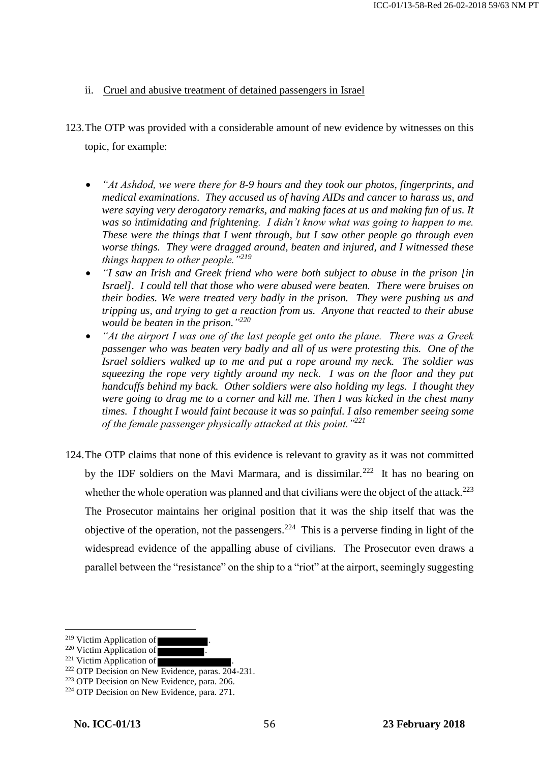ii. Cruel and abusive treatment of detained passengers in Israel

123. The OTP was provided with a considerable amount of new evidence by witnesses on this topic, for example:

- *"At Ashdod, we were there for 8-9 hours and they took our photos, fingerprints, and medical examinations. They accused us of having AIDs and cancer to harass us, and were saying very derogatory remarks, and making faces at us and making fun of us. It was so intimidating and frightening. I didn't know what was going to happen to me. These were the things that I went through, but I saw other people go through even worse things. They were dragged around, beaten and injured, and I witnessed these things happen to other people."*[219]
- *"I saw an Irish and Greek friend who were both subject to abuse in the prison [in Israel]. I could tell that those who were abused were beaten. There were bruises on their bodies. We were treated very badly in the prison. They were pushing us and tripping us, and trying to get a reaction from us. Anyone that reacted to their abuse would be beaten in the prison."*[220]
- *"At the airport I was one of the last people get onto the plane. There was a Greek passenger who was beaten very badly and all of us were protesting this. One of the Israel soldiers walked up to me and put a rope around my neck. The soldier was squeezing the rope very tightly around my neck. I was on the floor and they put handcuffs behind my back. Other soldiers were also holding my legs. I thought they were going to drag me to a corner and kill me. Then I was kicked in the chest many times. I thought I would faint because it was so painful. I also remember seeing some of the female passenger physically attacked at this point."*[221]

124. The OTP claims that none of this evidence is relevant to gravity as it was not committed by the IDF soldiers on the Mavi Marmara, and is dissimilar.[222] It has no bearing on whether the whole operation was planned and that civilians were the object of the attack.[223] The Prosecutor maintains her original position that it was the ship itself that was the objective of the operation, not the passengers.[224] This is a perverse finding in light of the widespread evidence of the appalling abuse of civilians. The Prosecutor even draws a parallel between the "resistance" on the ship to a "riot" at the airport, seemingly suggesting

---

[219] Victim Application of [REDACTED].
[220] Victim Application of [REDACTED].
[221] Victim Application of [REDACTED].
[222] OTP Decision on New Evidence, paras. 204-231.
[223] OTP Decision on New Evidence, para. 206.
[224] OTP Decision on New Evidence, para. 271.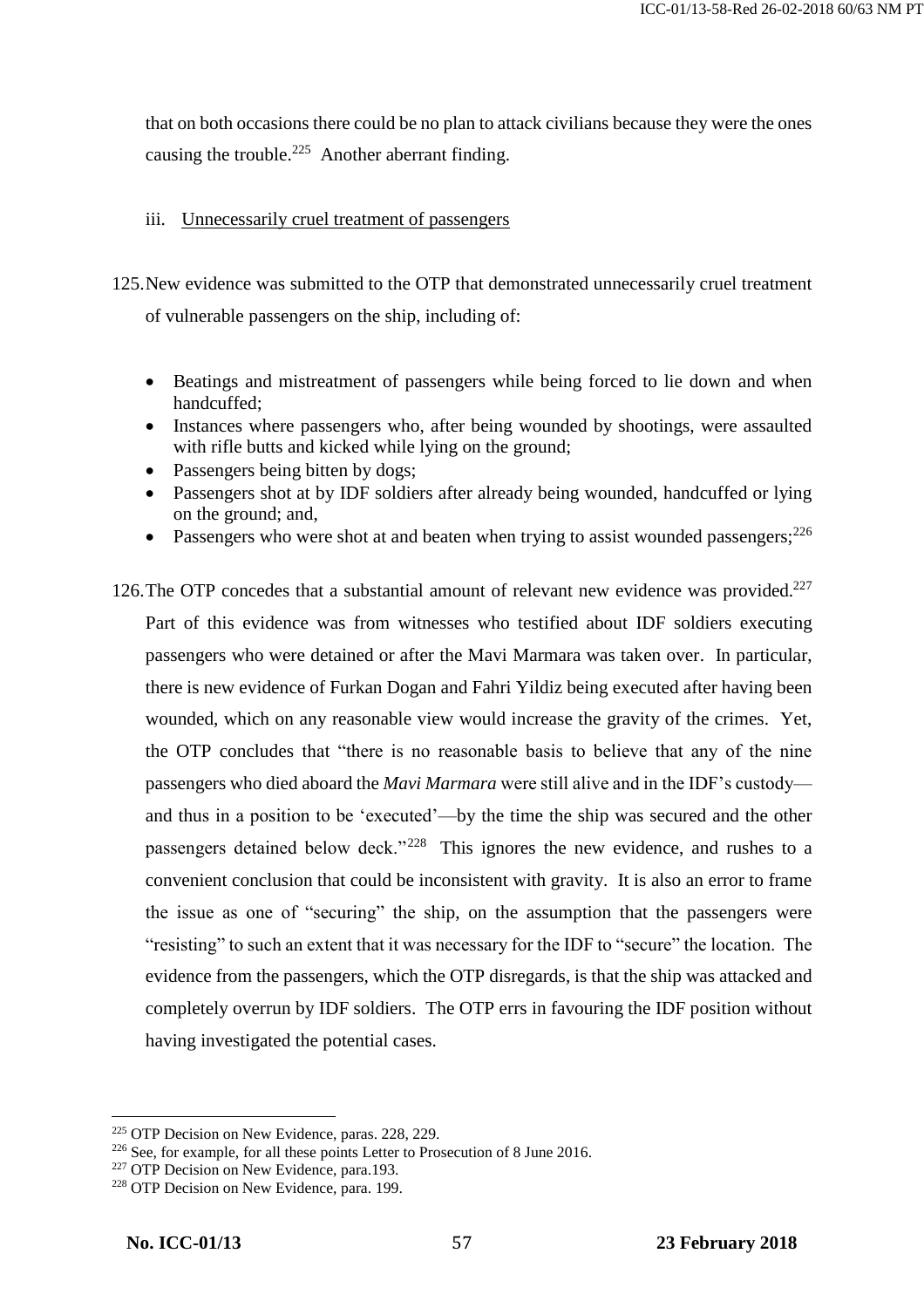that on both occasions there could be no plan to attack civilians because they were the ones causing the trouble.[225] Another aberrant finding.

iii. Unnecessarily cruel treatment of passengers

125. New evidence was submitted to the OTP that demonstrated unnecessarily cruel treatment of vulnerable passengers on the ship, including of:

- Beatings and mistreatment of passengers while being forced to lie down and when handcuffed;
- Instances where passengers who, after being wounded by shootings, were assaulted with rifle butts and kicked while lying on the ground;
- Passengers being bitten by dogs;
- Passengers shot at by IDF soldiers after already being wounded, handcuffed or lying on the ground; and,
- Passengers who were shot at and beaten when trying to assist wounded passengers;[226]

126. The OTP concedes that a substantial amount of relevant new evidence was provided.[227] Part of this evidence was from witnesses who testified about IDF soldiers executing passengers who were detained or after the Mavi Marmara was taken over. In particular, there is new evidence of Furkan Dogan and Fahri Yildiz being executed after having been wounded, which on any reasonable view would increase the gravity of the crimes. Yet, the OTP concludes that "there is no reasonable basis to believe that any of the nine passengers who died aboard the *Mavi Marmara* were still alive and in the IDF's custody—and thus in a position to be 'executed'—by the time the ship was secured and the other passengers detained below deck."[228] This ignores the new evidence, and rushes to a convenient conclusion that could be inconsistent with gravity. It is also an error to frame the issue as one of "securing" the ship, on the assumption that the passengers were "resisting" to such an extent that it was necessary for the IDF to "secure" the location. The evidence from the passengers, which the OTP disregards, is that the ship was attacked and completely overrun by IDF soldiers. The OTP errs in favouring the IDF position without having investigated the potential cases.

---

[225] OTP Decision on New Evidence, paras. 228, 229.

[226] See, for example, for all these points Letter to Prosecution of 8 June 2016.

[227] OTP Decision on New Evidence, para.193.

[228] OTP Decision on New Evidence, para. 199.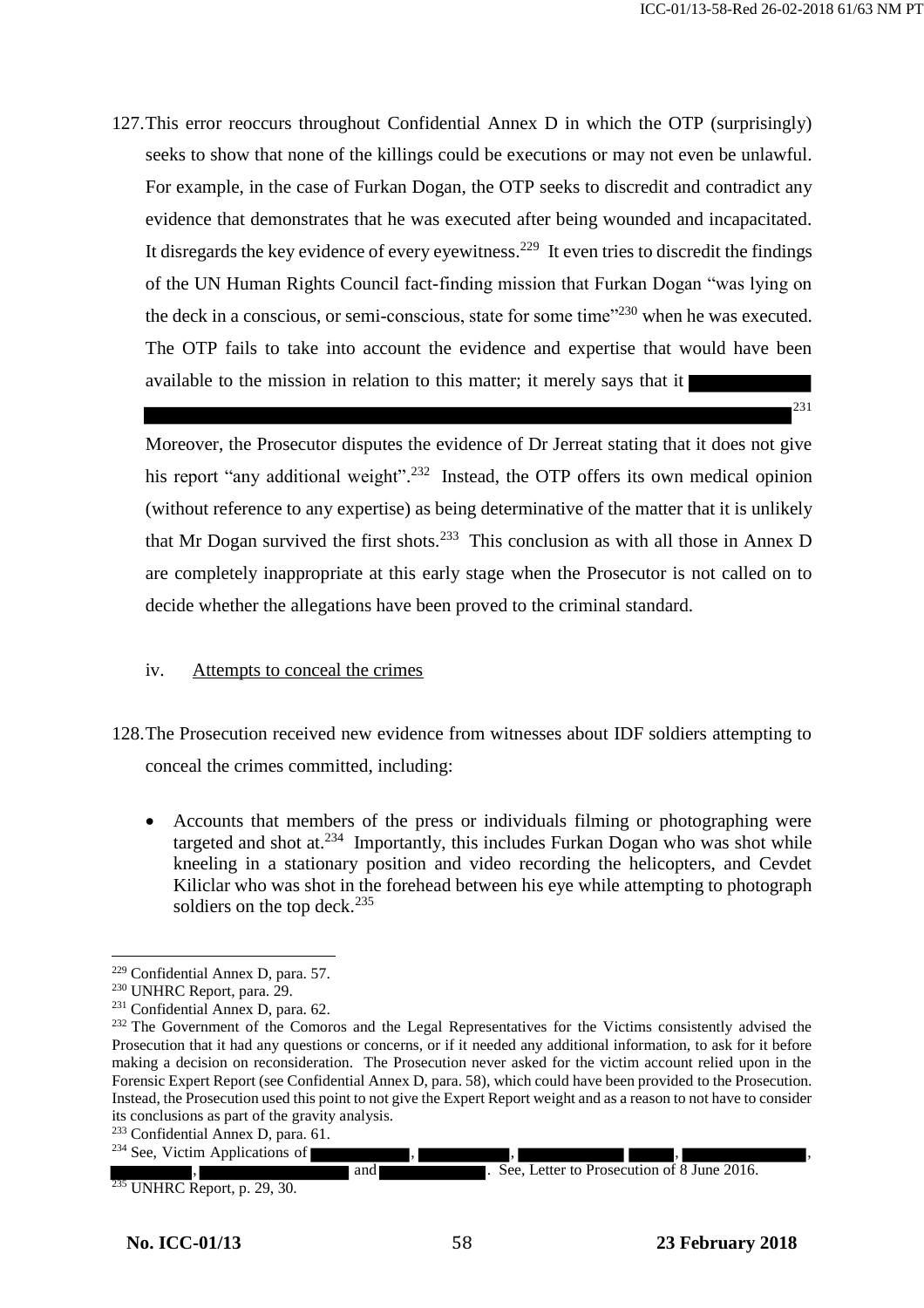127. This error reoccurs throughout Confidential Annex D in which the OTP (surprisingly) seeks to show that none of the killings could be executions or may not even be unlawful. For example, in the case of Furkan Dogan, the OTP seeks to discredit and contradict any evidence that demonstrates that he was executed after being wounded and incapacitated. It disregards the key evidence of every eyewitness.[229] It even tries to discredit the findings of the UN Human Rights Council fact-finding mission that Furkan Dogan "was lying on the deck in a conscious, or semi-conscious, state for some time"[230] when he was executed. The OTP fails to take into account the evidence and expertise that would have been available to the mission in relation to this matter; it merely says that it ████████ ██████████████████████████████████████████████████████████████████.[231] Moreover, the Prosecutor disputes the evidence of Dr Jerreat stating that it does not give his report "any additional weight".[232] Instead, the OTP offers its own medical opinion (without reference to any expertise) as being determinative of the matter that it is unlikely that Mr Dogan survived the first shots.[233] This conclusion as with all those in Annex D are completely inappropriate at this early stage when the Prosecutor is not called on to decide whether the allegations have been proved to the criminal standard.

iv. Attempts to conceal the crimes

128. The Prosecution received new evidence from witnesses about IDF soldiers attempting to conceal the crimes committed, including:

- Accounts that members of the press or individuals filming or photographing were targeted and shot at.[234] Importantly, this includes Furkan Dogan who was shot while kneeling in a stationary position and video recording the helicopters, and Cevdet Kiliclar who was shot in the forehead between his eye while attempting to photograph soldiers on the top deck.[235]

---

[229] Confidential Annex D, para. 57.

[230] UNHRC Report, para. 29.

[231] Confidential Annex D, para. 62.

[232] The Government of the Comoros and the Legal Representatives for the Victims consistently advised the Prosecution that it had any questions or concerns, or if it needed any additional information, to ask for it before making a decision on reconsideration. The Prosecution never asked for the victim account relied upon in the Forensic Expert Report (see Confidential Annex D, para. 58), which could have been provided to the Prosecution. Instead, the Prosecution used this point to not give the Expert Report weight and as a reason to not have to consider its conclusions as part of the gravity analysis.

[233] Confidential Annex D, para. 61.

[234] See, Victim Applications of ████████, ████████, ████████ ████, ██████████, ████████, ██████████████ and ██████████. See, Letter to Prosecution of 8 June 2016.

[235] UNHRC Report, p. 29, 30.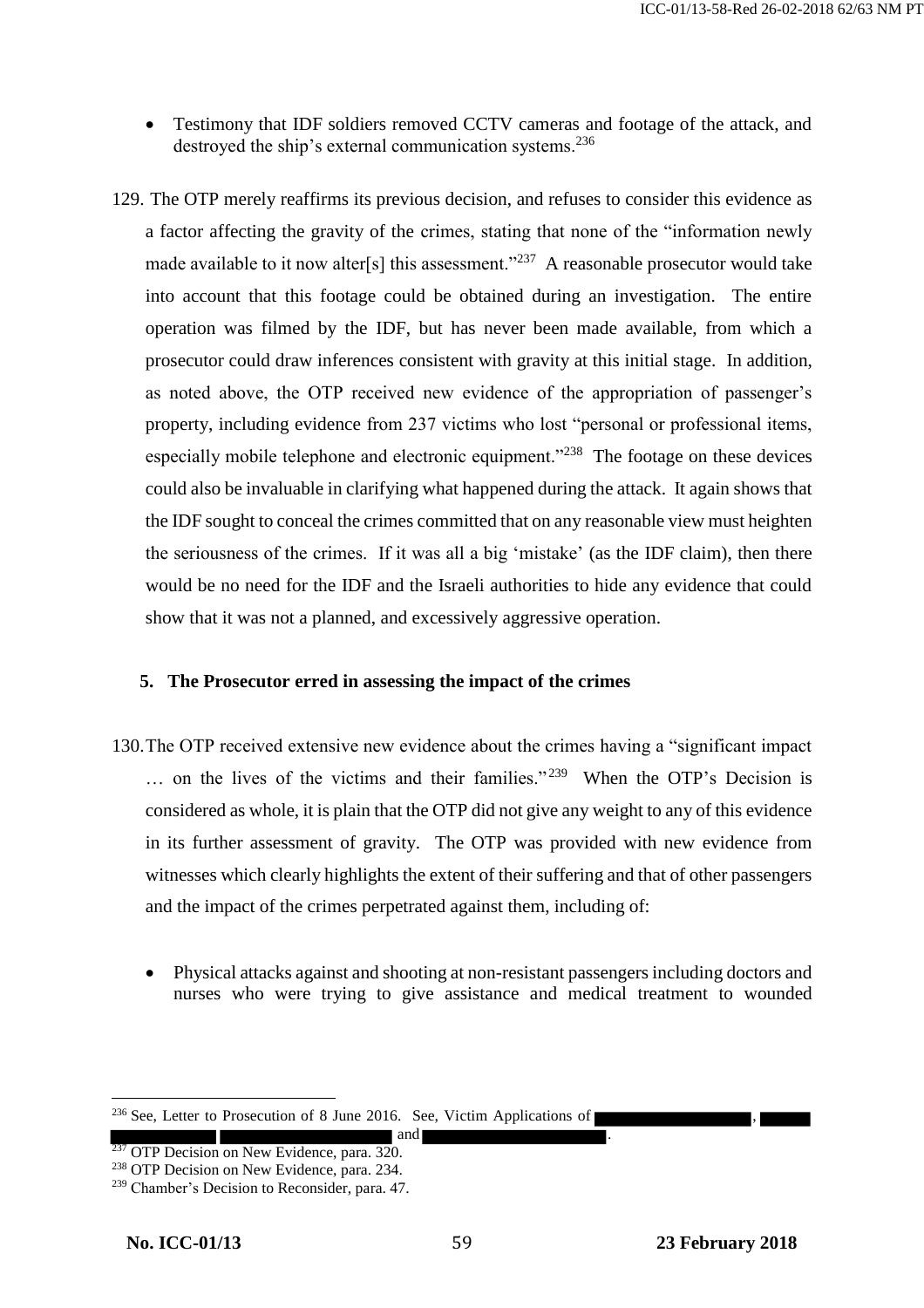- Testimony that IDF soldiers removed CCTV cameras and footage of the attack, and destroyed the ship's external communication systems.[236]

129. The OTP merely reaffirms its previous decision, and refuses to consider this evidence as a factor affecting the gravity of the crimes, stating that none of the "information newly made available to it now alter[s] this assessment."[237] A reasonable prosecutor would take into account that this footage could be obtained during an investigation. The entire operation was filmed by the IDF, but has never been made available, from which a prosecutor could draw inferences consistent with gravity at this initial stage. In addition, as noted above, the OTP received new evidence of the appropriation of passenger's property, including evidence from 237 victims who lost "personal or professional items, especially mobile telephone and electronic equipment."[238] The footage on these devices could also be invaluable in clarifying what happened during the attack. It again shows that the IDF sought to conceal the crimes committed that on any reasonable view must heighten the seriousness of the crimes. If it was all a big 'mistake' (as the IDF claim), then there would be no need for the IDF and the Israeli authorities to hide any evidence that could show that it was not a planned, and excessively aggressive operation.

### 5. The Prosecutor erred in assessing the impact of the crimes

130. The OTP received extensive new evidence about the crimes having a "significant impact … on the lives of the victims and their families."[239] When the OTP's Decision is considered as whole, it is plain that the OTP did not give any weight to any of this evidence in its further assessment of gravity. The OTP was provided with new evidence from witnesses which clearly highlights the extent of their suffering and that of other passengers and the impact of the crimes perpetrated against them, including of:

- Physical attacks against and shooting at non-resistant passengers including doctors and nurses who were trying to give assistance and medical treatment to wounded

---

[236] See, Letter to Prosecution of 8 June 2016. See, Victim Applications of [REDACTED], [REDACTED] [REDACTED] and [REDACTED].

[237] OTP Decision on New Evidence, para. 320.

[238] OTP Decision on New Evidence, para. 234.

[239] Chamber's Decision to Reconsider, para. 47.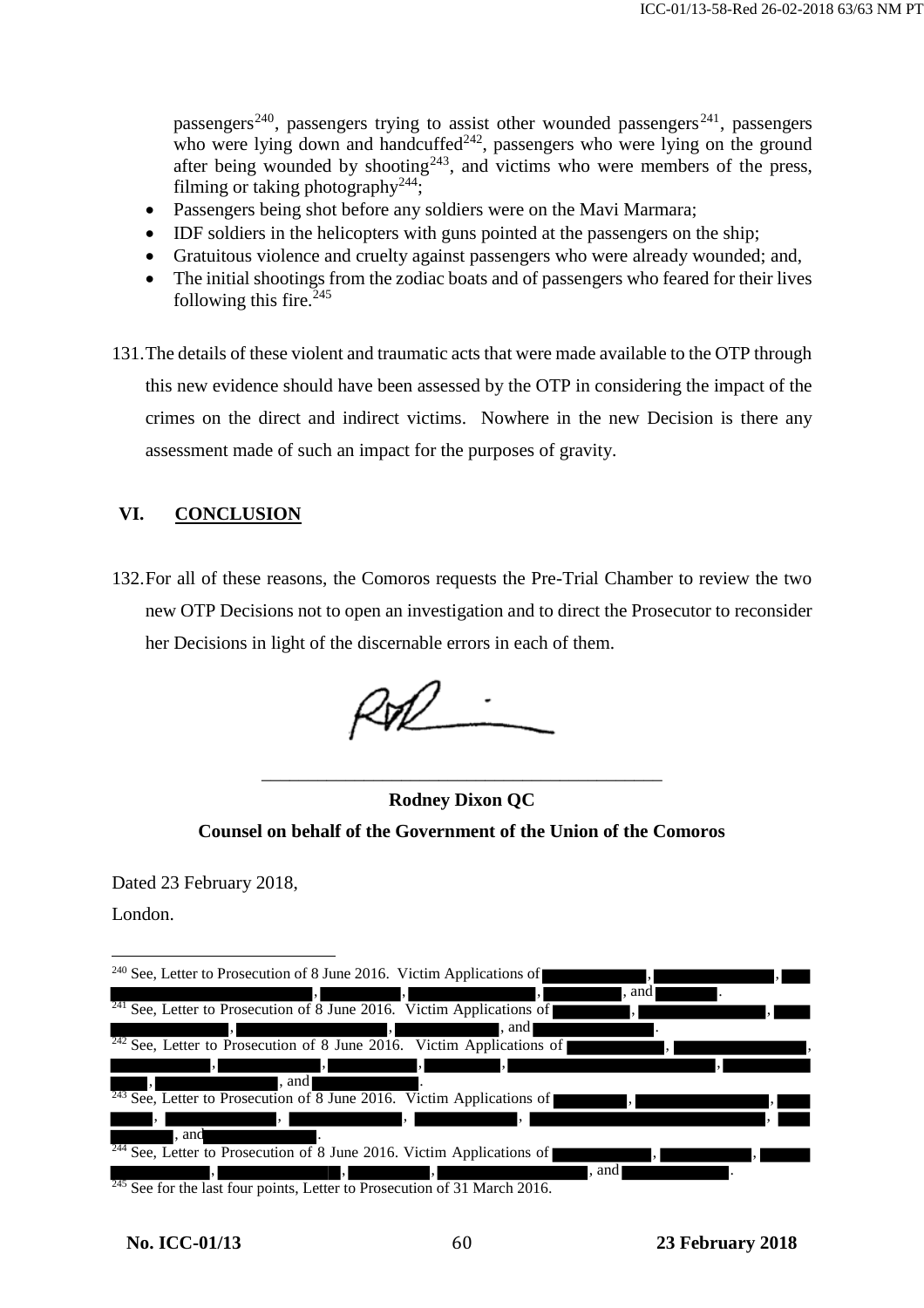passengers[240], passengers trying to assist other wounded passengers[241], passengers who were lying down and handcuffed[242], passengers who were lying on the ground after being wounded by shooting[243], and victims who were members of the press, filming or taking photography[244];

- Passengers being shot before any soldiers were on the Mavi Marmara;
- IDF soldiers in the helicopters with guns pointed at the passengers on the ship;
- Gratuitous violence and cruelty against passengers who were already wounded; and,
- The initial shootings from the zodiac boats and of passengers who feared for their lives following this fire.[245]

131. The details of these violent and traumatic acts that were made available to the OTP through this new evidence should have been assessed by the OTP in considering the impact of the crimes on the direct and indirect victims. Nowhere in the new Decision is there any assessment made of such an impact for the purposes of gravity.

## VI. CONCLUSION

132. For all of these reasons, the Comoros requests the Pre-Trial Chamber to review the two new OTP Decisions not to open an investigation and to direct the Prosecutor to reconsider her Decisions in light of the discernable errors in each of them.

\_\_\_\_\_\_\_\_\_\_\_\_\_\_\_\_\_\_\_\_\_\_\_\_\_\_\_\_\_\_\_\_\_\_\_\_\_\_\_\_\_\_\_\_

**Rodney Dixon QC**

**Counsel on behalf of the Government of the Union of the Comoros**

Dated 23 February 2018,

London.

---

[240] See, Letter to Prosecution of 8 June 2016. Victim Applications of [REDACTED], [REDACTED], [REDACTED], [REDACTED], [REDACTED], [REDACTED], and [REDACTED].

[241] See, Letter to Prosecution of 8 June 2016. Victim Applications of [REDACTED], [REDACTED], [REDACTED], [REDACTED], [REDACTED], and [REDACTED].

[242] See, Letter to Prosecution of 8 June 2016. Victim Applications of [REDACTED], [REDACTED], [REDACTED], [REDACTED], [REDACTED], [REDACTED], [REDACTED], [REDACTED], [REDACTED], [REDACTED], and [REDACTED].

[243] See, Letter to Prosecution of 8 June 2016. Victim Applications of [REDACTED], [REDACTED], [REDACTED], [REDACTED], [REDACTED], [REDACTED], [REDACTED], [REDACTED], [REDACTED], and [REDACTED].

[244] See, Letter to Prosecution of 8 June 2016. Victim Applications of [REDACTED], [REDACTED], [REDACTED], [REDACTED], [REDACTED], [REDACTED], [REDACTED], and [REDACTED].

[245] See for the last four points, Letter to Prosecution of 31 March 2016.

**No. ICC-01/13** 60 **23 February 2018**